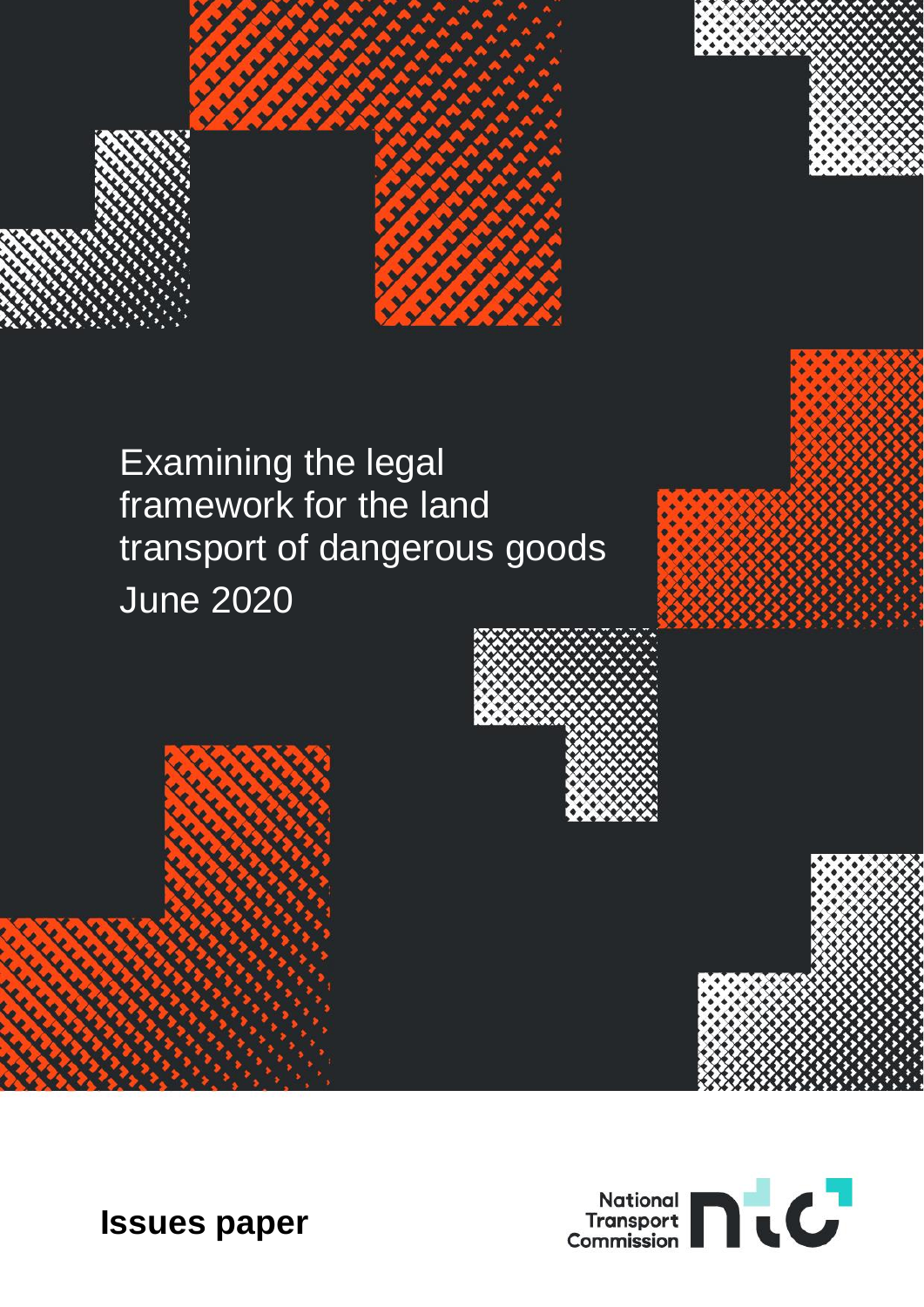# Examining the legal framework for the land transport of dangerous goods

June 2020

**Issues paper**

National Transport Commission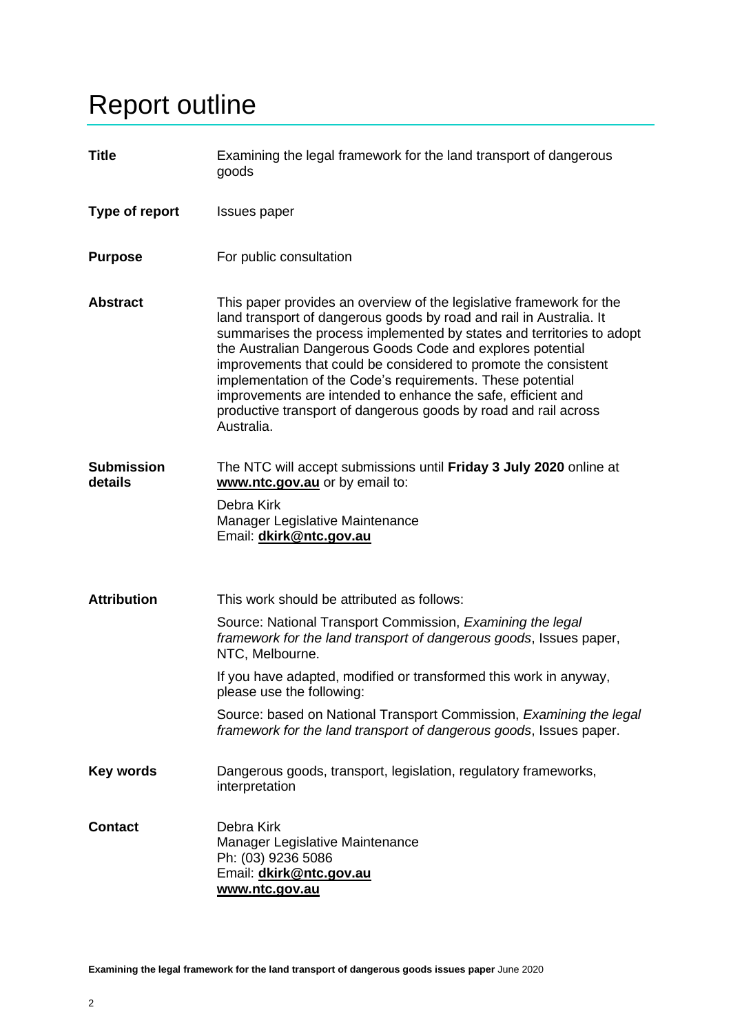# Report outline

| | |
|---|---|
| **Title** | Examining the legal framework for the land transport of dangerous goods |
| **Type of report** | Issues paper |
| **Purpose** | For public consultation |
| **Abstract** | This paper provides an overview of the legislative framework for the land transport of dangerous goods by road and rail in Australia. It summarises the process implemented by states and territories to adopt the Australian Dangerous Goods Code and explores potential improvements that could be considered to promote the consistent implementation of the Code's requirements. These potential improvements are intended to enhance the safe, efficient and productive transport of dangerous goods by road and rail across Australia. |
| **Submission details** | The NTC will accept submissions until **Friday 3 July 2020** online at **www.ntc.gov.au** or by email to:<br>Debra Kirk<br>Manager Legislative Maintenance<br>Email: **dkirk@ntc.gov.au** |
| **Attribution** | This work should be attributed as follows:<br>Source: National Transport Commission, *Examining the legal framework for the land transport of dangerous goods*, Issues paper, NTC, Melbourne.<br>If you have adapted, modified or transformed this work in anyway, please use the following:<br>Source: based on National Transport Commission, *Examining the legal framework for the land transport of dangerous goods*, Issues paper. |
| **Key words** | Dangerous goods, transport, legislation, regulatory frameworks, interpretation |
| **Contact** | Debra Kirk<br>Manager Legislative Maintenance<br>Ph: (03) 9236 5086<br>Email: **dkirk@ntc.gov.au**<br>**www.ntc.gov.au** |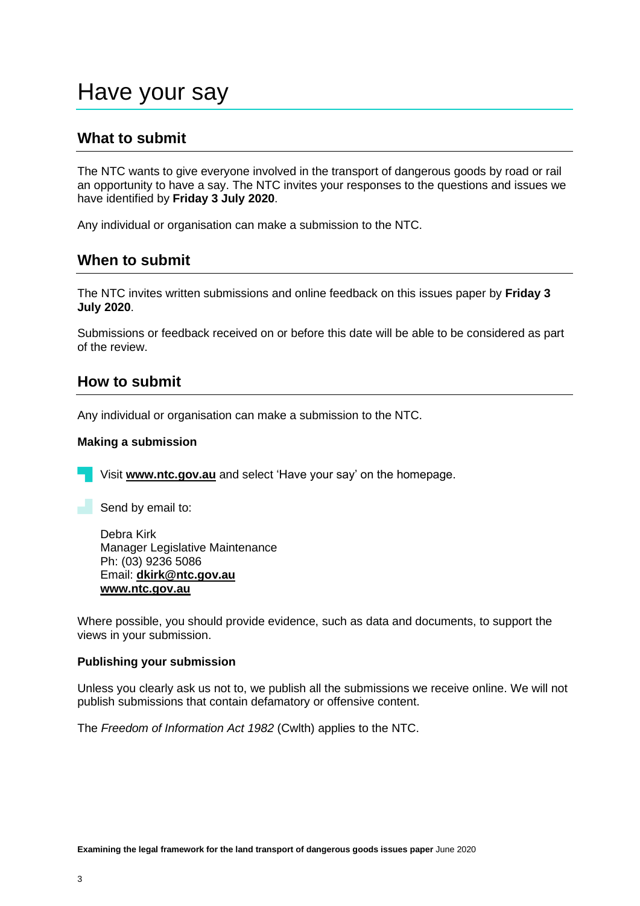# Have your say

## What to submit

The NTC wants to give everyone involved in the transport of dangerous goods by road or rail an opportunity to have a say. The NTC invites your responses to the questions and issues we have identified by **Friday 3 July 2020**.

Any individual or organisation can make a submission to the NTC.

## When to submit

The NTC invites written submissions and online feedback on this issues paper by **Friday 3 July 2020**.

Submissions or feedback received on or before this date will be able to be considered as part of the review.

## How to submit

Any individual or organisation can make a submission to the NTC.

### Making a submission

- Visit **www.ntc.gov.au** and select 'Have your say' on the homepage.
- Send by email to:

  Debra Kirk
  Manager Legislative Maintenance
  Ph: (03) 9236 5086
  Email: **dkirk@ntc.gov.au**
  **www.ntc.gov.au**

Where possible, you should provide evidence, such as data and documents, to support the views in your submission.

### Publishing your submission

Unless you clearly ask us not to, we publish all the submissions we receive online. We will not publish submissions that contain defamatory or offensive content.

The *Freedom of Information Act 1982* (Cwlth) applies to the NTC.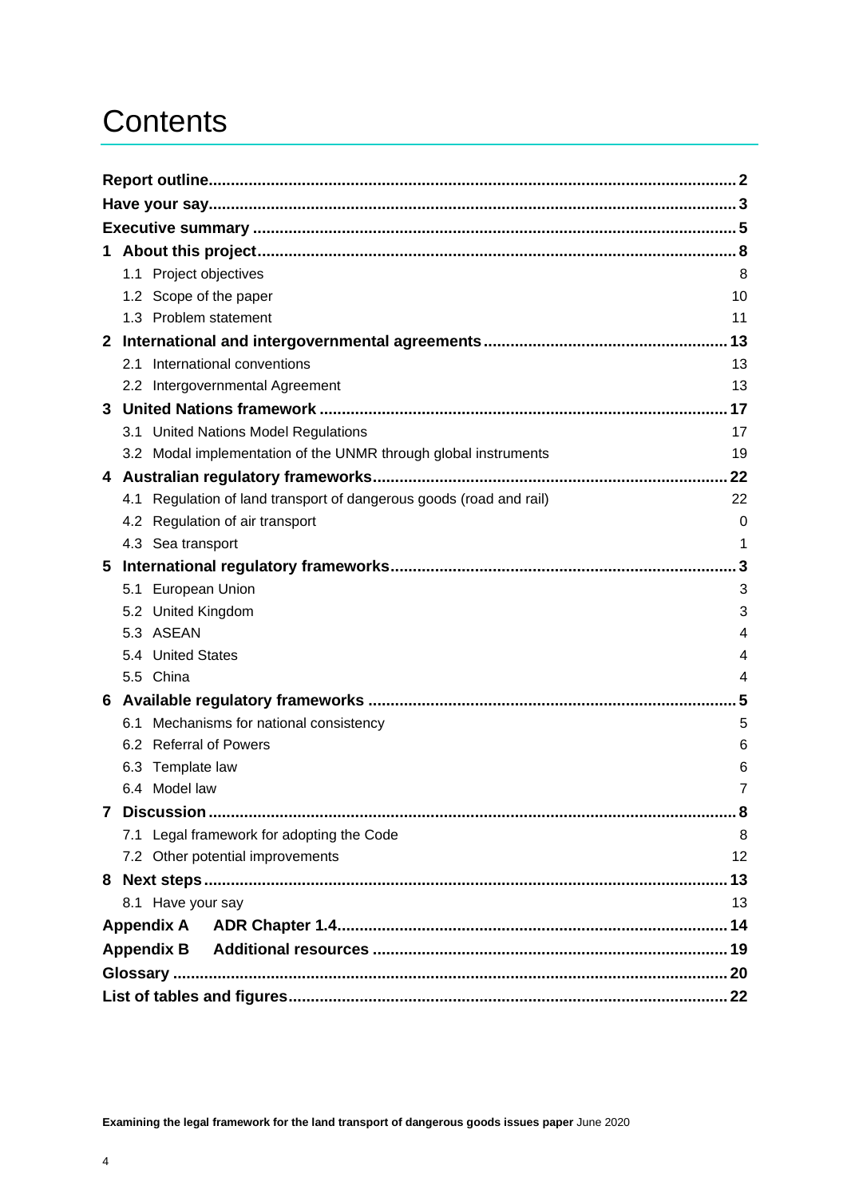# Contents

| | | |
|---|---|---|
| **Report outline** | | **2** |
| **Have your say** | | **3** |
| **Executive summary** | | **5** |
| **1** | **About this project** | **8** |
| | 1.1 Project objectives | 8 |
| | 1.2 Scope of the paper | 10 |
| | 1.3 Problem statement | 11 |
| **2** | **International and intergovernmental agreements** | **13** |
| | 2.1 International conventions | 13 |
| | 2.2 Intergovernmental Agreement | 13 |
| **3** | **United Nations framework** | **17** |
| | 3.1 United Nations Model Regulations | 17 |
| | 3.2 Modal implementation of the UNMR through global instruments | 19 |
| **4** | **Australian regulatory frameworks** | **22** |
| | 4.1 Regulation of land transport of dangerous goods (road and rail) | 22 |
| | 4.2 Regulation of air transport | 0 |
| | 4.3 Sea transport | 1 |
| **5** | **International regulatory frameworks** | **3** |
| | 5.1 European Union | 3 |
| | 5.2 United Kingdom | 3 |
| | 5.3 ASEAN | 4 |
| | 5.4 United States | 4 |
| | 5.5 China | 4 |
| **6** | **Available regulatory frameworks** | **5** |
| | 6.1 Mechanisms for national consistency | 5 |
| | 6.2 Referral of Powers | 6 |
| | 6.3 Template law | 6 |
| | 6.4 Model law | 7 |
| **7** | **Discussion** | **8** |
| | 7.1 Legal framework for adopting the Code | 8 |
| | 7.2 Other potential improvements | 12 |
| **8** | **Next steps** | **13** |
| | 8.1 Have your say | 13 |
| **Appendix A** | **ADR Chapter 1.4** | **14** |
| **Appendix B** | **Additional resources** | **19** |
| **Glossary** | | **20** |
| **List of tables and figures** | | **22** |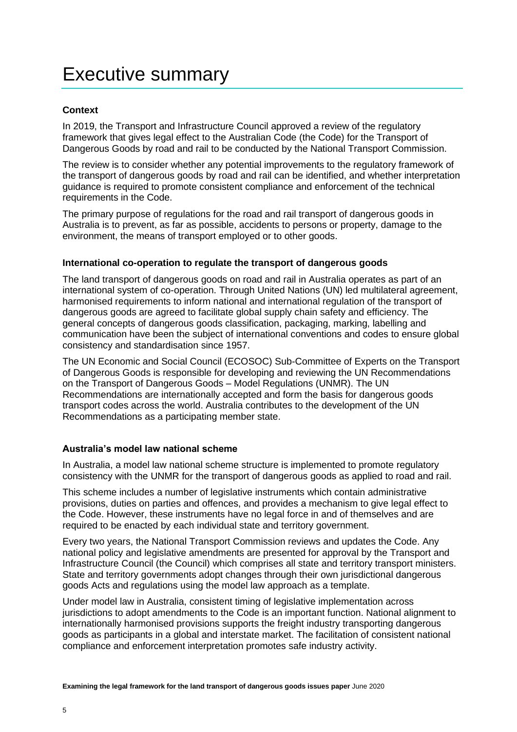# Executive summary

**Context**

In 2019, the Transport and Infrastructure Council approved a review of the regulatory framework that gives legal effect to the Australian Code (the Code) for the Transport of Dangerous Goods by road and rail to be conducted by the National Transport Commission.

The review is to consider whether any potential improvements to the regulatory framework of the transport of dangerous goods by road and rail can be identified, and whether interpretation guidance is required to promote consistent compliance and enforcement of the technical requirements in the Code.

The primary purpose of regulations for the road and rail transport of dangerous goods in Australia is to prevent, as far as possible, accidents to persons or property, damage to the environment, the means of transport employed or to other goods.

**International co-operation to regulate the transport of dangerous goods**

The land transport of dangerous goods on road and rail in Australia operates as part of an international system of co-operation. Through United Nations (UN) led multilateral agreement, harmonised requirements to inform national and international regulation of the transport of dangerous goods are agreed to facilitate global supply chain safety and efficiency. The general concepts of dangerous goods classification, packaging, marking, labelling and communication have been the subject of international conventions and codes to ensure global consistency and standardisation since 1957.

The UN Economic and Social Council (ECOSOC) Sub-Committee of Experts on the Transport of Dangerous Goods is responsible for developing and reviewing the UN Recommendations on the Transport of Dangerous Goods – Model Regulations (UNMR). The UN Recommendations are internationally accepted and form the basis for dangerous goods transport codes across the world. Australia contributes to the development of the UN Recommendations as a participating member state.

**Australia's model law national scheme**

In Australia, a model law national scheme structure is implemented to promote regulatory consistency with the UNMR for the transport of dangerous goods as applied to road and rail.

This scheme includes a number of legislative instruments which contain administrative provisions, duties on parties and offences, and provides a mechanism to give legal effect to the Code. However, these instruments have no legal force in and of themselves and are required to be enacted by each individual state and territory government.

Every two years, the National Transport Commission reviews and updates the Code. Any national policy and legislative amendments are presented for approval by the Transport and Infrastructure Council (the Council) which comprises all state and territory transport ministers. State and territory governments adopt changes through their own jurisdictional dangerous goods Acts and regulations using the model law approach as a template.

Under model law in Australia, consistent timing of legislative implementation across jurisdictions to adopt amendments to the Code is an important function. National alignment to internationally harmonised provisions supports the freight industry transporting dangerous goods as participants in a global and interstate market. The facilitation of consistent national compliance and enforcement interpretation promotes safe industry activity.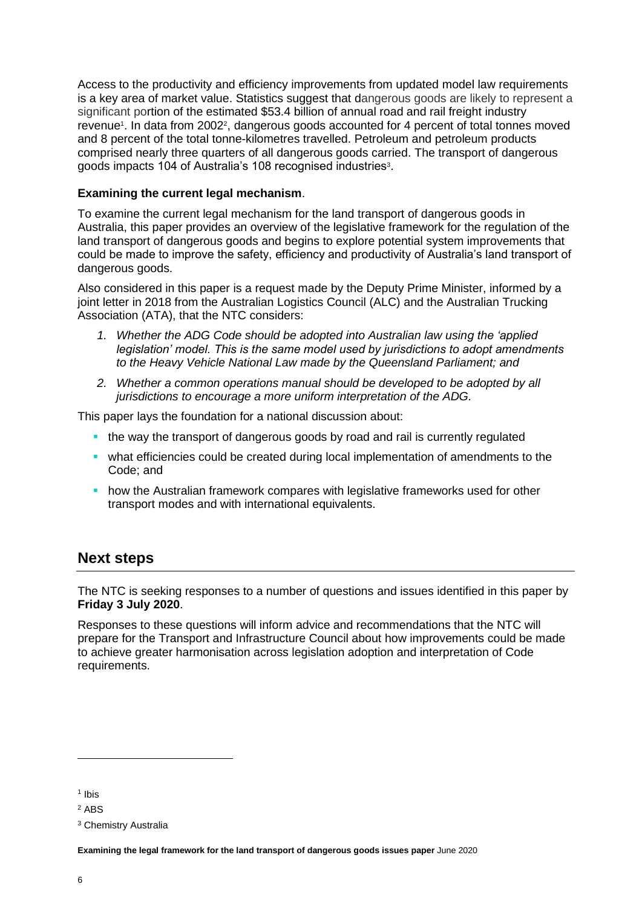Access to the productivity and efficiency improvements from updated model law requirements is a key area of market value. Statistics suggest that dangerous goods are likely to represent a significant portion of the estimated $53.4 billion of annual road and rail freight industry revenue[1]. In data from 2002[2], dangerous goods accounted for 4 percent of total tonnes moved and 8 percent of the total tonne-kilometres travelled. Petroleum and petroleum products comprised nearly three quarters of all dangerous goods carried. The transport of dangerous goods impacts 104 of Australia's 108 recognised industries[3].

**Examining the current legal mechanism**.

To examine the current legal mechanism for the land transport of dangerous goods in Australia, this paper provides an overview of the legislative framework for the regulation of the land transport of dangerous goods and begins to explore potential system improvements that could be made to improve the safety, efficiency and productivity of Australia's land transport of dangerous goods.

Also considered in this paper is a request made by the Deputy Prime Minister, informed by a joint letter in 2018 from the Australian Logistics Council (ALC) and the Australian Trucking Association (ATA), that the NTC considers:

1. *Whether the ADG Code should be adopted into Australian law using the 'applied legislation' model. This is the same model used by jurisdictions to adopt amendments to the Heavy Vehicle National Law made by the Queensland Parliament; and*
2. *Whether a common operations manual should be developed to be adopted by all jurisdictions to encourage a more uniform interpretation of the ADG.*

This paper lays the foundation for a national discussion about:

- the way the transport of dangerous goods by road and rail is currently regulated
- what efficiencies could be created during local implementation of amendments to the Code; and
- how the Australian framework compares with legislative frameworks used for other transport modes and with international equivalents.

## Next steps

The NTC is seeking responses to a number of questions and issues identified in this paper by **Friday 3 July 2020**.

Responses to these questions will inform advice and recommendations that the NTC will prepare for the Transport and Infrastructure Council about how improvements could be made to achieve greater harmonisation across legislation adoption and interpretation of Code requirements.

---

[1] Ibis

[2] ABS

[3] Chemistry Australia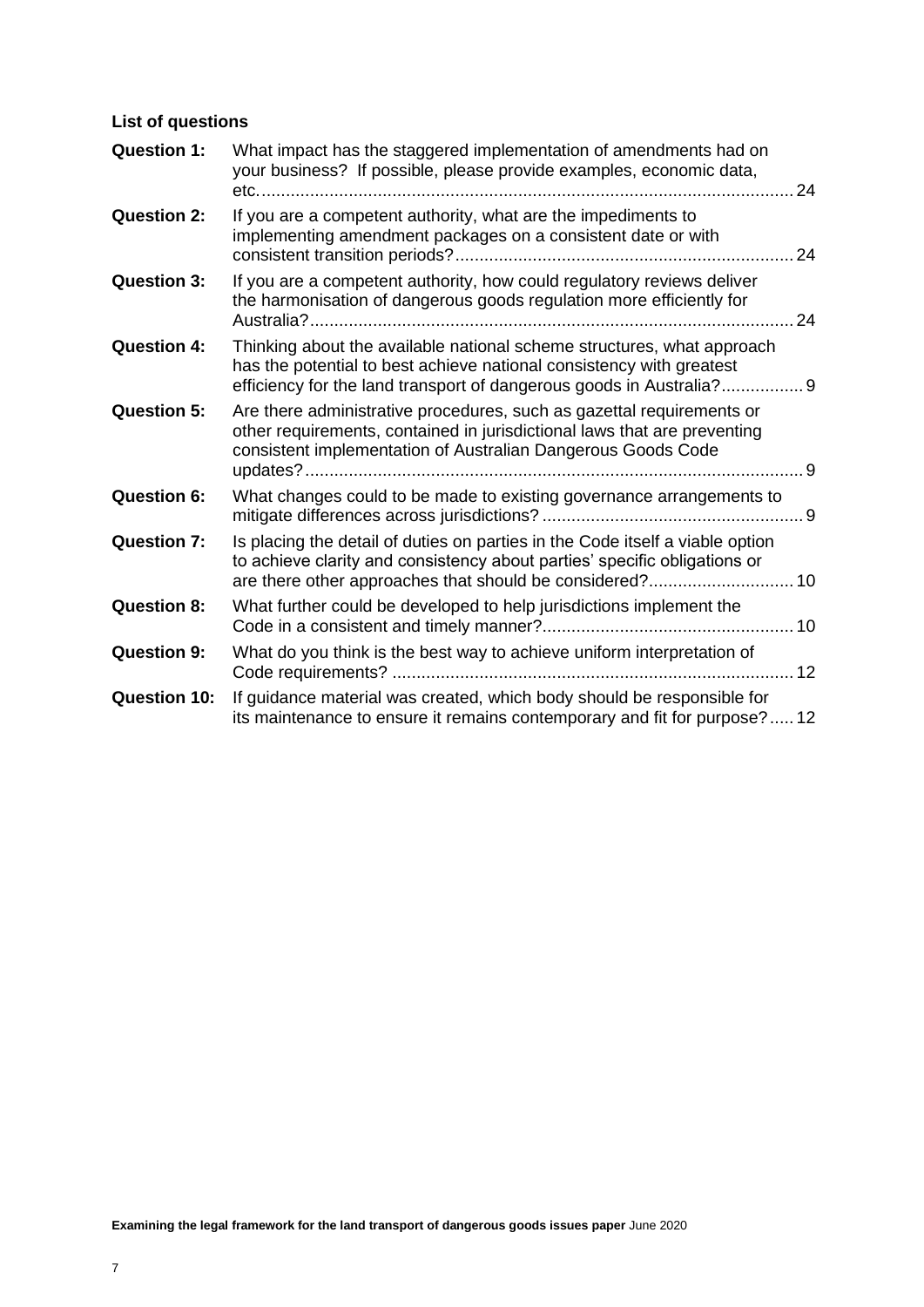**List of questions**

| | | |
|---|---|---|
| **Question 1:** | What impact has the staggered implementation of amendments had on your business? If possible, please provide examples, economic data, etc. | 24 |
| **Question 2:** | If you are a competent authority, what are the impediments to implementing amendment packages on a consistent date or with consistent transition periods? | 24 |
| **Question 3:** | If you are a competent authority, how could regulatory reviews deliver the harmonisation of dangerous goods regulation more efficiently for Australia? | 24 |
| **Question 4:** | Thinking about the available national scheme structures, what approach has the potential to best achieve national consistency with greatest efficiency for the land transport of dangerous goods in Australia? | 9 |
| **Question 5:** | Are there administrative procedures, such as gazettal requirements or other requirements, contained in jurisdictional laws that are preventing consistent implementation of Australian Dangerous Goods Code updates? | 9 |
| **Question 6:** | What changes could to be made to existing governance arrangements to mitigate differences across jurisdictions? | 9 |
| **Question 7:** | Is placing the detail of duties on parties in the Code itself a viable option to achieve clarity and consistency about parties' specific obligations or are there other approaches that should be considered? | 10 |
| **Question 8:** | What further could be developed to help jurisdictions implement the Code in a consistent and timely manner? | 10 |
| **Question 9:** | What do you think is the best way to achieve uniform interpretation of Code requirements? | 12 |
| **Question 10:** | If guidance material was created, which body should be responsible for its maintenance to ensure it remains contemporary and fit for purpose? | 12 |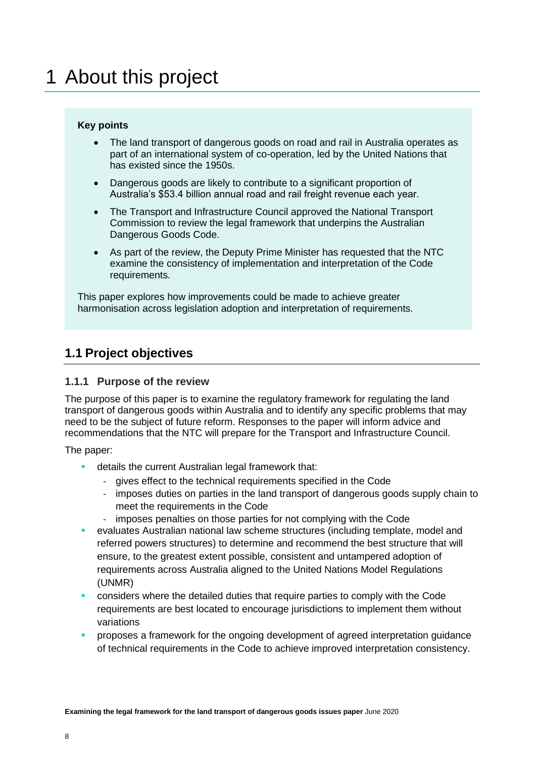# 1 About this project

**Key points**

- The land transport of dangerous goods on road and rail in Australia operates as part of an international system of co-operation, led by the United Nations that has existed since the 1950s.
- Dangerous goods are likely to contribute to a significant proportion of Australia's $53.4 billion annual road and rail freight revenue each year.
- The Transport and Infrastructure Council approved the National Transport Commission to review the legal framework that underpins the Australian Dangerous Goods Code.
- As part of the review, the Deputy Prime Minister has requested that the NTC examine the consistency of implementation and interpretation of the Code requirements.

This paper explores how improvements could be made to achieve greater harmonisation across legislation adoption and interpretation of requirements.

## 1.1 Project objectives

### 1.1.1 Purpose of the review

The purpose of this paper is to examine the regulatory framework for regulating the land transport of dangerous goods within Australia and to identify any specific problems that may need to be the subject of future reform. Responses to the paper will inform advice and recommendations that the NTC will prepare for the Transport and Infrastructure Council.

The paper:

- details the current Australian legal framework that:
  - gives effect to the technical requirements specified in the Code
  - imposes duties on parties in the land transport of dangerous goods supply chain to meet the requirements in the Code
  - imposes penalties on those parties for not complying with the Code
- evaluates Australian national law scheme structures (including template, model and referred powers structures) to determine and recommend the best structure that will ensure, to the greatest extent possible, consistent and untampered adoption of requirements across Australia aligned to the United Nations Model Regulations (UNMR)
- considers where the detailed duties that require parties to comply with the Code requirements are best located to encourage jurisdictions to implement them without variations
- proposes a framework for the ongoing development of agreed interpretation guidance of technical requirements in the Code to achieve improved interpretation consistency.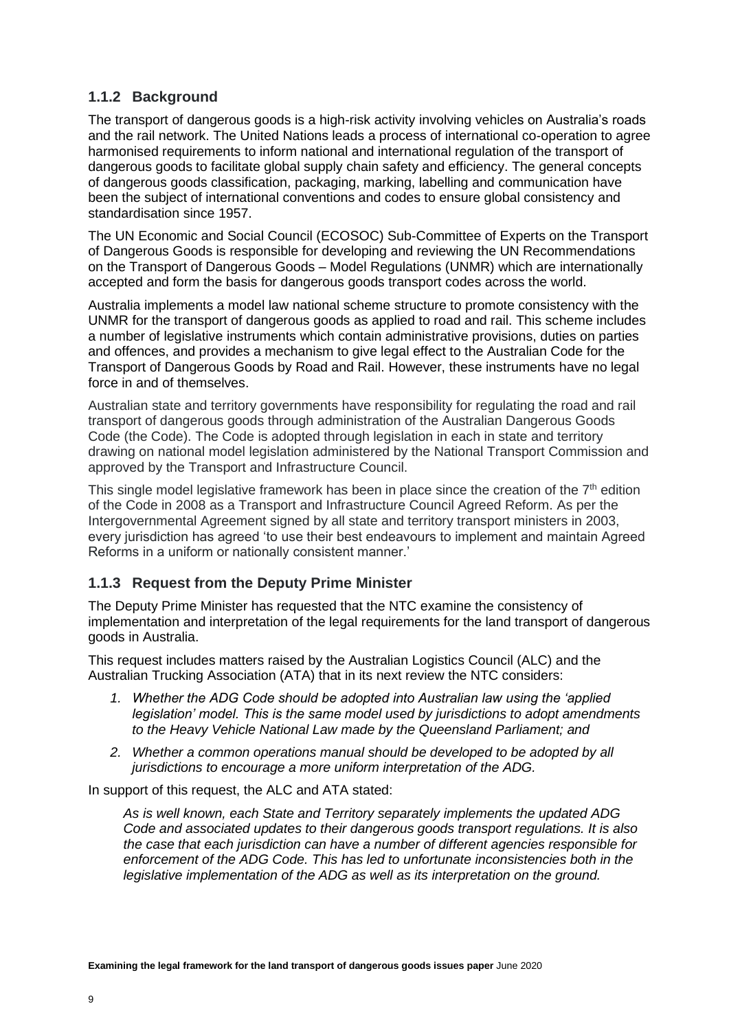### 1.1.2 Background

The transport of dangerous goods is a high-risk activity involving vehicles on Australia's roads and the rail network. The United Nations leads a process of international co-operation to agree harmonised requirements to inform national and international regulation of the transport of dangerous goods to facilitate global supply chain safety and efficiency. The general concepts of dangerous goods classification, packaging, marking, labelling and communication have been the subject of international conventions and codes to ensure global consistency and standardisation since 1957.

The UN Economic and Social Council (ECOSOC) Sub-Committee of Experts on the Transport of Dangerous Goods is responsible for developing and reviewing the UN Recommendations on the Transport of Dangerous Goods – Model Regulations (UNMR) which are internationally accepted and form the basis for dangerous goods transport codes across the world.

Australia implements a model law national scheme structure to promote consistency with the UNMR for the transport of dangerous goods as applied to road and rail. This scheme includes a number of legislative instruments which contain administrative provisions, duties on parties and offences, and provides a mechanism to give legal effect to the Australian Code for the Transport of Dangerous Goods by Road and Rail. However, these instruments have no legal force in and of themselves.

Australian state and territory governments have responsibility for regulating the road and rail transport of dangerous goods through administration of the Australian Dangerous Goods Code (the Code). The Code is adopted through legislation in each in state and territory drawing on national model legislation administered by the National Transport Commission and approved by the Transport and Infrastructure Council.

This single model legislative framework has been in place since the creation of the 7th edition of the Code in 2008 as a Transport and Infrastructure Council Agreed Reform. As per the Intergovernmental Agreement signed by all state and territory transport ministers in 2003, every jurisdiction has agreed 'to use their best endeavours to implement and maintain Agreed Reforms in a uniform or nationally consistent manner.'

### 1.1.3 Request from the Deputy Prime Minister

The Deputy Prime Minister has requested that the NTC examine the consistency of implementation and interpretation of the legal requirements for the land transport of dangerous goods in Australia.

This request includes matters raised by the Australian Logistics Council (ALC) and the Australian Trucking Association (ATA) that in its next review the NTC considers:

1. *Whether the ADG Code should be adopted into Australian law using the 'applied legislation' model. This is the same model used by jurisdictions to adopt amendments to the Heavy Vehicle National Law made by the Queensland Parliament; and*
2. *Whether a common operations manual should be developed to be adopted by all jurisdictions to encourage a more uniform interpretation of the ADG.*

In support of this request, the ALC and ATA stated:

> *As is well known, each State and Territory separately implements the updated ADG Code and associated updates to their dangerous goods transport regulations. It is also the case that each jurisdiction can have a number of different agencies responsible for enforcement of the ADG Code. This has led to unfortunate inconsistencies both in the legislative implementation of the ADG as well as its interpretation on the ground.*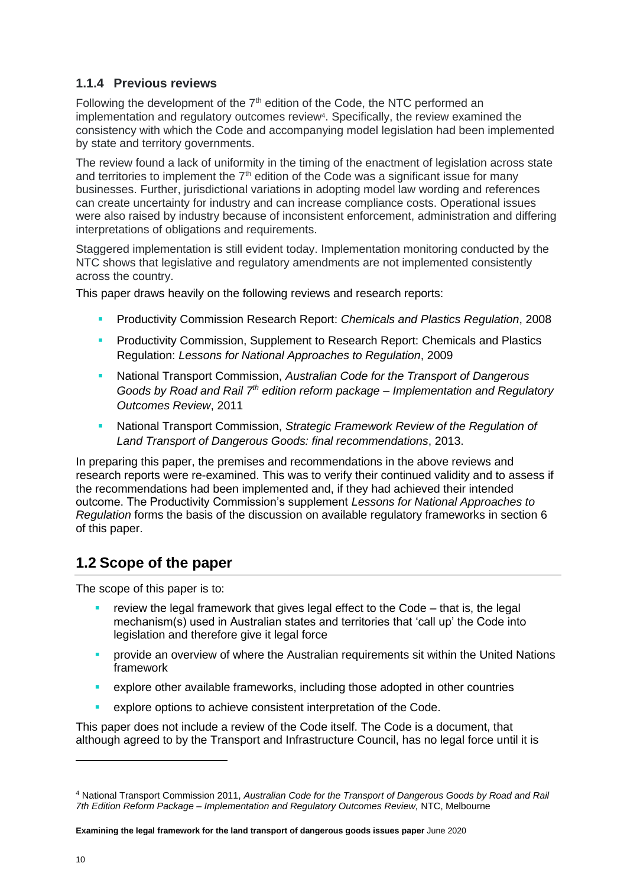### 1.1.4 Previous reviews

Following the development of the 7th edition of the Code, the NTC performed an implementation and regulatory outcomes review[4]. Specifically, the review examined the consistency with which the Code and accompanying model legislation had been implemented by state and territory governments.

The review found a lack of uniformity in the timing of the enactment of legislation across state and territories to implement the 7th edition of the Code was a significant issue for many businesses. Further, jurisdictional variations in adopting model law wording and references can create uncertainty for industry and can increase compliance costs. Operational issues were also raised by industry because of inconsistent enforcement, administration and differing interpretations of obligations and requirements.

Staggered implementation is still evident today. Implementation monitoring conducted by the NTC shows that legislative and regulatory amendments are not implemented consistently across the country.

This paper draws heavily on the following reviews and research reports:

- Productivity Commission Research Report: *Chemicals and Plastics Regulation*, 2008
- Productivity Commission, Supplement to Research Report: Chemicals and Plastics Regulation: *Lessons for National Approaches to Regulation*, 2009
- National Transport Commission, *Australian Code for the Transport of Dangerous Goods by Road and Rail 7th edition reform package – Implementation and Regulatory Outcomes Review*, 2011
- National Transport Commission, *Strategic Framework Review of the Regulation of Land Transport of Dangerous Goods: final recommendations*, 2013.

In preparing this paper, the premises and recommendations in the above reviews and research reports were re-examined. This was to verify their continued validity and to assess if the recommendations had been implemented and, if they had achieved their intended outcome. The Productivity Commission's supplement *Lessons for National Approaches to Regulation* forms the basis of the discussion on available regulatory frameworks in section 6 of this paper.

## 1.2 Scope of the paper

The scope of this paper is to:

- review the legal framework that gives legal effect to the Code – that is, the legal mechanism(s) used in Australian states and territories that 'call up' the Code into legislation and therefore give it legal force
- provide an overview of where the Australian requirements sit within the United Nations framework
- explore other available frameworks, including those adopted in other countries
- explore options to achieve consistent interpretation of the Code.

This paper does not include a review of the Code itself. The Code is a document, that although agreed to by the Transport and Infrastructure Council, has no legal force until it is

[4] National Transport Commission 2011, *Australian Code for the Transport of Dangerous Goods by Road and Rail 7th Edition Reform Package – Implementation and Regulatory Outcomes Review,* NTC, Melbourne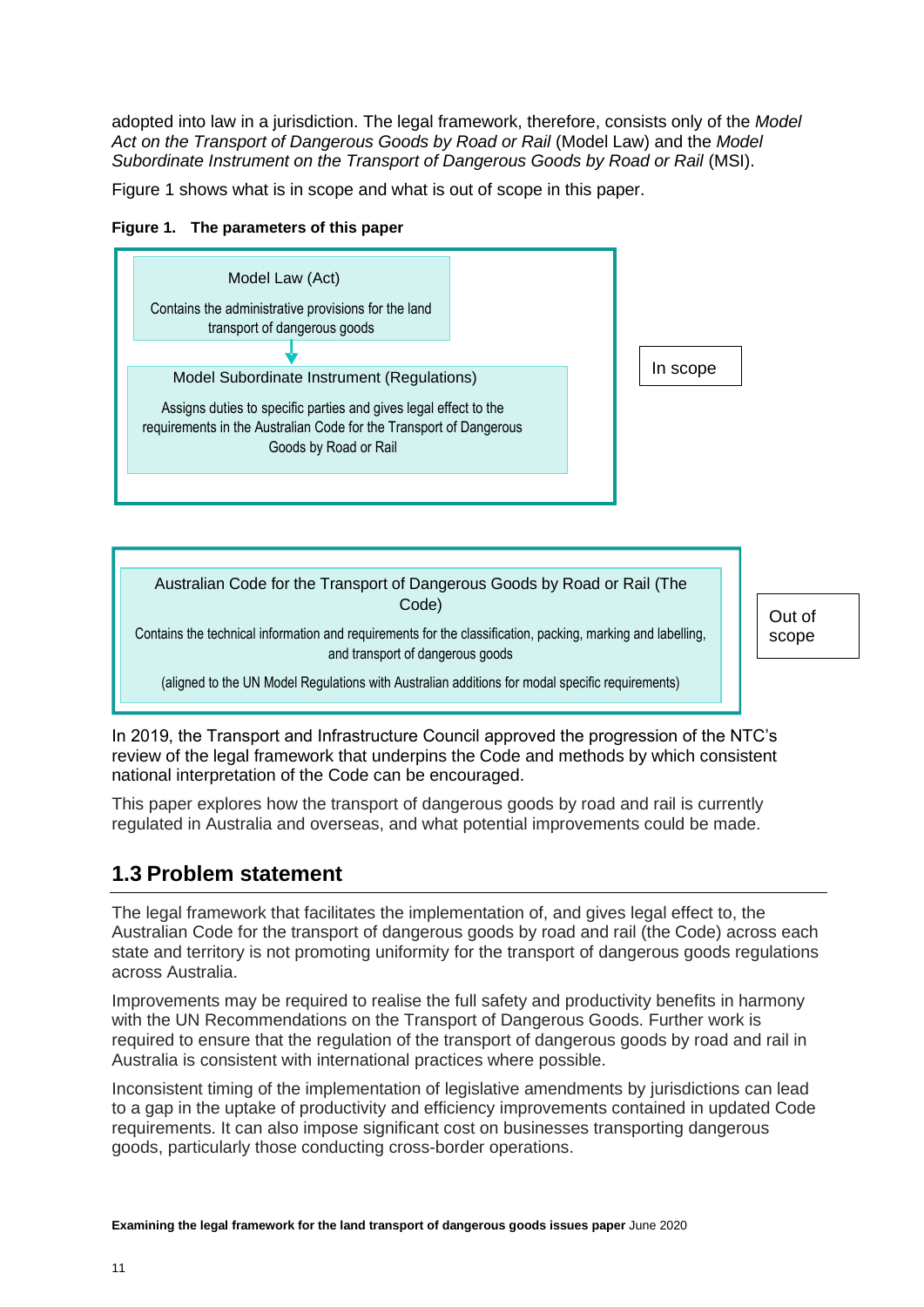adopted into law in a jurisdiction. The legal framework, therefore, consists only of the *Model Act on the Transport of Dangerous Goods by Road or Rail* (Model Law) and the *Model Subordinate Instrument on the Transport of Dangerous Goods by Road or Rail* (MSI).

Figure 1 shows what is in scope and what is out of scope in this paper.

**Figure 1. The parameters of this paper**

Model Law (Act)

Contains the administrative provisions for the land transport of dangerous goods

↓

Model Subordinate Instrument (Regulations)

Assigns duties to specific parties and gives legal effect to the requirements in the Australian Code for the Transport of Dangerous Goods by Road or Rail

In scope

Australian Code for the Transport of Dangerous Goods by Road or Rail (The Code)

Contains the technical information and requirements for the classification, packing, marking and labelling, and transport of dangerous goods

(aligned to the UN Model Regulations with Australian additions for modal specific requirements)

Out of scope

In 2019, the Transport and Infrastructure Council approved the progression of the NTC's review of the legal framework that underpins the Code and methods by which consistent national interpretation of the Code can be encouraged.

This paper explores how the transport of dangerous goods by road and rail is currently regulated in Australia and overseas, and what potential improvements could be made.

## 1.3 Problem statement

The legal framework that facilitates the implementation of, and gives legal effect to, the Australian Code for the transport of dangerous goods by road and rail (the Code) across each state and territory is not promoting uniformity for the transport of dangerous goods regulations across Australia.

Improvements may be required to realise the full safety and productivity benefits in harmony with the UN Recommendations on the Transport of Dangerous Goods. Further work is required to ensure that the regulation of the transport of dangerous goods by road and rail in Australia is consistent with international practices where possible.

Inconsistent timing of the implementation of legislative amendments by jurisdictions can lead to a gap in the uptake of productivity and efficiency improvements contained in updated Code requirements. It can also impose significant cost on businesses transporting dangerous goods, particularly those conducting cross-border operations.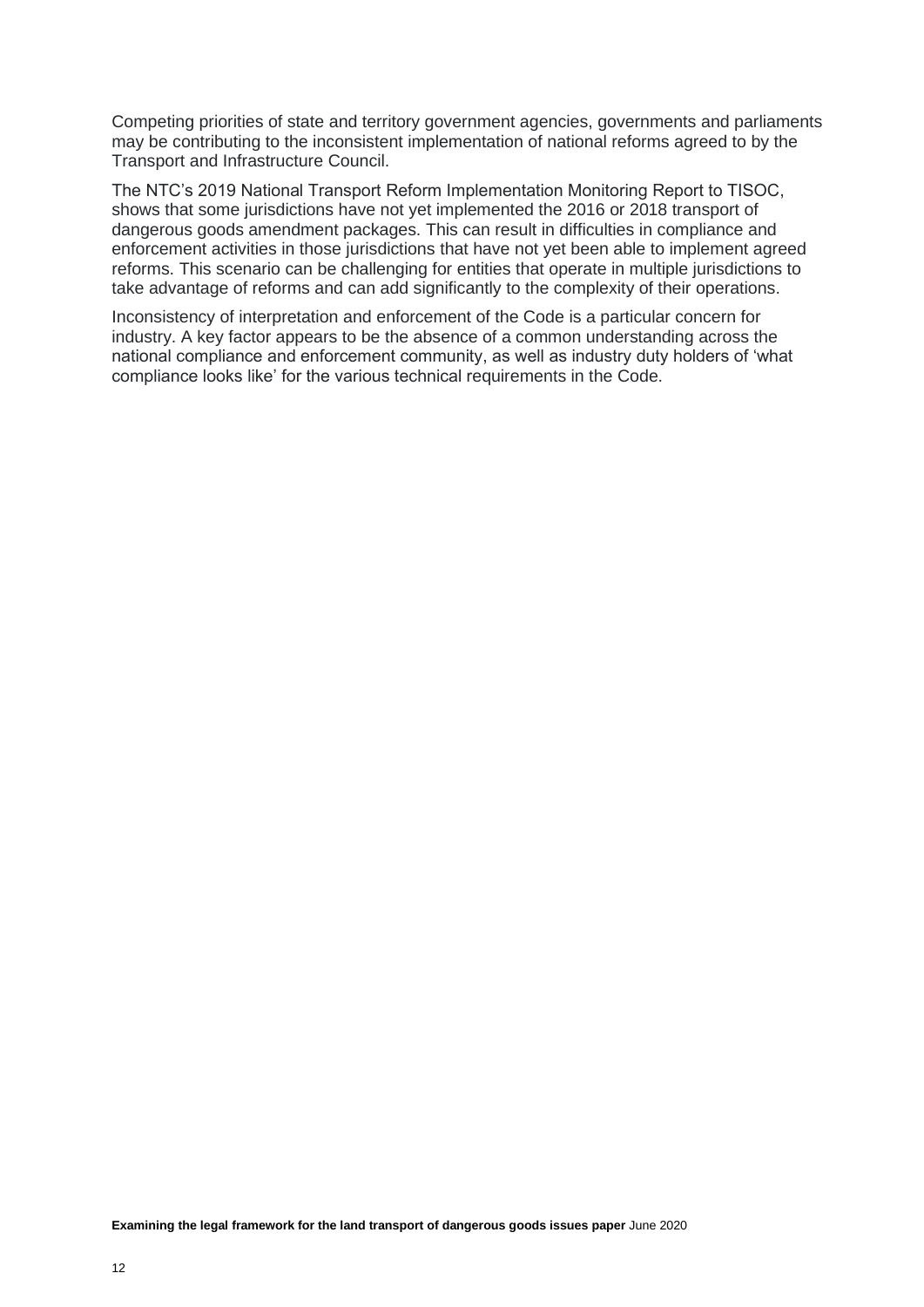Competing priorities of state and territory government agencies, governments and parliaments may be contributing to the inconsistent implementation of national reforms agreed to by the Transport and Infrastructure Council.

The NTC's 2019 National Transport Reform Implementation Monitoring Report to TISOC, shows that some jurisdictions have not yet implemented the 2016 or 2018 transport of dangerous goods amendment packages. This can result in difficulties in compliance and enforcement activities in those jurisdictions that have not yet been able to implement agreed reforms. This scenario can be challenging for entities that operate in multiple jurisdictions to take advantage of reforms and can add significantly to the complexity of their operations.

Inconsistency of interpretation and enforcement of the Code is a particular concern for industry. A key factor appears to be the absence of a common understanding across the national compliance and enforcement community, as well as industry duty holders of 'what compliance looks like' for the various technical requirements in the Code.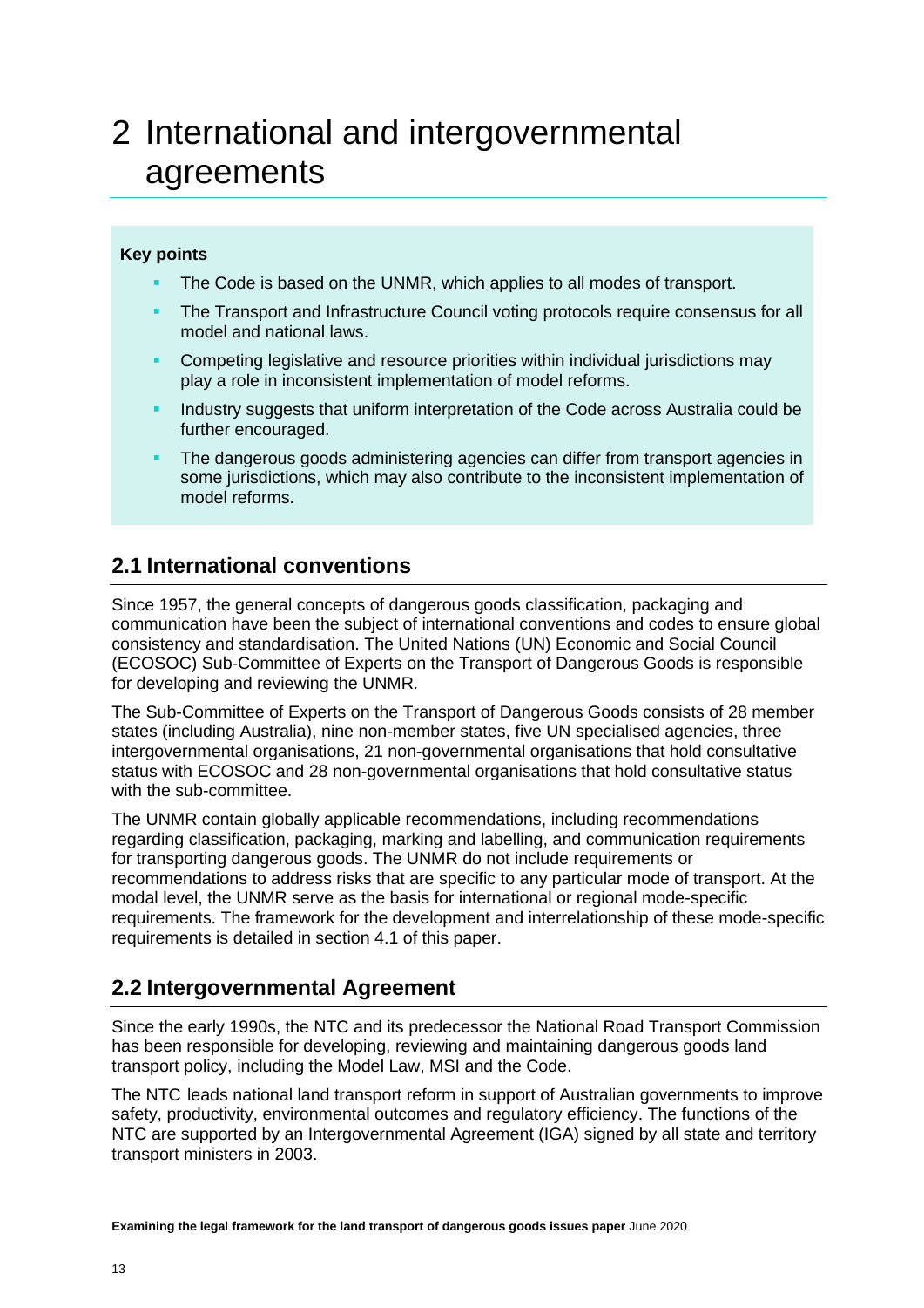# 2 International and intergovernmental agreements

**Key points**

- The Code is based on the UNMR, which applies to all modes of transport.
- The Transport and Infrastructure Council voting protocols require consensus for all model and national laws.
- Competing legislative and resource priorities within individual jurisdictions may play a role in inconsistent implementation of model reforms.
- Industry suggests that uniform interpretation of the Code across Australia could be further encouraged.
- The dangerous goods administering agencies can differ from transport agencies in some jurisdictions, which may also contribute to the inconsistent implementation of model reforms.

## 2.1 International conventions

Since 1957, the general concepts of dangerous goods classification, packaging and communication have been the subject of international conventions and codes to ensure global consistency and standardisation. The United Nations (UN) Economic and Social Council (ECOSOC) Sub-Committee of Experts on the Transport of Dangerous Goods is responsible for developing and reviewing the UNMR.

The Sub-Committee of Experts on the Transport of Dangerous Goods consists of 28 member states (including Australia), nine non-member states, five UN specialised agencies, three intergovernmental organisations, 21 non-governmental organisations that hold consultative status with ECOSOC and 28 non-governmental organisations that hold consultative status with the sub-committee.

The UNMR contain globally applicable recommendations, including recommendations regarding classification, packaging, marking and labelling, and communication requirements for transporting dangerous goods. The UNMR do not include requirements or recommendations to address risks that are specific to any particular mode of transport. At the modal level, the UNMR serve as the basis for international or regional mode-specific requirements. The framework for the development and interrelationship of these mode-specific requirements is detailed in section 4.1 of this paper.

## 2.2 Intergovernmental Agreement

Since the early 1990s, the NTC and its predecessor the National Road Transport Commission has been responsible for developing, reviewing and maintaining dangerous goods land transport policy, including the Model Law, MSI and the Code.

The NTC leads national land transport reform in support of Australian governments to improve safety, productivity, environmental outcomes and regulatory efficiency. The functions of the NTC are supported by an Intergovernmental Agreement (IGA) signed by all state and territory transport ministers in 2003.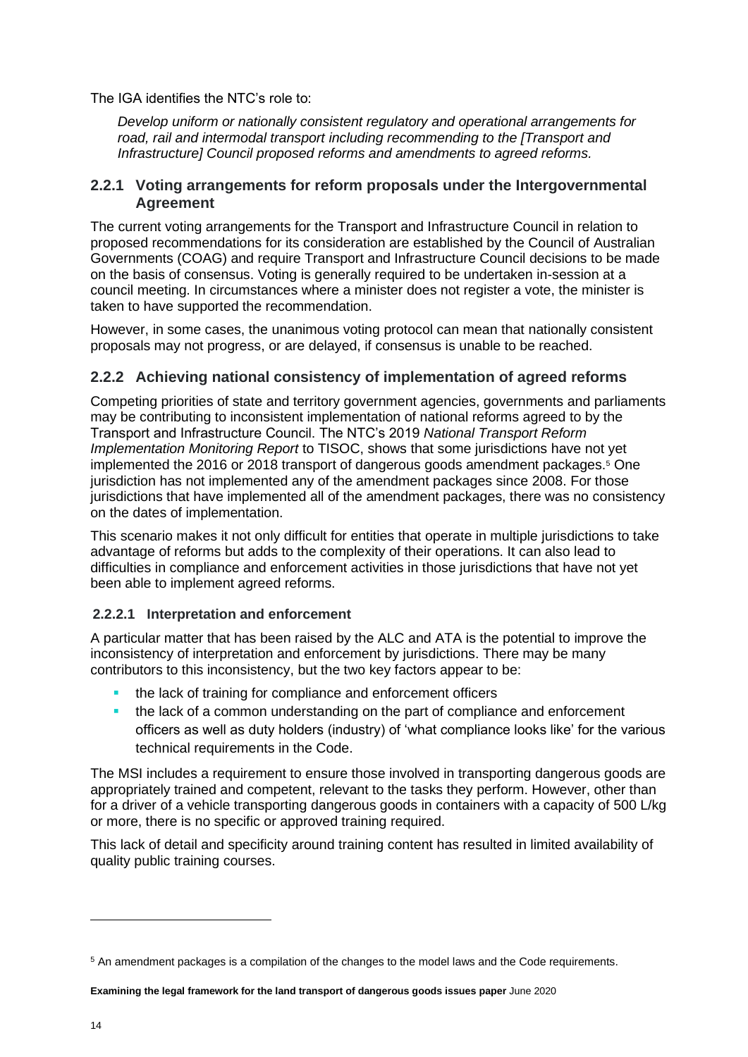The IGA identifies the NTC's role to:

> *Develop uniform or nationally consistent regulatory and operational arrangements for road, rail and intermodal transport including recommending to the [Transport and Infrastructure] Council proposed reforms and amendments to agreed reforms.*

### 2.2.1 Voting arrangements for reform proposals under the Intergovernmental Agreement

The current voting arrangements for the Transport and Infrastructure Council in relation to proposed recommendations for its consideration are established by the Council of Australian Governments (COAG) and require Transport and Infrastructure Council decisions to be made on the basis of consensus. Voting is generally required to be undertaken in-session at a council meeting. In circumstances where a minister does not register a vote, the minister is taken to have supported the recommendation.

However, in some cases, the unanimous voting protocol can mean that nationally consistent proposals may not progress, or are delayed, if consensus is unable to be reached.

### 2.2.2 Achieving national consistency of implementation of agreed reforms

Competing priorities of state and territory government agencies, governments and parliaments may be contributing to inconsistent implementation of national reforms agreed to by the Transport and Infrastructure Council. The NTC's 2019 *National Transport Reform Implementation Monitoring Report* to TISOC, shows that some jurisdictions have not yet implemented the 2016 or 2018 transport of dangerous goods amendment packages.[5] One jurisdiction has not implemented any of the amendment packages since 2008. For those jurisdictions that have implemented all of the amendment packages, there was no consistency on the dates of implementation.

This scenario makes it not only difficult for entities that operate in multiple jurisdictions to take advantage of reforms but adds to the complexity of their operations. It can also lead to difficulties in compliance and enforcement activities in those jurisdictions that have not yet been able to implement agreed reforms.

#### 2.2.2.1 Interpretation and enforcement

A particular matter that has been raised by the ALC and ATA is the potential to improve the inconsistency of interpretation and enforcement by jurisdictions. There may be many contributors to this inconsistency, but the two key factors appear to be:

- the lack of training for compliance and enforcement officers
- the lack of a common understanding on the part of compliance and enforcement officers as well as duty holders (industry) of 'what compliance looks like' for the various technical requirements in the Code.

The MSI includes a requirement to ensure those involved in transporting dangerous goods are appropriately trained and competent, relevant to the tasks they perform. However, other than for a driver of a vehicle transporting dangerous goods in containers with a capacity of 500 L/kg or more, there is no specific or approved training required.

This lack of detail and specificity around training content has resulted in limited availability of quality public training courses.

---

[5] An amendment packages is a compilation of the changes to the model laws and the Code requirements.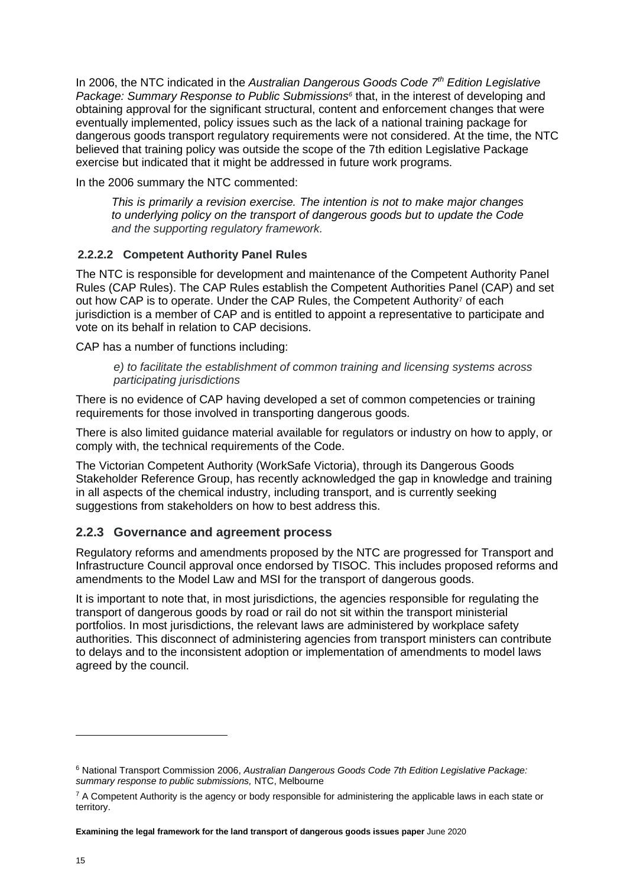In 2006, the NTC indicated in the *Australian Dangerous Goods Code 7th Edition Legislative Package: Summary Response to Public Submissions*[6] that, in the interest of developing and obtaining approval for the significant structural, content and enforcement changes that were eventually implemented, policy issues such as the lack of a national training package for dangerous goods transport regulatory requirements were not considered. At the time, the NTC believed that training policy was outside the scope of the 7th edition Legislative Package exercise but indicated that it might be addressed in future work programs.

In the 2006 summary the NTC commented:

> *This is primarily a revision exercise. The intention is not to make major changes to underlying policy on the transport of dangerous goods but to update the Code and the supporting regulatory framework.*

#### 2.2.2.2 Competent Authority Panel Rules

The NTC is responsible for development and maintenance of the Competent Authority Panel Rules (CAP Rules). The CAP Rules establish the Competent Authorities Panel (CAP) and set out how CAP is to operate. Under the CAP Rules, the Competent Authority[7] of each jurisdiction is a member of CAP and is entitled to appoint a representative to participate and vote on its behalf in relation to CAP decisions.

CAP has a number of functions including:

> *e) to facilitate the establishment of common training and licensing systems across participating jurisdictions*

There is no evidence of CAP having developed a set of common competencies or training requirements for those involved in transporting dangerous goods.

There is also limited guidance material available for regulators or industry on how to apply, or comply with, the technical requirements of the Code.

The Victorian Competent Authority (WorkSafe Victoria), through its Dangerous Goods Stakeholder Reference Group, has recently acknowledged the gap in knowledge and training in all aspects of the chemical industry, including transport, and is currently seeking suggestions from stakeholders on how to best address this.

### 2.2.3 Governance and agreement process

Regulatory reforms and amendments proposed by the NTC are progressed for Transport and Infrastructure Council approval once endorsed by TISOC. This includes proposed reforms and amendments to the Model Law and MSI for the transport of dangerous goods.

It is important to note that, in most jurisdictions, the agencies responsible for regulating the transport of dangerous goods by road or rail do not sit within the transport ministerial portfolios. In most jurisdictions, the relevant laws are administered by workplace safety authorities. This disconnect of administering agencies from transport ministers can contribute to delays and to the inconsistent adoption or implementation of amendments to model laws agreed by the council.

---

[6] National Transport Commission 2006, *Australian Dangerous Goods Code 7th Edition Legislative Package: summary response to public submissions,* NTC, Melbourne

[7] A Competent Authority is the agency or body responsible for administering the applicable laws in each state or territory.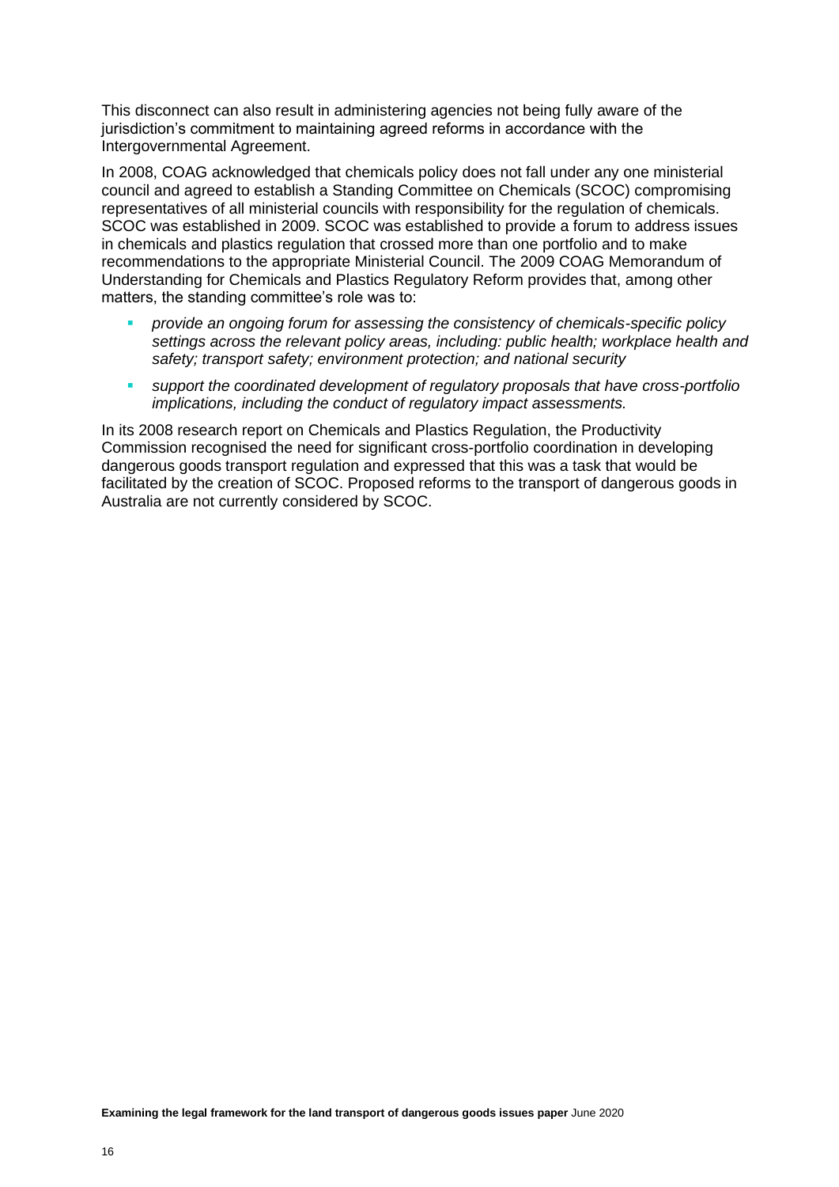This disconnect can also result in administering agencies not being fully aware of the jurisdiction's commitment to maintaining agreed reforms in accordance with the Intergovernmental Agreement.

In 2008, COAG acknowledged that chemicals policy does not fall under any one ministerial council and agreed to establish a Standing Committee on Chemicals (SCOC) compromising representatives of all ministerial councils with responsibility for the regulation of chemicals. SCOC was established in 2009. SCOC was established to provide a forum to address issues in chemicals and plastics regulation that crossed more than one portfolio and to make recommendations to the appropriate Ministerial Council. The 2009 COAG Memorandum of Understanding for Chemicals and Plastics Regulatory Reform provides that, among other matters, the standing committee's role was to:

- *provide an ongoing forum for assessing the consistency of chemicals-specific policy settings across the relevant policy areas, including: public health; workplace health and safety; transport safety; environment protection; and national security*
- *support the coordinated development of regulatory proposals that have cross-portfolio implications, including the conduct of regulatory impact assessments.*

In its 2008 research report on Chemicals and Plastics Regulation, the Productivity Commission recognised the need for significant cross-portfolio coordination in developing dangerous goods transport regulation and expressed that this was a task that would be facilitated by the creation of SCOC. Proposed reforms to the transport of dangerous goods in Australia are not currently considered by SCOC.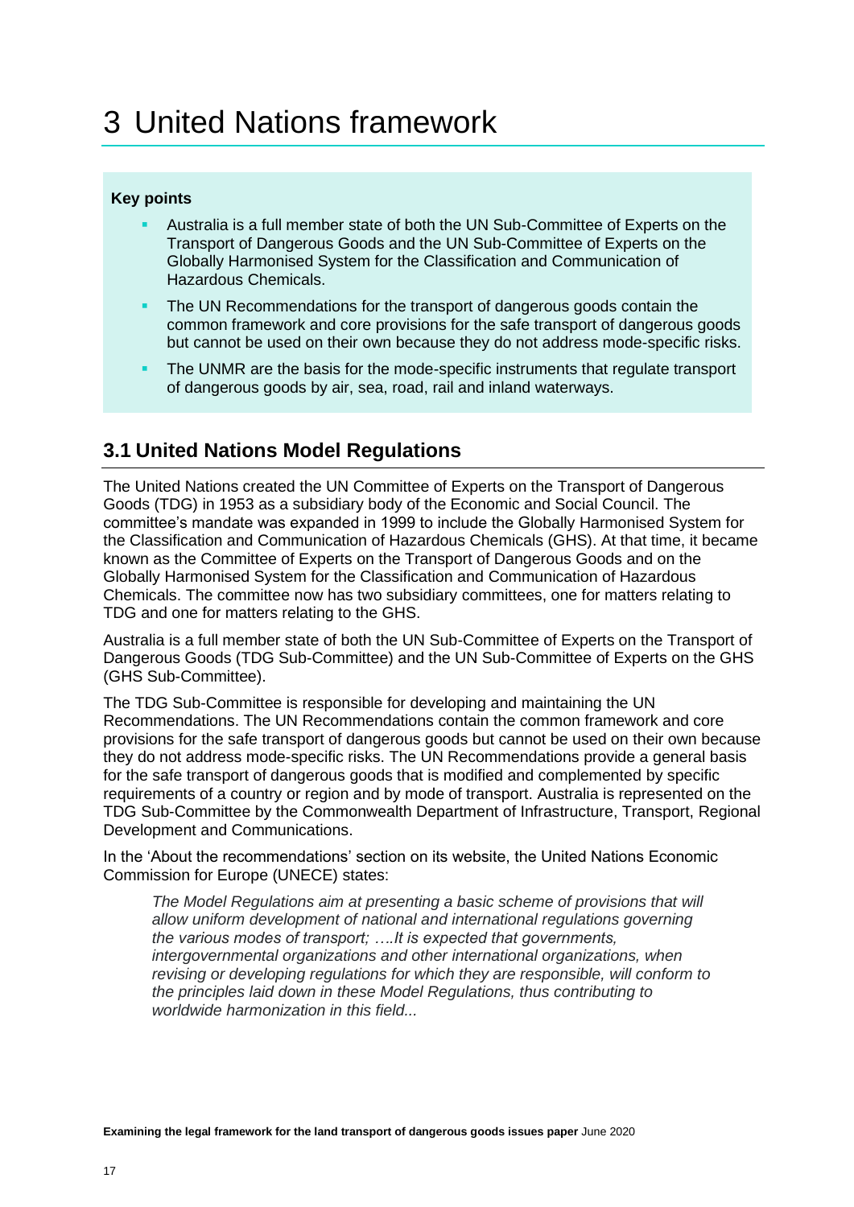# 3 United Nations framework

**Key points**

- Australia is a full member state of both the UN Sub-Committee of Experts on the Transport of Dangerous Goods and the UN Sub-Committee of Experts on the Globally Harmonised System for the Classification and Communication of Hazardous Chemicals.
- The UN Recommendations for the transport of dangerous goods contain the common framework and core provisions for the safe transport of dangerous goods but cannot be used on their own because they do not address mode-specific risks.
- The UNMR are the basis for the mode-specific instruments that regulate transport of dangerous goods by air, sea, road, rail and inland waterways.

## 3.1 United Nations Model Regulations

The United Nations created the UN Committee of Experts on the Transport of Dangerous Goods (TDG) in 1953 as a subsidiary body of the Economic and Social Council. The committee's mandate was expanded in 1999 to include the Globally Harmonised System for the Classification and Communication of Hazardous Chemicals (GHS). At that time, it became known as the Committee of Experts on the Transport of Dangerous Goods and on the Globally Harmonised System for the Classification and Communication of Hazardous Chemicals. The committee now has two subsidiary committees, one for matters relating to TDG and one for matters relating to the GHS.

Australia is a full member state of both the UN Sub-Committee of Experts on the Transport of Dangerous Goods (TDG Sub-Committee) and the UN Sub-Committee of Experts on the GHS (GHS Sub-Committee).

The TDG Sub-Committee is responsible for developing and maintaining the UN Recommendations. The UN Recommendations contain the common framework and core provisions for the safe transport of dangerous goods but cannot be used on their own because they do not address mode-specific risks. The UN Recommendations provide a general basis for the safe transport of dangerous goods that is modified and complemented by specific requirements of a country or region and by mode of transport. Australia is represented on the TDG Sub-Committee by the Commonwealth Department of Infrastructure, Transport, Regional Development and Communications.

In the 'About the recommendations' section on its website, the United Nations Economic Commission for Europe (UNECE) states:

> *The Model Regulations aim at presenting a basic scheme of provisions that will allow uniform development of national and international regulations governing the various modes of transport; ….It is expected that governments, intergovernmental organizations and other international organizations, when revising or developing regulations for which they are responsible, will conform to the principles laid down in these Model Regulations, thus contributing to worldwide harmonization in this field...*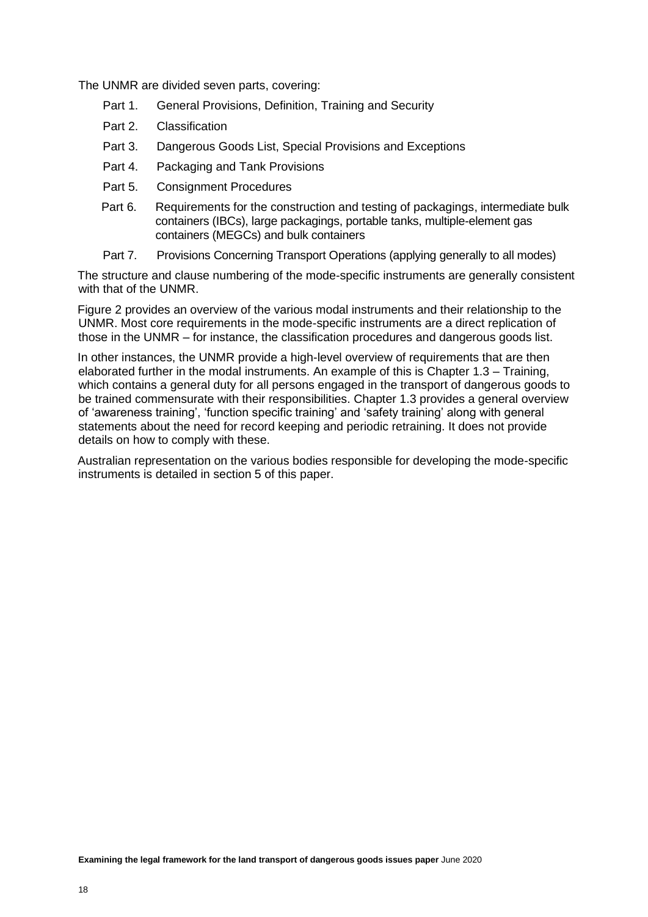The UNMR are divided seven parts, covering:

- Part 1. General Provisions, Definition, Training and Security
- Part 2. Classification
- Part 3. Dangerous Goods List, Special Provisions and Exceptions
- Part 4. Packaging and Tank Provisions
- Part 5. Consignment Procedures
- Part 6. Requirements for the construction and testing of packagings, intermediate bulk containers (IBCs), large packagings, portable tanks, multiple-element gas containers (MEGCs) and bulk containers
- Part 7. Provisions Concerning Transport Operations (applying generally to all modes)

The structure and clause numbering of the mode-specific instruments are generally consistent with that of the UNMR.

Figure 2 provides an overview of the various modal instruments and their relationship to the UNMR. Most core requirements in the mode-specific instruments are a direct replication of those in the UNMR – for instance, the classification procedures and dangerous goods list.

In other instances, the UNMR provide a high-level overview of requirements that are then elaborated further in the modal instruments. An example of this is Chapter 1.3 – Training, which contains a general duty for all persons engaged in the transport of dangerous goods to be trained commensurate with their responsibilities. Chapter 1.3 provides a general overview of 'awareness training', 'function specific training' and 'safety training' along with general statements about the need for record keeping and periodic retraining. It does not provide details on how to comply with these.

Australian representation on the various bodies responsible for developing the mode-specific instruments is detailed in section 5 of this paper.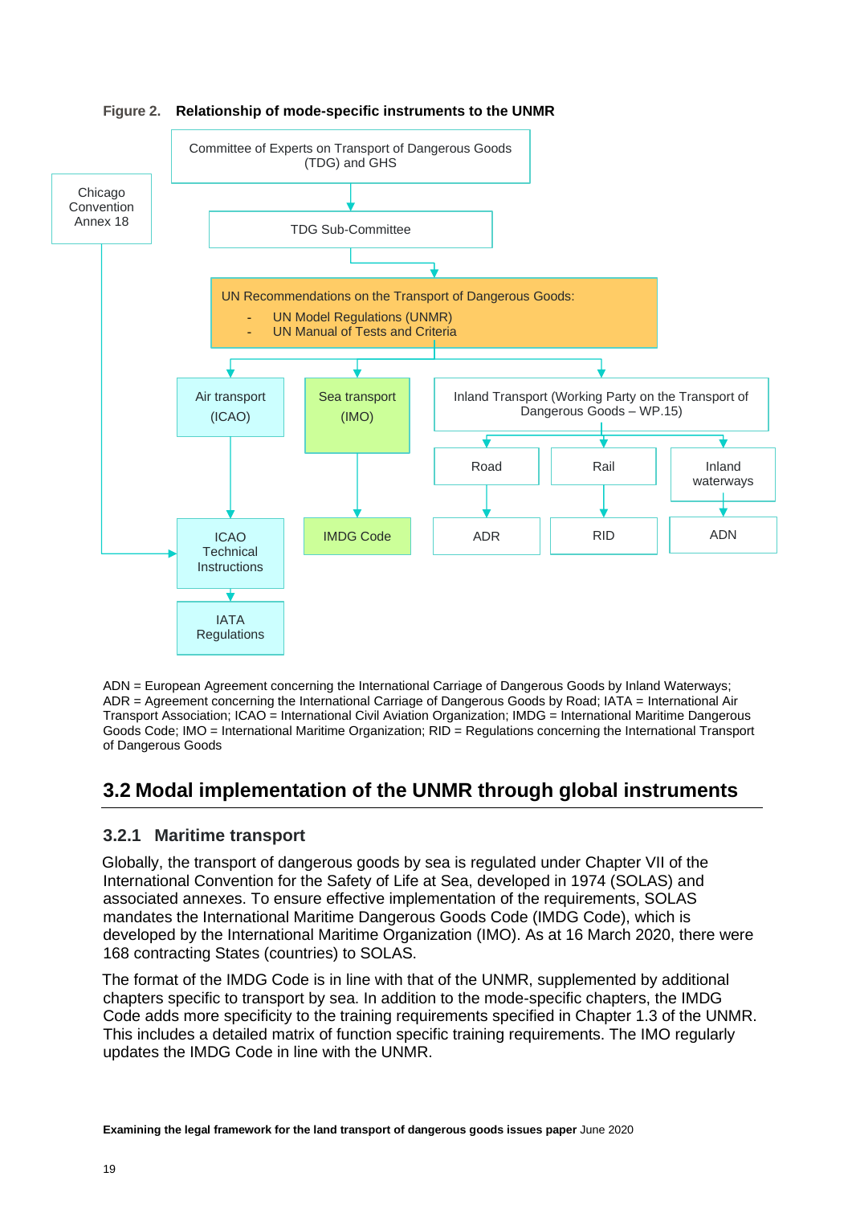**Figure 2. Relationship of mode-specific instruments to the UNMR**

Committee of Experts on Transport of Dangerous Goods (TDG) and GHS

Chicago Convention Annex 18

TDG Sub-Committee

UN Recommendations on the Transport of Dangerous Goods:
- UN Model Regulations (UNMR)
- UN Manual of Tests and Criteria

Air transport (ICAO)

Sea transport (IMO)

Inland Transport (Working Party on the Transport of Dangerous Goods – WP.15)

Road

Rail

Inland waterways

ICAO Technical Instructions

IMDG Code

ADR

RID

ADN

IATA Regulations

ADN = European Agreement concerning the International Carriage of Dangerous Goods by Inland Waterways; ADR = Agreement concerning the International Carriage of Dangerous Goods by Road; IATA = International Air Transport Association; ICAO = International Civil Aviation Organization; IMDG = International Maritime Dangerous Goods Code; IMO = International Maritime Organization; RID = Regulations concerning the International Transport of Dangerous Goods

## 3.2 Modal implementation of the UNMR through global instruments

### 3.2.1 Maritime transport

Globally, the transport of dangerous goods by sea is regulated under Chapter VII of the International Convention for the Safety of Life at Sea, developed in 1974 (SOLAS) and associated annexes. To ensure effective implementation of the requirements, SOLAS mandates the International Maritime Dangerous Goods Code (IMDG Code), which is developed by the International Maritime Organization (IMO). As at 16 March 2020, there were 168 contracting States (countries) to SOLAS.

The format of the IMDG Code is in line with that of the UNMR, supplemented by additional chapters specific to transport by sea. In addition to the mode-specific chapters, the IMDG Code adds more specificity to the training requirements specified in Chapter 1.3 of the UNMR. This includes a detailed matrix of function specific training requirements. The IMO regularly updates the IMDG Code in line with the UNMR.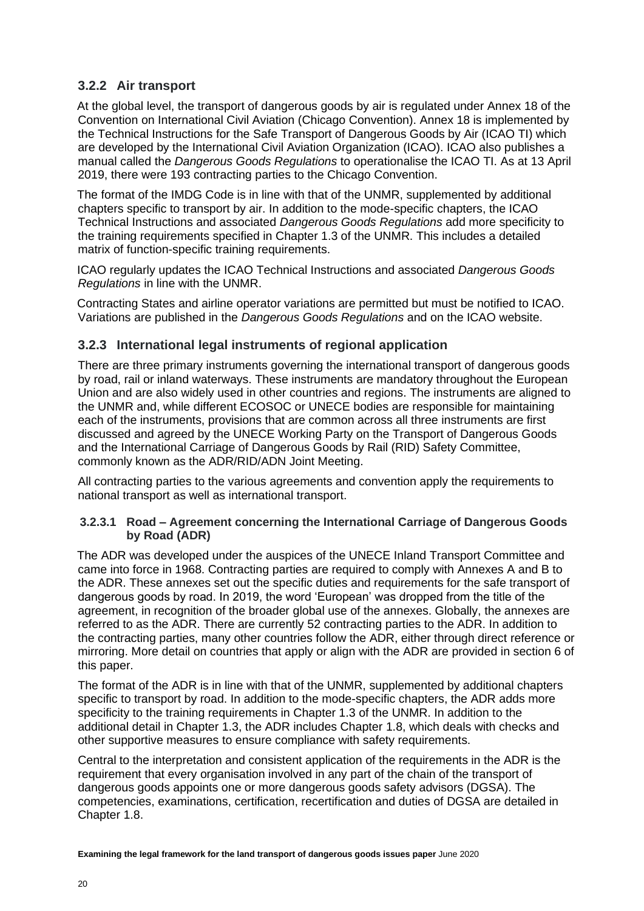### 3.2.2 Air transport

At the global level, the transport of dangerous goods by air is regulated under Annex 18 of the Convention on International Civil Aviation (Chicago Convention). Annex 18 is implemented by the Technical Instructions for the Safe Transport of Dangerous Goods by Air (ICAO TI) which are developed by the International Civil Aviation Organization (ICAO). ICAO also publishes a manual called the *Dangerous Goods Regulations* to operationalise the ICAO TI. As at 13 April 2019, there were 193 contracting parties to the Chicago Convention.

The format of the IMDG Code is in line with that of the UNMR, supplemented by additional chapters specific to transport by air. In addition to the mode-specific chapters, the ICAO Technical Instructions and associated *Dangerous Goods Regulations* add more specificity to the training requirements specified in Chapter 1.3 of the UNMR. This includes a detailed matrix of function-specific training requirements.

ICAO regularly updates the ICAO Technical Instructions and associated *Dangerous Goods Regulations* in line with the UNMR.

Contracting States and airline operator variations are permitted but must be notified to ICAO. Variations are published in the *Dangerous Goods Regulations* and on the ICAO website.

### 3.2.3 International legal instruments of regional application

There are three primary instruments governing the international transport of dangerous goods by road, rail or inland waterways. These instruments are mandatory throughout the European Union and are also widely used in other countries and regions. The instruments are aligned to the UNMR and, while different ECOSOC or UNECE bodies are responsible for maintaining each of the instruments, provisions that are common across all three instruments are first discussed and agreed by the UNECE Working Party on the Transport of Dangerous Goods and the International Carriage of Dangerous Goods by Rail (RID) Safety Committee, commonly known as the ADR/RID/ADN Joint Meeting.

All contracting parties to the various agreements and convention apply the requirements to national transport as well as international transport.

#### 3.2.3.1 Road – Agreement concerning the International Carriage of Dangerous Goods by Road (ADR)

The ADR was developed under the auspices of the UNECE Inland Transport Committee and came into force in 1968. Contracting parties are required to comply with Annexes A and B to the ADR. These annexes set out the specific duties and requirements for the safe transport of dangerous goods by road. In 2019, the word 'European' was dropped from the title of the agreement, in recognition of the broader global use of the annexes. Globally, the annexes are referred to as the ADR. There are currently 52 contracting parties to the ADR. In addition to the contracting parties, many other countries follow the ADR, either through direct reference or mirroring. More detail on countries that apply or align with the ADR are provided in section 6 of this paper.

The format of the ADR is in line with that of the UNMR, supplemented by additional chapters specific to transport by road. In addition to the mode-specific chapters, the ADR adds more specificity to the training requirements in Chapter 1.3 of the UNMR. In addition to the additional detail in Chapter 1.3, the ADR includes Chapter 1.8, which deals with checks and other supportive measures to ensure compliance with safety requirements.

Central to the interpretation and consistent application of the requirements in the ADR is the requirement that every organisation involved in any part of the chain of the transport of dangerous goods appoints one or more dangerous goods safety advisors (DGSA). The competencies, examinations, certification, recertification and duties of DGSA are detailed in Chapter 1.8.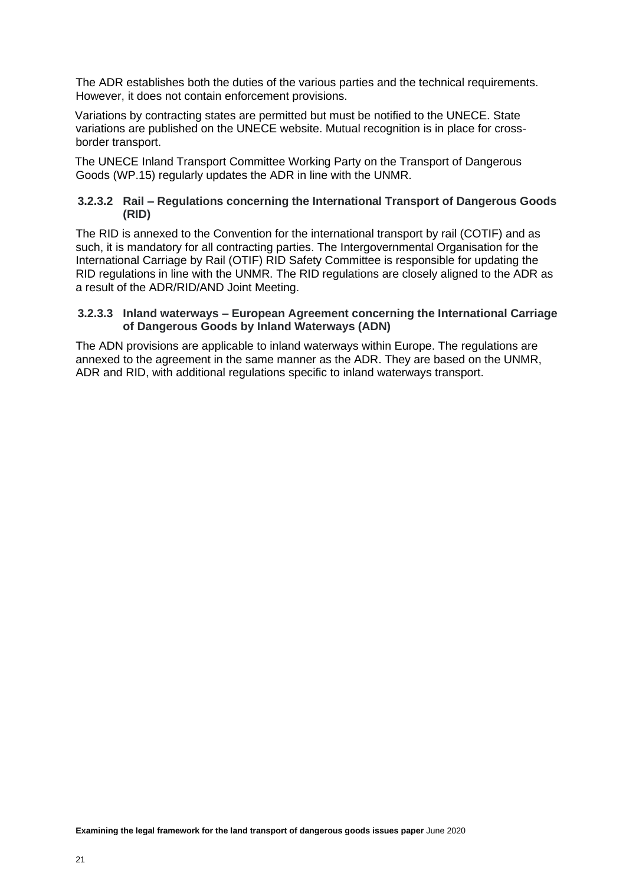The ADR establishes both the duties of the various parties and the technical requirements. However, it does not contain enforcement provisions.

Variations by contracting states are permitted but must be notified to the UNECE. State variations are published on the UNECE website. Mutual recognition is in place for cross-border transport.

The UNECE Inland Transport Committee Working Party on the Transport of Dangerous Goods (WP.15) regularly updates the ADR in line with the UNMR.

#### 3.2.3.2 Rail – Regulations concerning the International Transport of Dangerous Goods (RID)

The RID is annexed to the Convention for the international transport by rail (COTIF) and as such, it is mandatory for all contracting parties. The Intergovernmental Organisation for the International Carriage by Rail (OTIF) RID Safety Committee is responsible for updating the RID regulations in line with the UNMR. The RID regulations are closely aligned to the ADR as a result of the ADR/RID/AND Joint Meeting.

#### 3.2.3.3 Inland waterways – European Agreement concerning the International Carriage of Dangerous Goods by Inland Waterways (ADN)

The ADN provisions are applicable to inland waterways within Europe. The regulations are annexed to the agreement in the same manner as the ADR. They are based on the UNMR, ADR and RID, with additional regulations specific to inland waterways transport.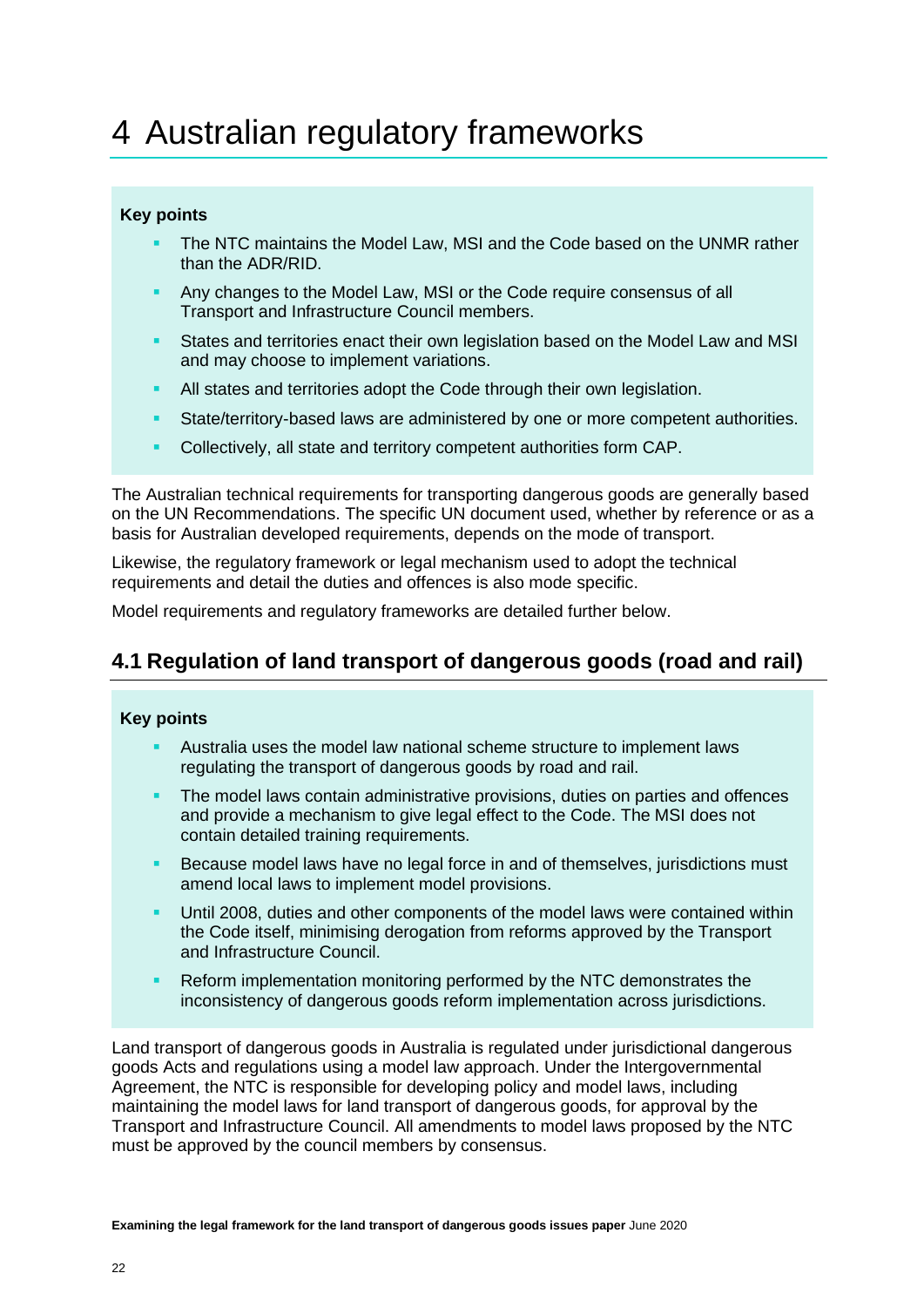# 4 Australian regulatory frameworks

**Key points**

- The NTC maintains the Model Law, MSI and the Code based on the UNMR rather than the ADR/RID.
- Any changes to the Model Law, MSI or the Code require consensus of all Transport and Infrastructure Council members.
- States and territories enact their own legislation based on the Model Law and MSI and may choose to implement variations.
- All states and territories adopt the Code through their own legislation.
- State/territory-based laws are administered by one or more competent authorities.
- Collectively, all state and territory competent authorities form CAP.

The Australian technical requirements for transporting dangerous goods are generally based on the UN Recommendations. The specific UN document used, whether by reference or as a basis for Australian developed requirements, depends on the mode of transport.

Likewise, the regulatory framework or legal mechanism used to adopt the technical requirements and detail the duties and offences is also mode specific.

Model requirements and regulatory frameworks are detailed further below.

## 4.1 Regulation of land transport of dangerous goods (road and rail)

**Key points**

- Australia uses the model law national scheme structure to implement laws regulating the transport of dangerous goods by road and rail.
- The model laws contain administrative provisions, duties on parties and offences and provide a mechanism to give legal effect to the Code. The MSI does not contain detailed training requirements.
- Because model laws have no legal force in and of themselves, jurisdictions must amend local laws to implement model provisions.
- Until 2008, duties and other components of the model laws were contained within the Code itself, minimising derogation from reforms approved by the Transport and Infrastructure Council.
- Reform implementation monitoring performed by the NTC demonstrates the inconsistency of dangerous goods reform implementation across jurisdictions.

Land transport of dangerous goods in Australia is regulated under jurisdictional dangerous goods Acts and regulations using a model law approach. Under the Intergovernmental Agreement, the NTC is responsible for developing policy and model laws, including maintaining the model laws for land transport of dangerous goods, for approval by the Transport and Infrastructure Council. All amendments to model laws proposed by the NTC must be approved by the council members by consensus.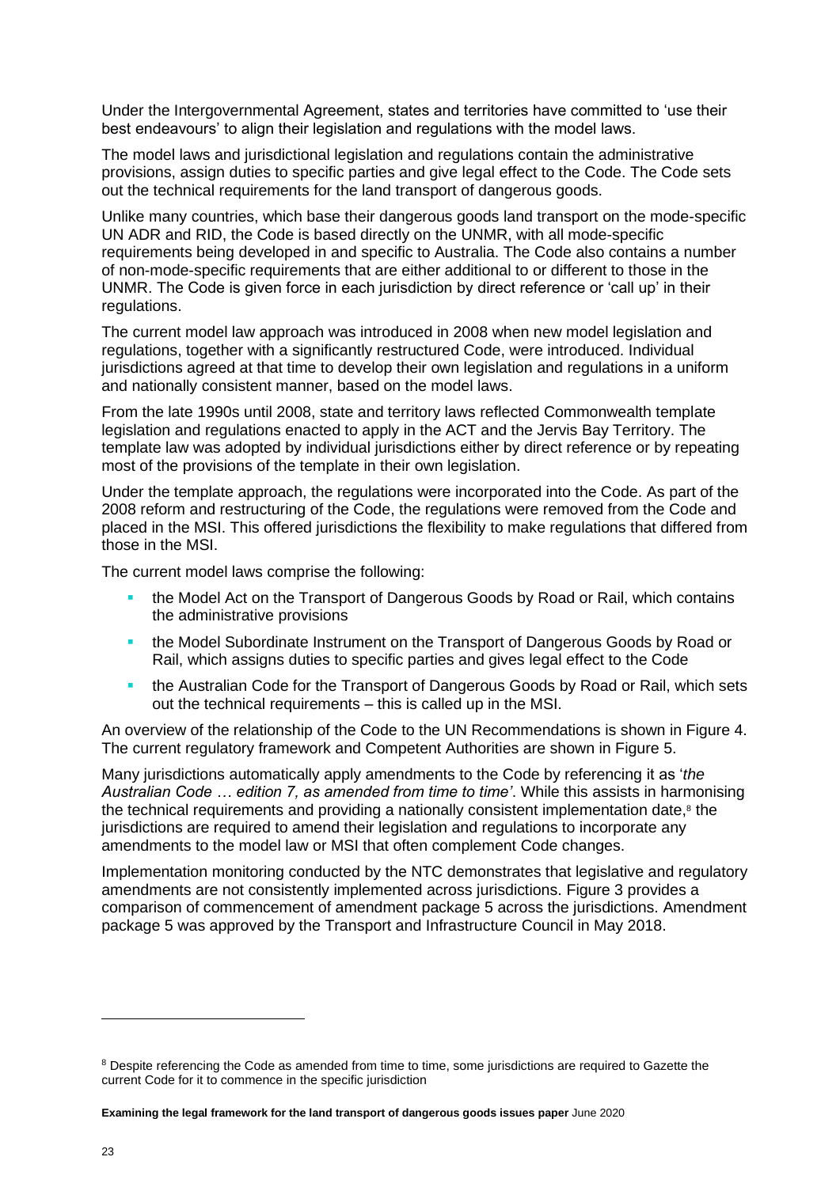Under the Intergovernmental Agreement, states and territories have committed to 'use their best endeavours' to align their legislation and regulations with the model laws.

The model laws and jurisdictional legislation and regulations contain the administrative provisions, assign duties to specific parties and give legal effect to the Code. The Code sets out the technical requirements for the land transport of dangerous goods.

Unlike many countries, which base their dangerous goods land transport on the mode-specific UN ADR and RID, the Code is based directly on the UNMR, with all mode-specific requirements being developed in and specific to Australia. The Code also contains a number of non-mode-specific requirements that are either additional to or different to those in the UNMR. The Code is given force in each jurisdiction by direct reference or 'call up' in their regulations.

The current model law approach was introduced in 2008 when new model legislation and regulations, together with a significantly restructured Code, were introduced. Individual jurisdictions agreed at that time to develop their own legislation and regulations in a uniform and nationally consistent manner, based on the model laws.

From the late 1990s until 2008, state and territory laws reflected Commonwealth template legislation and regulations enacted to apply in the ACT and the Jervis Bay Territory. The template law was adopted by individual jurisdictions either by direct reference or by repeating most of the provisions of the template in their own legislation.

Under the template approach, the regulations were incorporated into the Code. As part of the 2008 reform and restructuring of the Code, the regulations were removed from the Code and placed in the MSI. This offered jurisdictions the flexibility to make regulations that differed from those in the MSI.

The current model laws comprise the following:

- the Model Act on the Transport of Dangerous Goods by Road or Rail, which contains the administrative provisions
- the Model Subordinate Instrument on the Transport of Dangerous Goods by Road or Rail, which assigns duties to specific parties and gives legal effect to the Code
- the Australian Code for the Transport of Dangerous Goods by Road or Rail, which sets out the technical requirements – this is called up in the MSI.

An overview of the relationship of the Code to the UN Recommendations is shown in Figure 4. The current regulatory framework and Competent Authorities are shown in Figure 5.

Many jurisdictions automatically apply amendments to the Code by referencing it as '*the Australian Code … edition 7, as amended from time to time'*. While this assists in harmonising the technical requirements and providing a nationally consistent implementation date,[8] the jurisdictions are required to amend their legislation and regulations to incorporate any amendments to the model law or MSI that often complement Code changes.

Implementation monitoring conducted by the NTC demonstrates that legislative and regulatory amendments are not consistently implemented across jurisdictions. Figure 3 provides a comparison of commencement of amendment package 5 across the jurisdictions. Amendment package 5 was approved by the Transport and Infrastructure Council in May 2018.

---

[8] Despite referencing the Code as amended from time to time, some jurisdictions are required to Gazette the current Code for it to commence in the specific jurisdiction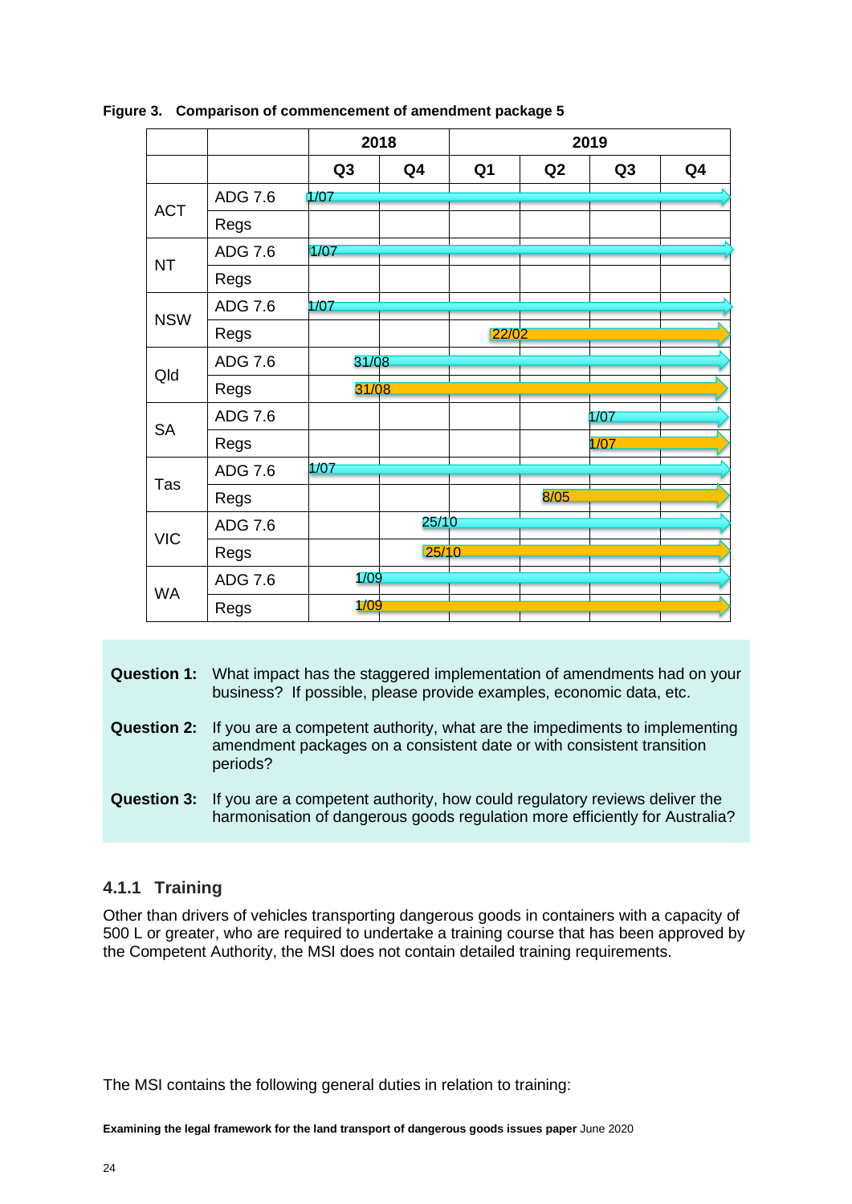**Figure 3. Comparison of commencement of amendment package 5**

2018 | 2019

Q3 Q4 Q1 Q2 Q3 Q4

ACT
ADG 7.6 1/07
Regs

NT
ADG 7.6 1/07
Regs

NSW
ADG 7.6 1/07
Regs 22/02

Qld
ADG 7.6 31/08
Regs 31/08

SA
ADG 7.6 1/07
Regs 1/07

Tas
ADG 7.6 1/07
Regs 8/05

VIC
ADG 7.6 25/10
Regs 25/10

WA
ADG 7.6 1/09
Regs 1/09

**Question 1:** What impact has the staggered implementation of amendments had on your business? If possible, please provide examples, economic data, etc.

**Question 2:** If you are a competent authority, what are the impediments to implementing amendment packages on a consistent date or with consistent transition periods?

**Question 3:** If you are a competent authority, how could regulatory reviews deliver the harmonisation of dangerous goods regulation more efficiently for Australia?

### 4.1.1 Training

Other than drivers of vehicles transporting dangerous goods in containers with a capacity of 500 L or greater, who are required to undertake a training course that has been approved by the Competent Authority, the MSI does not contain detailed training requirements.

The MSI contains the following general duties in relation to training: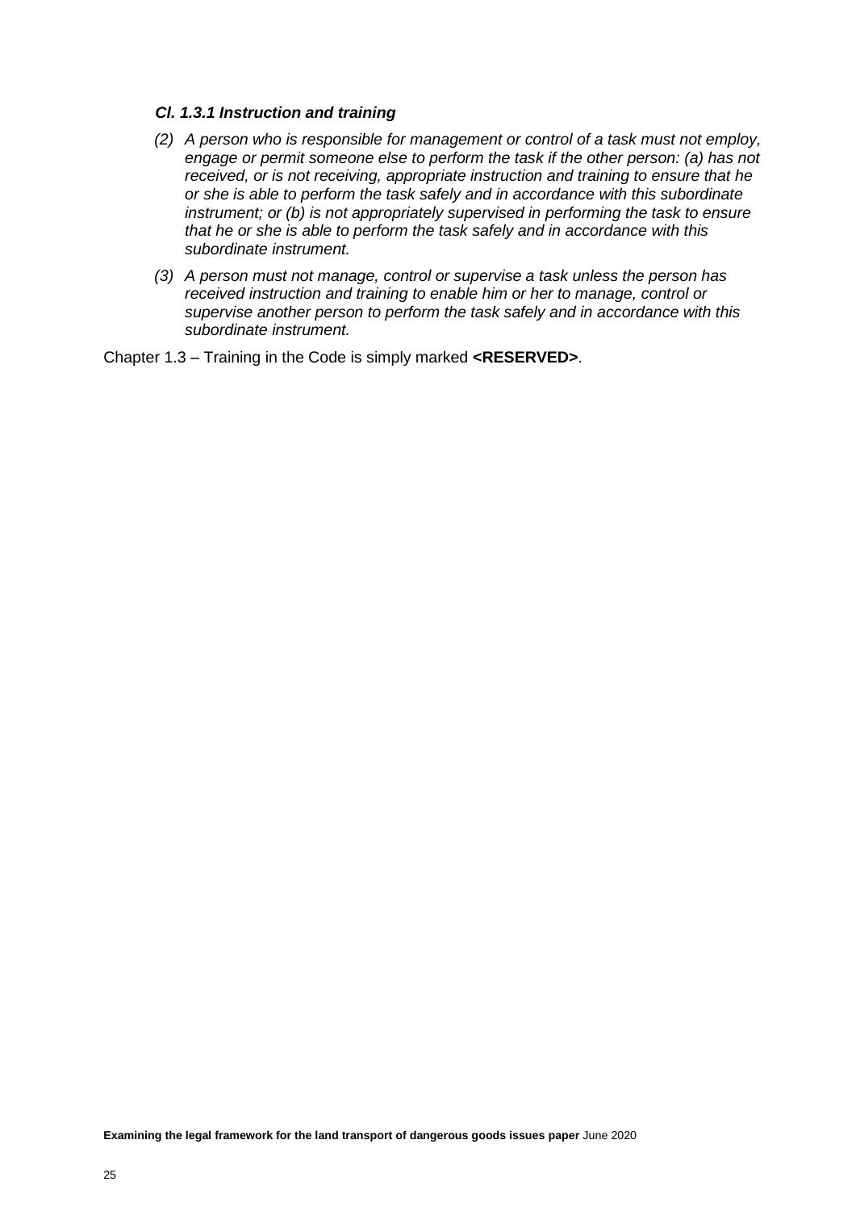***Cl. 1.3.1 Instruction and training***

*(2) A person who is responsible for management or control of a task must not employ, engage or permit someone else to perform the task if the other person: (a) has not received, or is not receiving, appropriate instruction and training to ensure that he or she is able to perform the task safely and in accordance with this subordinate instrument; or (b) is not appropriately supervised in performing the task to ensure that he or she is able to perform the task safely and in accordance with this subordinate instrument.*

*(3) A person must not manage, control or supervise a task unless the person has received instruction and training to enable him or her to manage, control or supervise another person to perform the task safely and in accordance with this subordinate instrument.*

Chapter 1.3 – Training in the Code is simply marked **<RESERVED>**.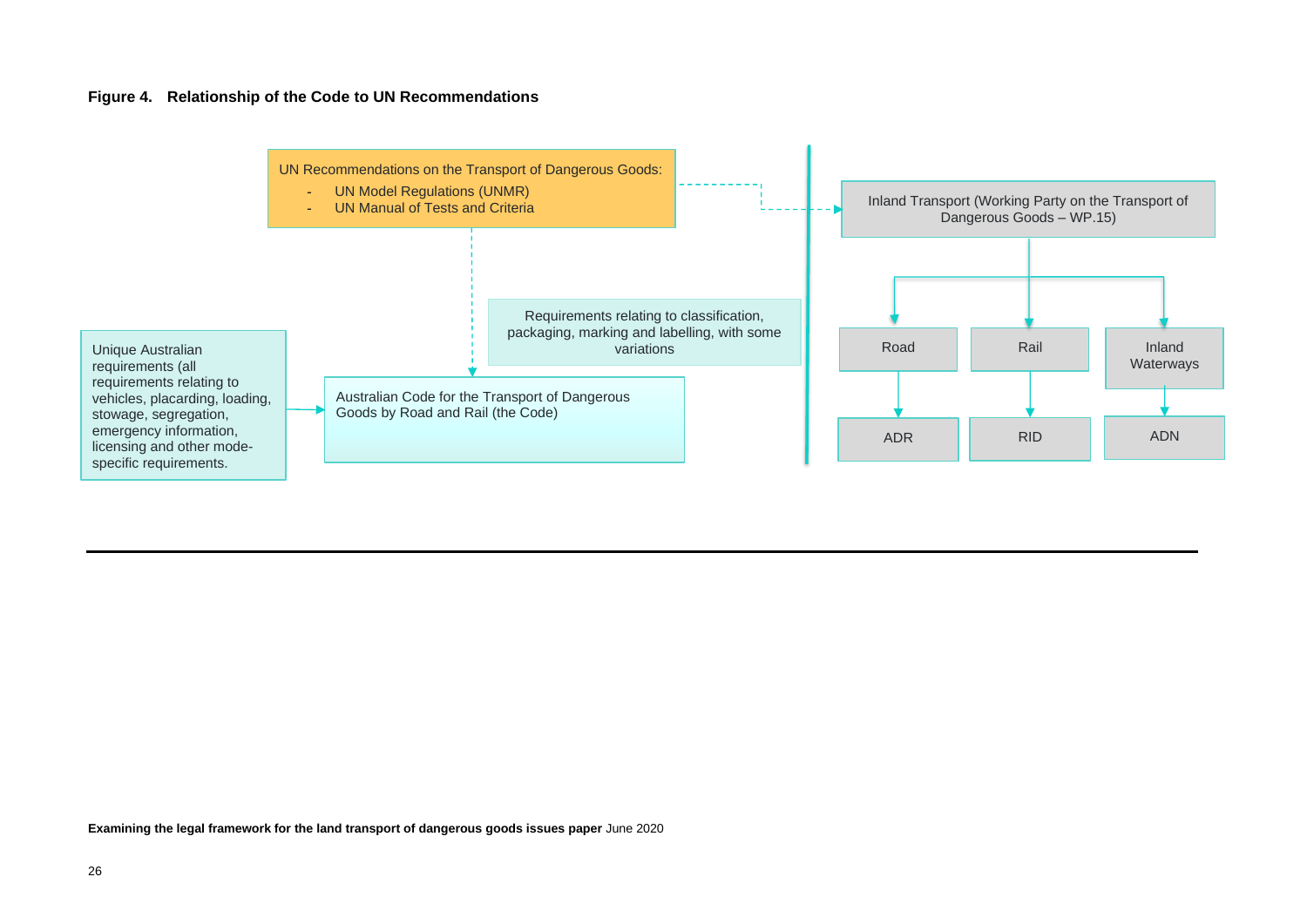**Figure 4. Relationship of the Code to UN Recommendations**

UN Recommendations on the Transport of Dangerous Goods:

- UN Model Regulations (UNMR)
- UN Manual of Tests and Criteria

Inland Transport (Working Party on the Transport of Dangerous Goods – WP.15)

Road

Rail

Inland Waterways

ADR

RID

ADN

Requirements relating to classification, packaging, marking and labelling, with some variations

Unique Australian requirements (all requirements relating to vehicles, placarding, loading, stowage, segregation, emergency information, licensing and other mode-specific requirements.

Australian Code for the Transport of Dangerous Goods by Road and Rail (the Code)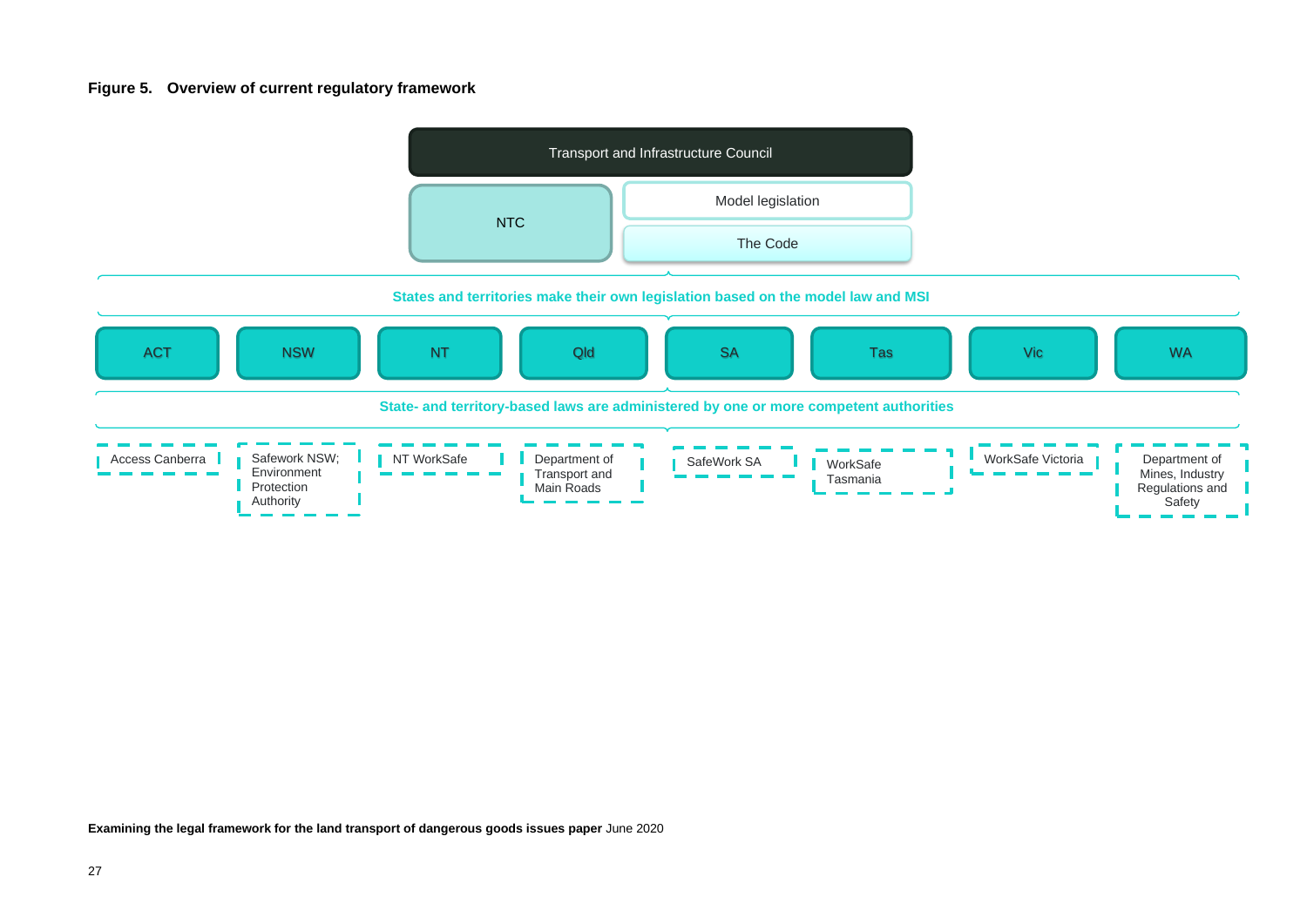**Figure 5. Overview of current regulatory framework**

Transport and Infrastructure Council

NTC

Model legislation

The Code

States and territories make their own legislation based on the model law and MSI

ACT

NSW

NT

Qld

SA

Tas

Vic

WA

State- and territory-based laws are administered by one or more competent authorities

Access Canberra

Safework NSW; Environment Protection Authority

NT WorkSafe

Department of Transport and Main Roads

SafeWork SA

WorkSafe Tasmania

WorkSafe Victoria

Department of Mines, Industry Regulations and Safety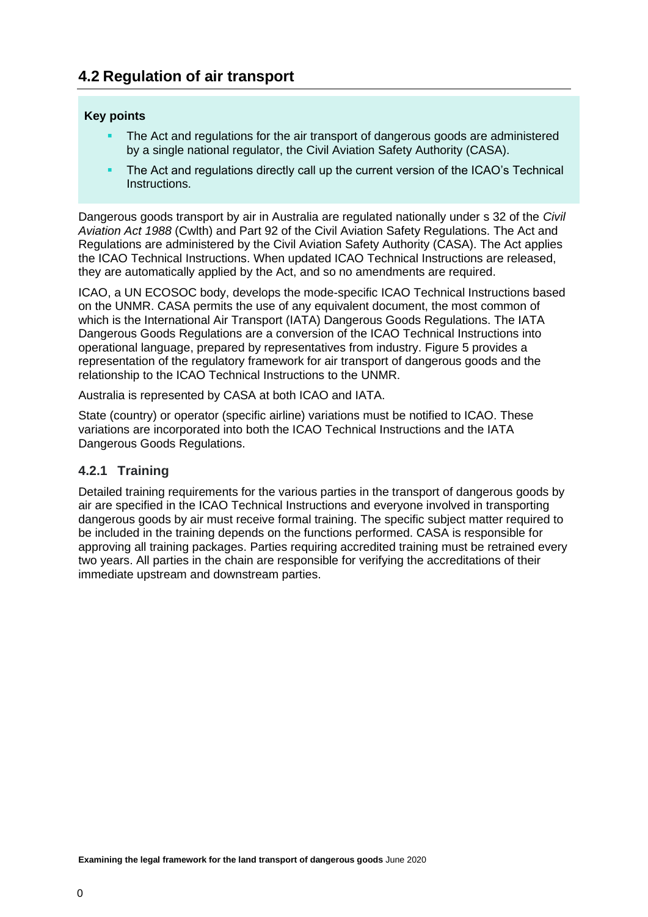## 4.2 Regulation of air transport

**Key points**

- The Act and regulations for the air transport of dangerous goods are administered by a single national regulator, the Civil Aviation Safety Authority (CASA).
- The Act and regulations directly call up the current version of the ICAO's Technical Instructions.

Dangerous goods transport by air in Australia are regulated nationally under s 32 of the *Civil Aviation Act 1988* (Cwlth) and Part 92 of the Civil Aviation Safety Regulations. The Act and Regulations are administered by the Civil Aviation Safety Authority (CASA). The Act applies the ICAO Technical Instructions. When updated ICAO Technical Instructions are released, they are automatically applied by the Act, and so no amendments are required.

ICAO, a UN ECOSOC body, develops the mode-specific ICAO Technical Instructions based on the UNMR. CASA permits the use of any equivalent document, the most common of which is the International Air Transport (IATA) Dangerous Goods Regulations. The IATA Dangerous Goods Regulations are a conversion of the ICAO Technical Instructions into operational language, prepared by representatives from industry. Figure 5 provides a representation of the regulatory framework for air transport of dangerous goods and the relationship to the ICAO Technical Instructions to the UNMR.

Australia is represented by CASA at both ICAO and IATA.

State (country) or operator (specific airline) variations must be notified to ICAO. These variations are incorporated into both the ICAO Technical Instructions and the IATA Dangerous Goods Regulations.

### 4.2.1 Training

Detailed training requirements for the various parties in the transport of dangerous goods by air are specified in the ICAO Technical Instructions and everyone involved in transporting dangerous goods by air must receive formal training. The specific subject matter required to be included in the training depends on the functions performed. CASA is responsible for approving all training packages. Parties requiring accredited training must be retrained every two years. All parties in the chain are responsible for verifying the accreditations of their immediate upstream and downstream parties.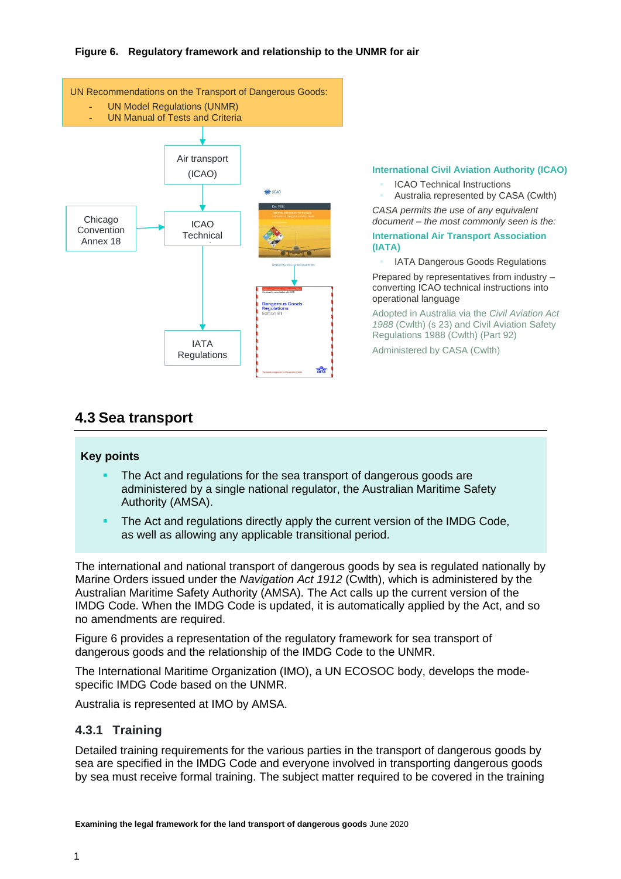**Figure 6. Regulatory framework and relationship to the UNMR for air**

UN Recommendations on the Transport of Dangerous Goods:
- UN Model Regulations (UNMR)
- UN Manual of Tests and Criteria

Air transport (ICAO)

Chicago Convention Annex 18

ICAO Technical

IATA Regulations

**International Civil Aviation Authority (ICAO)**

- ICAO Technical Instructions
- Australia represented by CASA (Cwlth)

*CASA permits the use of any equivalent document – the most commonly seen is the:*

**International Air Transport Association (IATA)**

- IATA Dangerous Goods Regulations

Prepared by representatives from industry – converting ICAO technical instructions into operational language

Adopted in Australia via the *Civil Aviation Act 1988* (Cwlth) (s 23) and Civil Aviation Safety Regulations 1988 (Cwlth) (Part 92)

Administered by CASA (Cwlth)

## 4.3 Sea transport

**Key points**

- The Act and regulations for the sea transport of dangerous goods are administered by a single national regulator, the Australian Maritime Safety Authority (AMSA).
- The Act and regulations directly apply the current version of the IMDG Code, as well as allowing any applicable transitional period.

The international and national transport of dangerous goods by sea is regulated nationally by Marine Orders issued under the *Navigation Act 1912* (Cwlth), which is administered by the Australian Maritime Safety Authority (AMSA). The Act calls up the current version of the IMDG Code. When the IMDG Code is updated, it is automatically applied by the Act, and so no amendments are required.

Figure 6 provides a representation of the regulatory framework for sea transport of dangerous goods and the relationship of the IMDG Code to the UNMR.

The International Maritime Organization (IMO), a UN ECOSOC body, develops the mode-specific IMDG Code based on the UNMR.

Australia is represented at IMO by AMSA.

### 4.3.1 Training

Detailed training requirements for the various parties in the transport of dangerous goods by sea are specified in the IMDG Code and everyone involved in transporting dangerous goods by sea must receive formal training. The subject matter required to be covered in the training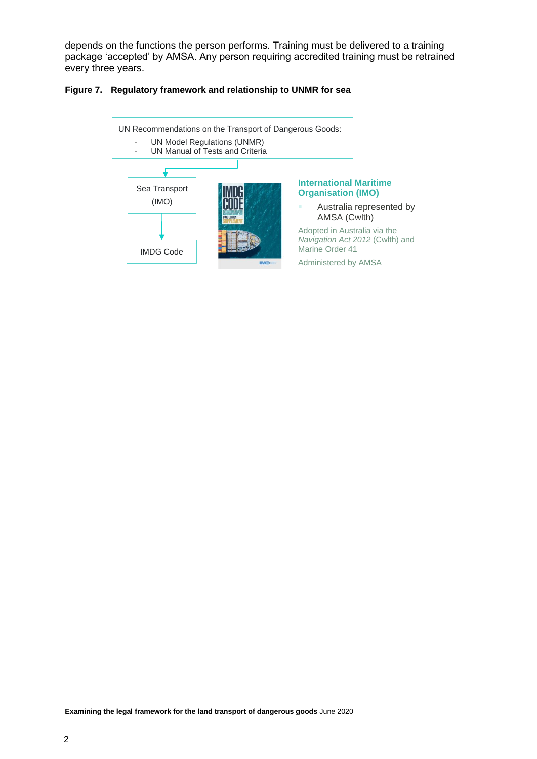depends on the functions the person performs. Training must be delivered to a training package 'accepted' by AMSA. Any person requiring accredited training must be retrained every three years.

**Figure 7. Regulatory framework and relationship to UNMR for sea**

UN Recommendations on the Transport of Dangerous Goods:
- UN Model Regulations (UNMR)
- UN Manual of Tests and Criteria

Sea Transport (IMO)

IMDG Code

**International Maritime Organisation (IMO)**

- Australia represented by AMSA (Cwlth)

Adopted in Australia via the *Navigation Act 2012* (Cwlth) and Marine Order 41

Administered by AMSA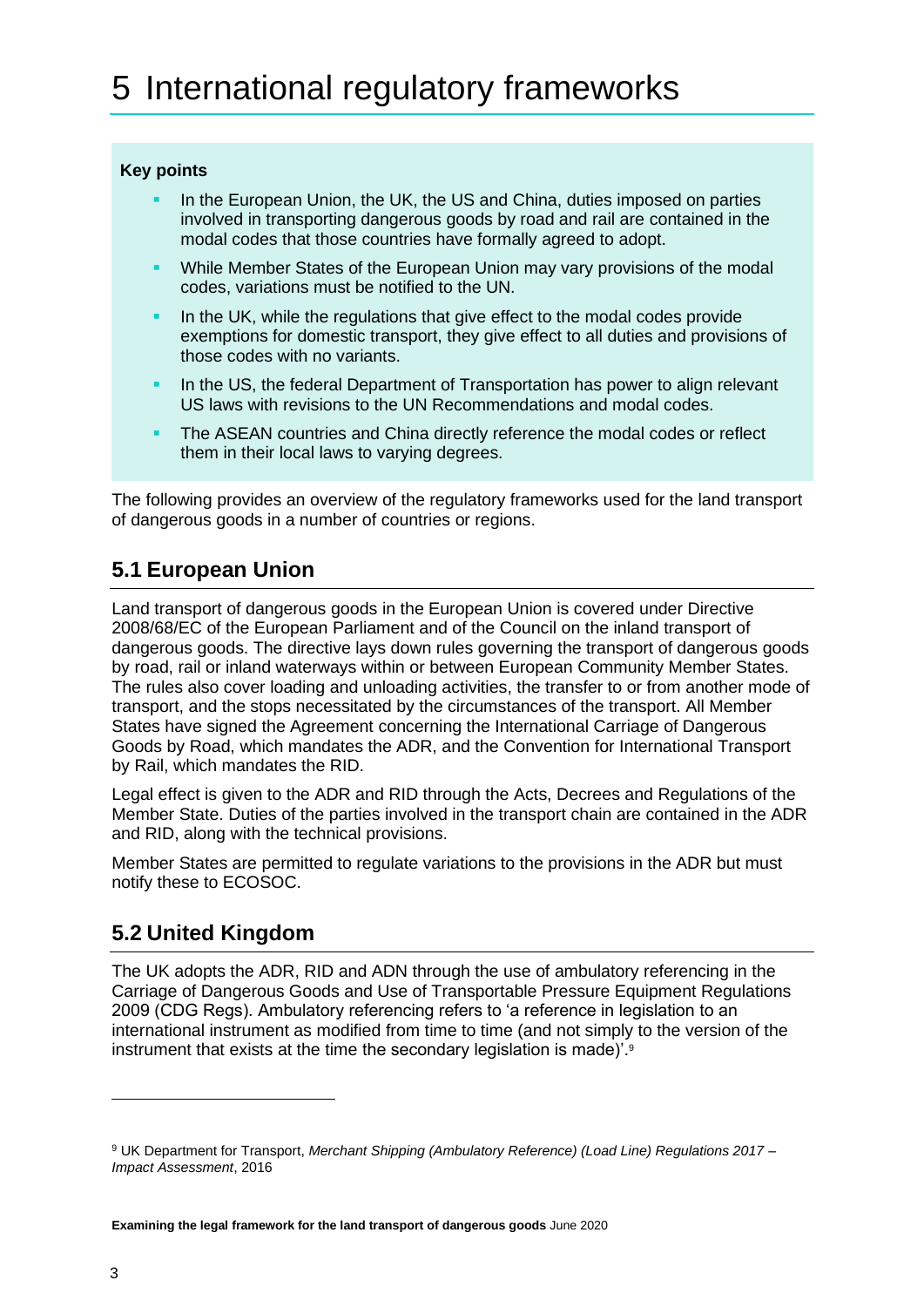# 5 International regulatory frameworks

**Key points**

- In the European Union, the UK, the US and China, duties imposed on parties involved in transporting dangerous goods by road and rail are contained in the modal codes that those countries have formally agreed to adopt.
- While Member States of the European Union may vary provisions of the modal codes, variations must be notified to the UN.
- In the UK, while the regulations that give effect to the modal codes provide exemptions for domestic transport, they give effect to all duties and provisions of those codes with no variants.
- In the US, the federal Department of Transportation has power to align relevant US laws with revisions to the UN Recommendations and modal codes.
- The ASEAN countries and China directly reference the modal codes or reflect them in their local laws to varying degrees.

The following provides an overview of the regulatory frameworks used for the land transport of dangerous goods in a number of countries or regions.

## 5.1 European Union

Land transport of dangerous goods in the European Union is covered under Directive 2008/68/EC of the European Parliament and of the Council on the inland transport of dangerous goods. The directive lays down rules governing the transport of dangerous goods by road, rail or inland waterways within or between European Community Member States. The rules also cover loading and unloading activities, the transfer to or from another mode of transport, and the stops necessitated by the circumstances of the transport. All Member States have signed the Agreement concerning the International Carriage of Dangerous Goods by Road, which mandates the ADR, and the Convention for International Transport by Rail, which mandates the RID.

Legal effect is given to the ADR and RID through the Acts, Decrees and Regulations of the Member State. Duties of the parties involved in the transport chain are contained in the ADR and RID, along with the technical provisions.

Member States are permitted to regulate variations to the provisions in the ADR but must notify these to ECOSOC.

## 5.2 United Kingdom

The UK adopts the ADR, RID and ADN through the use of ambulatory referencing in the Carriage of Dangerous Goods and Use of Transportable Pressure Equipment Regulations 2009 (CDG Regs). Ambulatory referencing refers to 'a reference in legislation to an international instrument as modified from time to time (and not simply to the version of the instrument that exists at the time the secondary legislation is made)'.[9]

[9] UK Department for Transport, *Merchant Shipping (Ambulatory Reference) (Load Line) Regulations 2017 – Impact Assessment*, 2016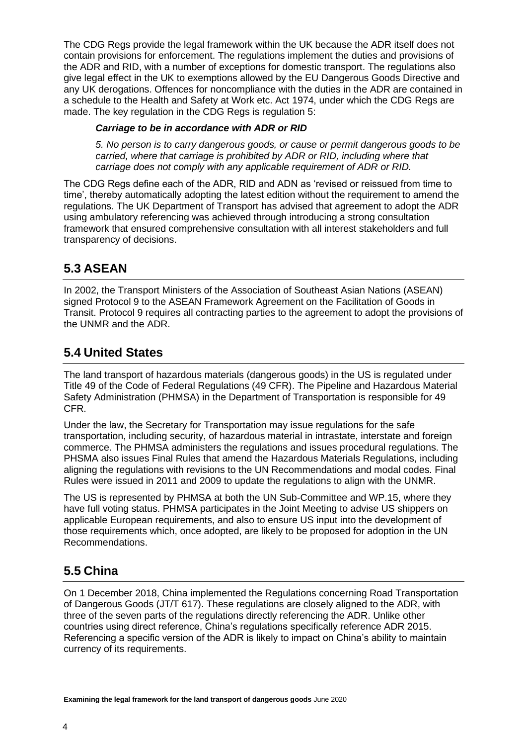The CDG Regs provide the legal framework within the UK because the ADR itself does not contain provisions for enforcement. The regulations implement the duties and provisions of the ADR and RID, with a number of exceptions for domestic transport. The regulations also give legal effect in the UK to exemptions allowed by the EU Dangerous Goods Directive and any UK derogations. Offences for noncompliance with the duties in the ADR are contained in a schedule to the Health and Safety at Work etc. Act 1974, under which the CDG Regs are made. The key regulation in the CDG Regs is regulation 5:

> ***Carriage to be in accordance with ADR or RID***
>
> *5. No person is to carry dangerous goods, or cause or permit dangerous goods to be carried, where that carriage is prohibited by ADR or RID, including where that carriage does not comply with any applicable requirement of ADR or RID.*

The CDG Regs define each of the ADR, RID and ADN as 'revised or reissued from time to time', thereby automatically adopting the latest edition without the requirement to amend the regulations. The UK Department of Transport has advised that agreement to adopt the ADR using ambulatory referencing was achieved through introducing a strong consultation framework that ensured comprehensive consultation with all interest stakeholders and full transparency of decisions.

## 5.3 ASEAN

In 2002, the Transport Ministers of the Association of Southeast Asian Nations (ASEAN) signed Protocol 9 to the ASEAN Framework Agreement on the Facilitation of Goods in Transit. Protocol 9 requires all contracting parties to the agreement to adopt the provisions of the UNMR and the ADR.

## 5.4 United States

The land transport of hazardous materials (dangerous goods) in the US is regulated under Title 49 of the Code of Federal Regulations (49 CFR). The Pipeline and Hazardous Material Safety Administration (PHMSA) in the Department of Transportation is responsible for 49 CFR.

Under the law, the Secretary for Transportation may issue regulations for the safe transportation, including security, of hazardous material in intrastate, interstate and foreign commerce. The PHMSA administers the regulations and issues procedural regulations. The PHSMA also issues Final Rules that amend the Hazardous Materials Regulations, including aligning the regulations with revisions to the UN Recommendations and modal codes. Final Rules were issued in 2011 and 2009 to update the regulations to align with the UNMR.

The US is represented by PHMSA at both the UN Sub-Committee and WP.15, where they have full voting status. PHMSA participates in the Joint Meeting to advise US shippers on applicable European requirements, and also to ensure US input into the development of those requirements which, once adopted, are likely to be proposed for adoption in the UN Recommendations.

## 5.5 China

On 1 December 2018, China implemented the Regulations concerning Road Transportation of Dangerous Goods (JT/T 617). These regulations are closely aligned to the ADR, with three of the seven parts of the regulations directly referencing the ADR. Unlike other countries using direct reference, China's regulations specifically reference ADR 2015. Referencing a specific version of the ADR is likely to impact on China's ability to maintain currency of its requirements.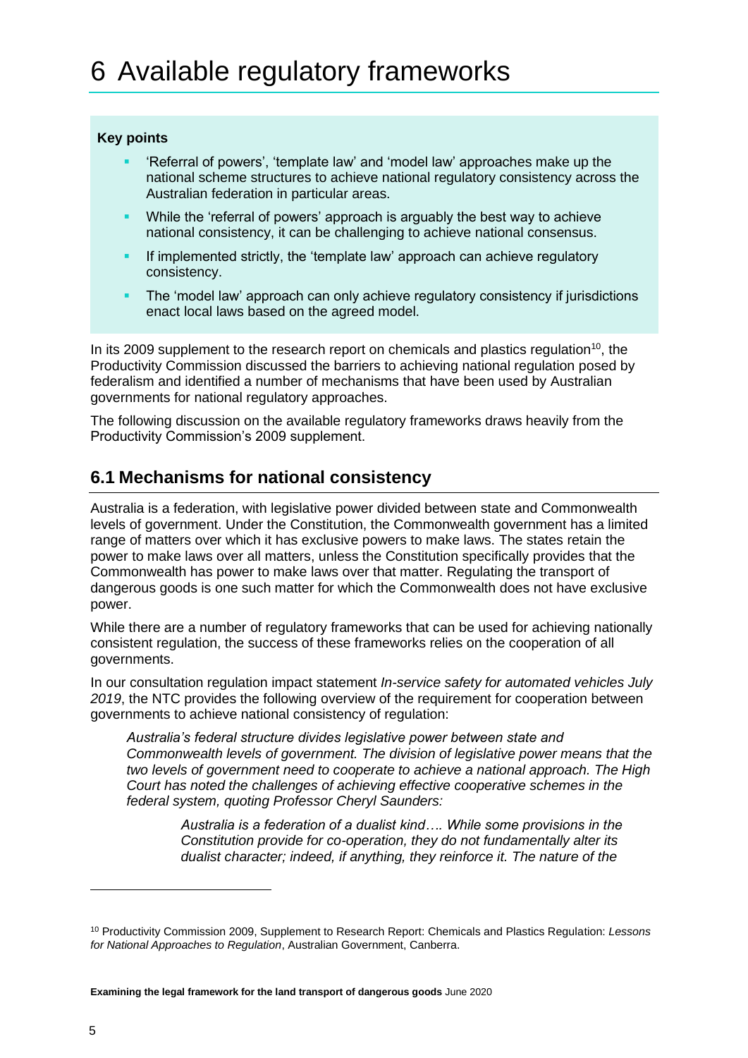# 6 Available regulatory frameworks

**Key points**

- 'Referral of powers', 'template law' and 'model law' approaches make up the national scheme structures to achieve national regulatory consistency across the Australian federation in particular areas.
- While the 'referral of powers' approach is arguably the best way to achieve national consistency, it can be challenging to achieve national consensus.
- If implemented strictly, the 'template law' approach can achieve regulatory consistency.
- The 'model law' approach can only achieve regulatory consistency if jurisdictions enact local laws based on the agreed model.

In its 2009 supplement to the research report on chemicals and plastics regulation[10], the Productivity Commission discussed the barriers to achieving national regulation posed by federalism and identified a number of mechanisms that have been used by Australian governments for national regulatory approaches.

The following discussion on the available regulatory frameworks draws heavily from the Productivity Commission's 2009 supplement.

## 6.1 Mechanisms for national consistency

Australia is a federation, with legislative power divided between state and Commonwealth levels of government. Under the Constitution, the Commonwealth government has a limited range of matters over which it has exclusive powers to make laws. The states retain the power to make laws over all matters, unless the Constitution specifically provides that the Commonwealth has power to make laws over that matter. Regulating the transport of dangerous goods is one such matter for which the Commonwealth does not have exclusive power.

While there are a number of regulatory frameworks that can be used for achieving nationally consistent regulation, the success of these frameworks relies on the cooperation of all governments.

In our consultation regulation impact statement *In-service safety for automated vehicles July 2019*, the NTC provides the following overview of the requirement for cooperation between governments to achieve national consistency of regulation:

> *Australia's federal structure divides legislative power between state and Commonwealth levels of government. The division of legislative power means that the two levels of government need to cooperate to achieve a national approach. The High Court has noted the challenges of achieving effective cooperative schemes in the federal system, quoting Professor Cheryl Saunders:*
>
> > *Australia is a federation of a dualist kind…. While some provisions in the Constitution provide for co-operation, they do not fundamentally alter its dualist character; indeed, if anything, they reinforce it. The nature of the*

[10] Productivity Commission 2009, Supplement to Research Report: Chemicals and Plastics Regulation: *Lessons for National Approaches to Regulation*, Australian Government, Canberra.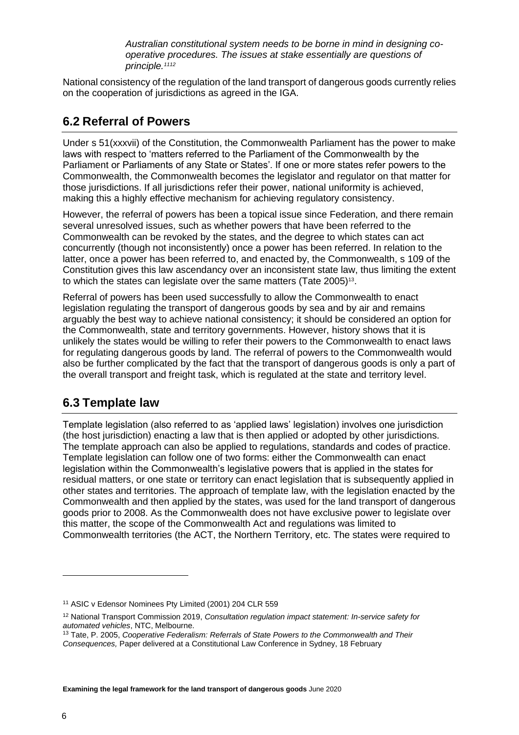*Australian constitutional system needs to be borne in mind in designing co-operative procedures. The issues at stake essentially are questions of principle.*[11][12]

National consistency of the regulation of the land transport of dangerous goods currently relies on the cooperation of jurisdictions as agreed in the IGA.

## 6.2 Referral of Powers

Under s 51(xxxvii) of the Constitution, the Commonwealth Parliament has the power to make laws with respect to 'matters referred to the Parliament of the Commonwealth by the Parliament or Parliaments of any State or States'. If one or more states refer powers to the Commonwealth, the Commonwealth becomes the legislator and regulator on that matter for those jurisdictions. If all jurisdictions refer their power, national uniformity is achieved, making this a highly effective mechanism for achieving regulatory consistency.

However, the referral of powers has been a topical issue since Federation, and there remain several unresolved issues, such as whether powers that have been referred to the Commonwealth can be revoked by the states, and the degree to which states can act concurrently (though not inconsistently) once a power has been referred. In relation to the latter, once a power has been referred to, and enacted by, the Commonwealth, s 109 of the Constitution gives this law ascendancy over an inconsistent state law, thus limiting the extent to which the states can legislate over the same matters (Tate 2005)[13].

Referral of powers has been used successfully to allow the Commonwealth to enact legislation regulating the transport of dangerous goods by sea and by air and remains arguably the best way to achieve national consistency; it should be considered an option for the Commonwealth, state and territory governments. However, history shows that it is unlikely the states would be willing to refer their powers to the Commonwealth to enact laws for regulating dangerous goods by land. The referral of powers to the Commonwealth would also be further complicated by the fact that the transport of dangerous goods is only a part of the overall transport and freight task, which is regulated at the state and territory level.

## 6.3 Template law

Template legislation (also referred to as 'applied laws' legislation) involves one jurisdiction (the host jurisdiction) enacting a law that is then applied or adopted by other jurisdictions. The template approach can also be applied to regulations, standards and codes of practice. Template legislation can follow one of two forms: either the Commonwealth can enact legislation within the Commonwealth's legislative powers that is applied in the states for residual matters, or one state or territory can enact legislation that is subsequently applied in other states and territories. The approach of template law, with the legislation enacted by the Commonwealth and then applied by the states, was used for the land transport of dangerous goods prior to 2008. As the Commonwealth does not have exclusive power to legislate over this matter, the scope of the Commonwealth Act and regulations was limited to Commonwealth territories (the ACT, the Northern Territory, etc. The states were required to

---

[11] ASIC v Edensor Nominees Pty Limited (2001) 204 CLR 559

[12] National Transport Commission 2019, *Consultation regulation impact statement: In-service safety for automated vehicles*, NTC, Melbourne.

[13] Tate, P. 2005, *Cooperative Federalism: Referrals of State Powers to the Commonwealth and Their Consequences,* Paper delivered at a Constitutional Law Conference in Sydney, 18 February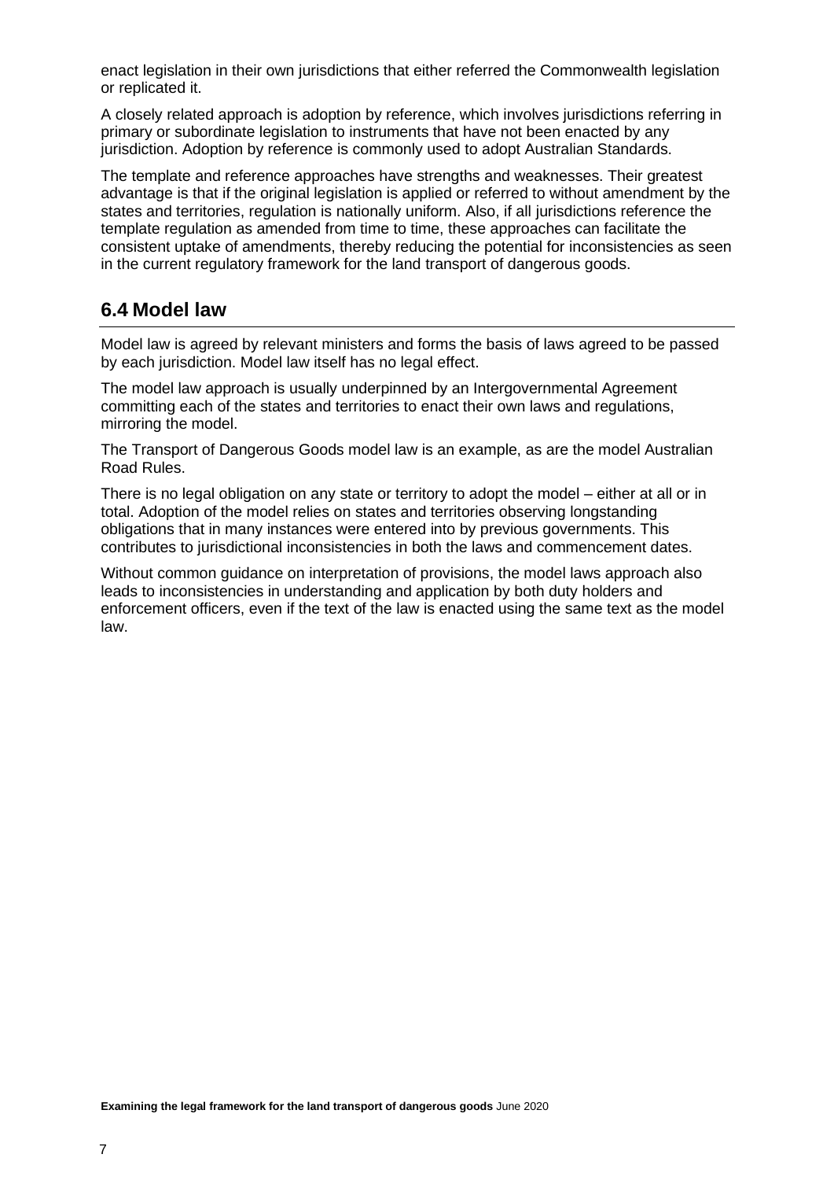enact legislation in their own jurisdictions that either referred the Commonwealth legislation or replicated it.

A closely related approach is adoption by reference, which involves jurisdictions referring in primary or subordinate legislation to instruments that have not been enacted by any jurisdiction. Adoption by reference is commonly used to adopt Australian Standards.

The template and reference approaches have strengths and weaknesses. Their greatest advantage is that if the original legislation is applied or referred to without amendment by the states and territories, regulation is nationally uniform. Also, if all jurisdictions reference the template regulation as amended from time to time, these approaches can facilitate the consistent uptake of amendments, thereby reducing the potential for inconsistencies as seen in the current regulatory framework for the land transport of dangerous goods.

## 6.4 Model law

Model law is agreed by relevant ministers and forms the basis of laws agreed to be passed by each jurisdiction. Model law itself has no legal effect.

The model law approach is usually underpinned by an Intergovernmental Agreement committing each of the states and territories to enact their own laws and regulations, mirroring the model.

The Transport of Dangerous Goods model law is an example, as are the model Australian Road Rules.

There is no legal obligation on any state or territory to adopt the model – either at all or in total. Adoption of the model relies on states and territories observing longstanding obligations that in many instances were entered into by previous governments. This contributes to jurisdictional inconsistencies in both the laws and commencement dates.

Without common guidance on interpretation of provisions, the model laws approach also leads to inconsistencies in understanding and application by both duty holders and enforcement officers, even if the text of the law is enacted using the same text as the model law.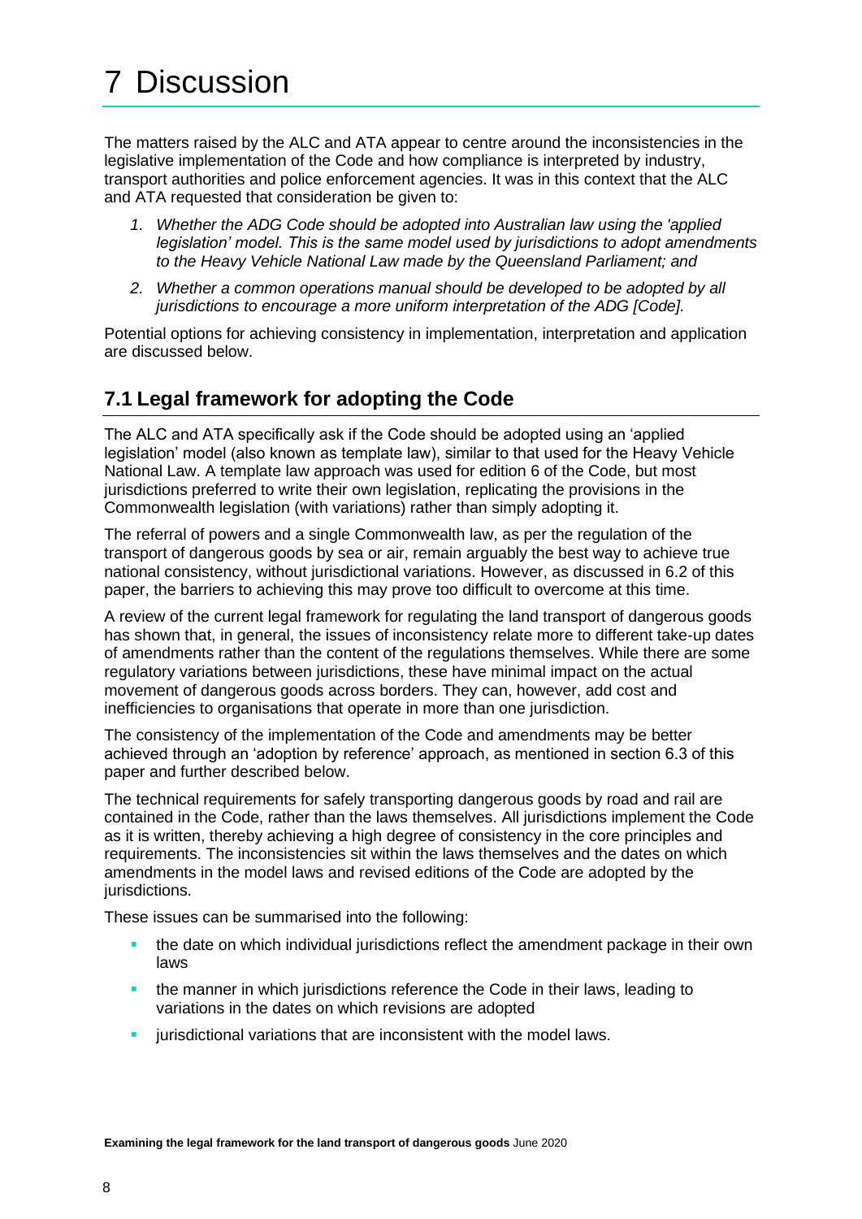# 7 Discussion

The matters raised by the ALC and ATA appear to centre around the inconsistencies in the legislative implementation of the Code and how compliance is interpreted by industry, transport authorities and police enforcement agencies. It was in this context that the ALC and ATA requested that consideration be given to:

1. *Whether the ADG Code should be adopted into Australian law using the 'applied legislation' model. This is the same model used by jurisdictions to adopt amendments to the Heavy Vehicle National Law made by the Queensland Parliament; and*
2. *Whether a common operations manual should be developed to be adopted by all jurisdictions to encourage a more uniform interpretation of the ADG [Code].*

Potential options for achieving consistency in implementation, interpretation and application are discussed below.

## 7.1 Legal framework for adopting the Code

The ALC and ATA specifically ask if the Code should be adopted using an 'applied legislation' model (also known as template law), similar to that used for the Heavy Vehicle National Law. A template law approach was used for edition 6 of the Code, but most jurisdictions preferred to write their own legislation, replicating the provisions in the Commonwealth legislation (with variations) rather than simply adopting it.

The referral of powers and a single Commonwealth law, as per the regulation of the transport of dangerous goods by sea or air, remain arguably the best way to achieve true national consistency, without jurisdictional variations. However, as discussed in 6.2 of this paper, the barriers to achieving this may prove too difficult to overcome at this time.

A review of the current legal framework for regulating the land transport of dangerous goods has shown that, in general, the issues of inconsistency relate more to different take-up dates of amendments rather than the content of the regulations themselves. While there are some regulatory variations between jurisdictions, these have minimal impact on the actual movement of dangerous goods across borders. They can, however, add cost and inefficiencies to organisations that operate in more than one jurisdiction.

The consistency of the implementation of the Code and amendments may be better achieved through an 'adoption by reference' approach, as mentioned in section 6.3 of this paper and further described below.

The technical requirements for safely transporting dangerous goods by road and rail are contained in the Code, rather than the laws themselves. All jurisdictions implement the Code as it is written, thereby achieving a high degree of consistency in the core principles and requirements. The inconsistencies sit within the laws themselves and the dates on which amendments in the model laws and revised editions of the Code are adopted by the jurisdictions.

These issues can be summarised into the following:

- the date on which individual jurisdictions reflect the amendment package in their own laws
- the manner in which jurisdictions reference the Code in their laws, leading to variations in the dates on which revisions are adopted
- jurisdictional variations that are inconsistent with the model laws.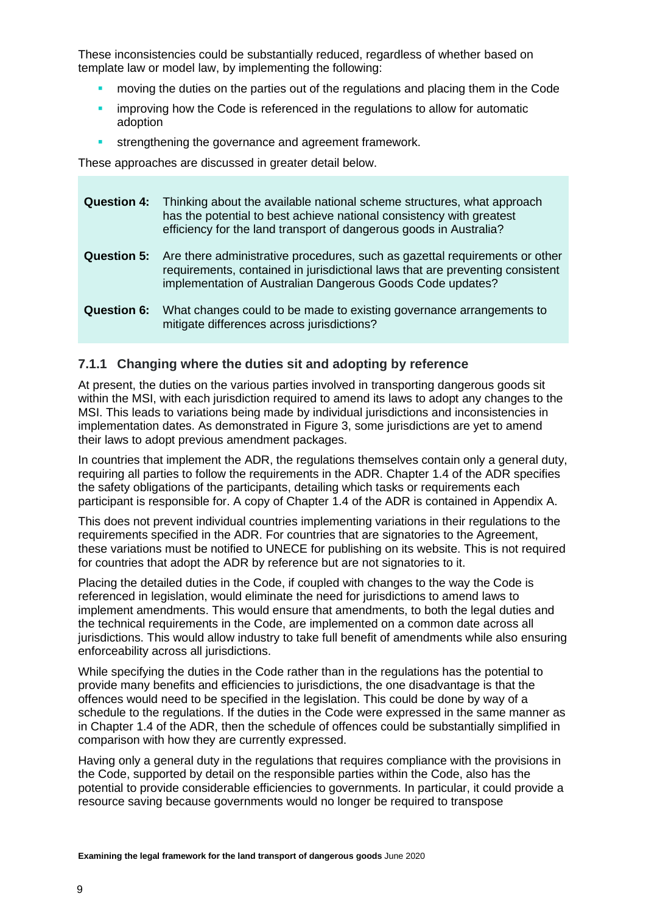These inconsistencies could be substantially reduced, regardless of whether based on template law or model law, by implementing the following:

- moving the duties on the parties out of the regulations and placing them in the Code
- improving how the Code is referenced in the regulations to allow for automatic adoption
- strengthening the governance and agreement framework.

These approaches are discussed in greater detail below.

**Question 4:** Thinking about the available national scheme structures, what approach has the potential to best achieve national consistency with greatest efficiency for the land transport of dangerous goods in Australia?

**Question 5:** Are there administrative procedures, such as gazettal requirements or other requirements, contained in jurisdictional laws that are preventing consistent implementation of Australian Dangerous Goods Code updates?

**Question 6:** What changes could to be made to existing governance arrangements to mitigate differences across jurisdictions?

### 7.1.1 Changing where the duties sit and adopting by reference

At present, the duties on the various parties involved in transporting dangerous goods sit within the MSI, with each jurisdiction required to amend its laws to adopt any changes to the MSI. This leads to variations being made by individual jurisdictions and inconsistencies in implementation dates. As demonstrated in Figure 3, some jurisdictions are yet to amend their laws to adopt previous amendment packages.

In countries that implement the ADR, the regulations themselves contain only a general duty, requiring all parties to follow the requirements in the ADR. Chapter 1.4 of the ADR specifies the safety obligations of the participants, detailing which tasks or requirements each participant is responsible for. A copy of Chapter 1.4 of the ADR is contained in Appendix A.

This does not prevent individual countries implementing variations in their regulations to the requirements specified in the ADR. For countries that are signatories to the Agreement, these variations must be notified to UNECE for publishing on its website. This is not required for countries that adopt the ADR by reference but are not signatories to it.

Placing the detailed duties in the Code, if coupled with changes to the way the Code is referenced in legislation, would eliminate the need for jurisdictions to amend laws to implement amendments. This would ensure that amendments, to both the legal duties and the technical requirements in the Code, are implemented on a common date across all jurisdictions. This would allow industry to take full benefit of amendments while also ensuring enforceability across all jurisdictions.

While specifying the duties in the Code rather than in the regulations has the potential to provide many benefits and efficiencies to jurisdictions, the one disadvantage is that the offences would need to be specified in the legislation. This could be done by way of a schedule to the regulations. If the duties in the Code were expressed in the same manner as in Chapter 1.4 of the ADR, then the schedule of offences could be substantially simplified in comparison with how they are currently expressed.

Having only a general duty in the regulations that requires compliance with the provisions in the Code, supported by detail on the responsible parties within the Code, also has the potential to provide considerable efficiencies to governments. In particular, it could provide a resource saving because governments would no longer be required to transpose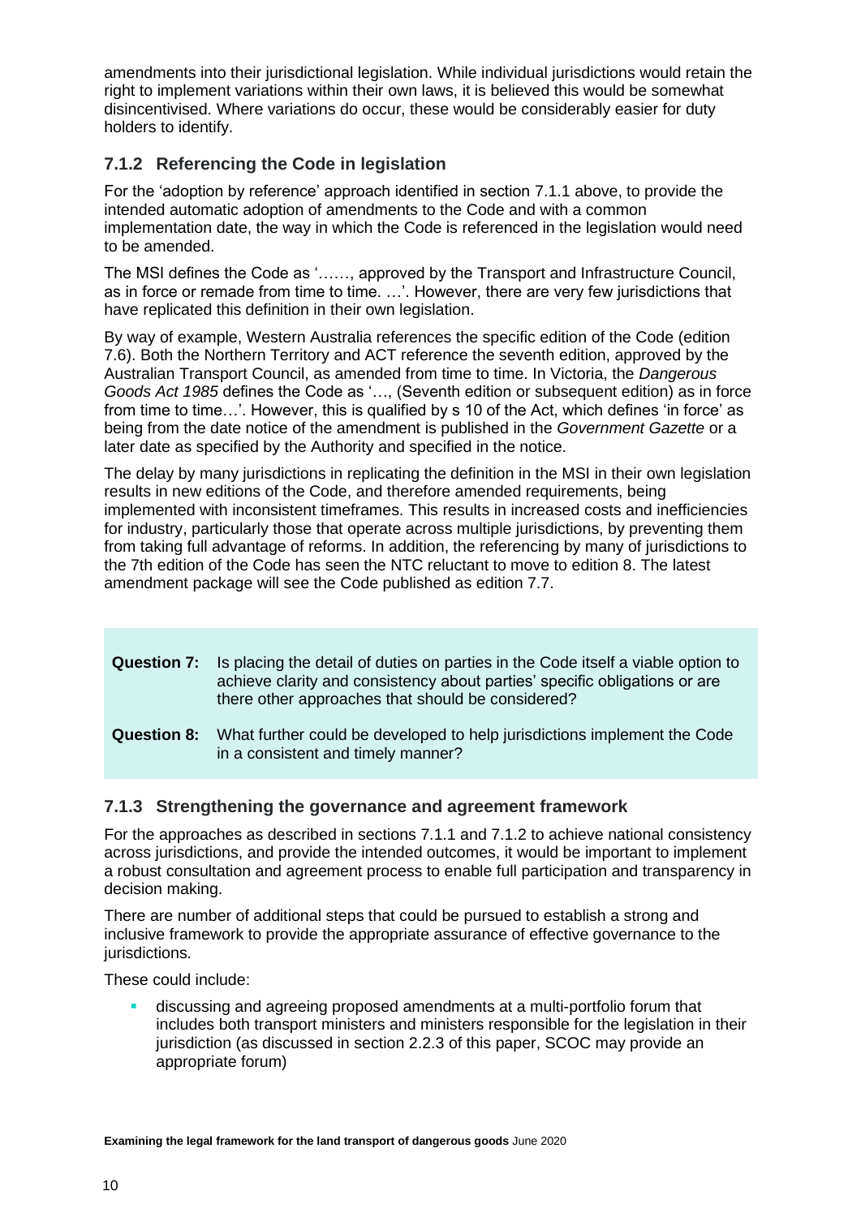amendments into their jurisdictional legislation. While individual jurisdictions would retain the right to implement variations within their own laws, it is believed this would be somewhat disincentivised. Where variations do occur, these would be considerably easier for duty holders to identify.

### 7.1.2 Referencing the Code in legislation

For the 'adoption by reference' approach identified in section 7.1.1 above, to provide the intended automatic adoption of amendments to the Code and with a common implementation date, the way in which the Code is referenced in the legislation would need to be amended.

The MSI defines the Code as '……, approved by the Transport and Infrastructure Council, as in force or remade from time to time. …'. However, there are very few jurisdictions that have replicated this definition in their own legislation.

By way of example, Western Australia references the specific edition of the Code (edition 7.6). Both the Northern Territory and ACT reference the seventh edition, approved by the Australian Transport Council, as amended from time to time. In Victoria, the *Dangerous Goods Act 1985* defines the Code as '…, (Seventh edition or subsequent edition) as in force from time to time…'. However, this is qualified by s 10 of the Act, which defines 'in force' as being from the date notice of the amendment is published in the *Government Gazette* or a later date as specified by the Authority and specified in the notice.

The delay by many jurisdictions in replicating the definition in the MSI in their own legislation results in new editions of the Code, and therefore amended requirements, being implemented with inconsistent timeframes. This results in increased costs and inefficiencies for industry, particularly those that operate across multiple jurisdictions, by preventing them from taking full advantage of reforms. In addition, the referencing by many of jurisdictions to the 7th edition of the Code has seen the NTC reluctant to move to edition 8. The latest amendment package will see the Code published as edition 7.7.

**Question 7:** Is placing the detail of duties on parties in the Code itself a viable option to achieve clarity and consistency about parties' specific obligations or are there other approaches that should be considered?

**Question 8:** What further could be developed to help jurisdictions implement the Code in a consistent and timely manner?

### 7.1.3 Strengthening the governance and agreement framework

For the approaches as described in sections 7.1.1 and 7.1.2 to achieve national consistency across jurisdictions, and provide the intended outcomes, it would be important to implement a robust consultation and agreement process to enable full participation and transparency in decision making.

There are number of additional steps that could be pursued to establish a strong and inclusive framework to provide the appropriate assurance of effective governance to the jurisdictions.

These could include:

- discussing and agreeing proposed amendments at a multi-portfolio forum that includes both transport ministers and ministers responsible for the legislation in their jurisdiction (as discussed in section 2.2.3 of this paper, SCOC may provide an appropriate forum)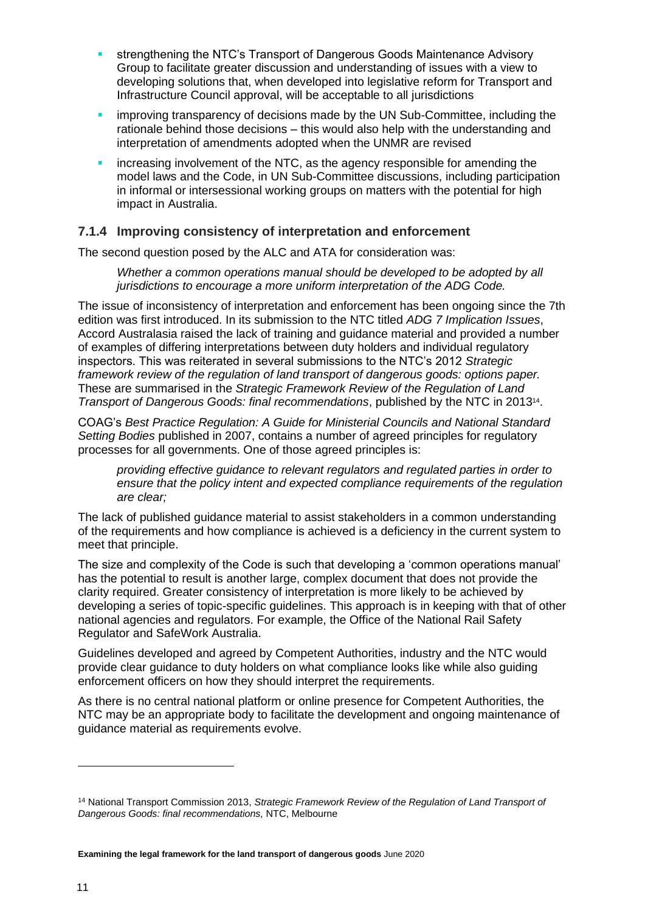- strengthening the NTC's Transport of Dangerous Goods Maintenance Advisory Group to facilitate greater discussion and understanding of issues with a view to developing solutions that, when developed into legislative reform for Transport and Infrastructure Council approval, will be acceptable to all jurisdictions
- improving transparency of decisions made by the UN Sub-Committee, including the rationale behind those decisions – this would also help with the understanding and interpretation of amendments adopted when the UNMR are revised
- increasing involvement of the NTC, as the agency responsible for amending the model laws and the Code, in UN Sub-Committee discussions, including participation in informal or intersessional working groups on matters with the potential for high impact in Australia.

### 7.1.4 Improving consistency of interpretation and enforcement

The second question posed by the ALC and ATA for consideration was:

> *Whether a common operations manual should be developed to be adopted by all jurisdictions to encourage a more uniform interpretation of the ADG Code.*

The issue of inconsistency of interpretation and enforcement has been ongoing since the 7th edition was first introduced. In its submission to the NTC titled *ADG 7 Implication Issues*, Accord Australasia raised the lack of training and guidance material and provided a number of examples of differing interpretations between duty holders and individual regulatory inspectors. This was reiterated in several submissions to the NTC's 2012 *Strategic framework review of the regulation of land transport of dangerous goods: options paper.* These are summarised in the *Strategic Framework Review of the Regulation of Land Transport of Dangerous Goods: final recommendations*, published by the NTC in 2013[14].

COAG's *Best Practice Regulation: A Guide for Ministerial Councils and National Standard Setting Bodies* published in 2007, contains a number of agreed principles for regulatory processes for all governments. One of those agreed principles is:

> *providing effective guidance to relevant regulators and regulated parties in order to ensure that the policy intent and expected compliance requirements of the regulation are clear;*

The lack of published guidance material to assist stakeholders in a common understanding of the requirements and how compliance is achieved is a deficiency in the current system to meet that principle.

The size and complexity of the Code is such that developing a 'common operations manual' has the potential to result is another large, complex document that does not provide the clarity required. Greater consistency of interpretation is more likely to be achieved by developing a series of topic-specific guidelines. This approach is in keeping with that of other national agencies and regulators. For example, the Office of the National Rail Safety Regulator and SafeWork Australia.

Guidelines developed and agreed by Competent Authorities, industry and the NTC would provide clear guidance to duty holders on what compliance looks like while also guiding enforcement officers on how they should interpret the requirements.

As there is no central national platform or online presence for Competent Authorities, the NTC may be an appropriate body to facilitate the development and ongoing maintenance of guidance material as requirements evolve.

[14] National Transport Commission 2013, *Strategic Framework Review of the Regulation of Land Transport of Dangerous Goods: final recommendations,* NTC, Melbourne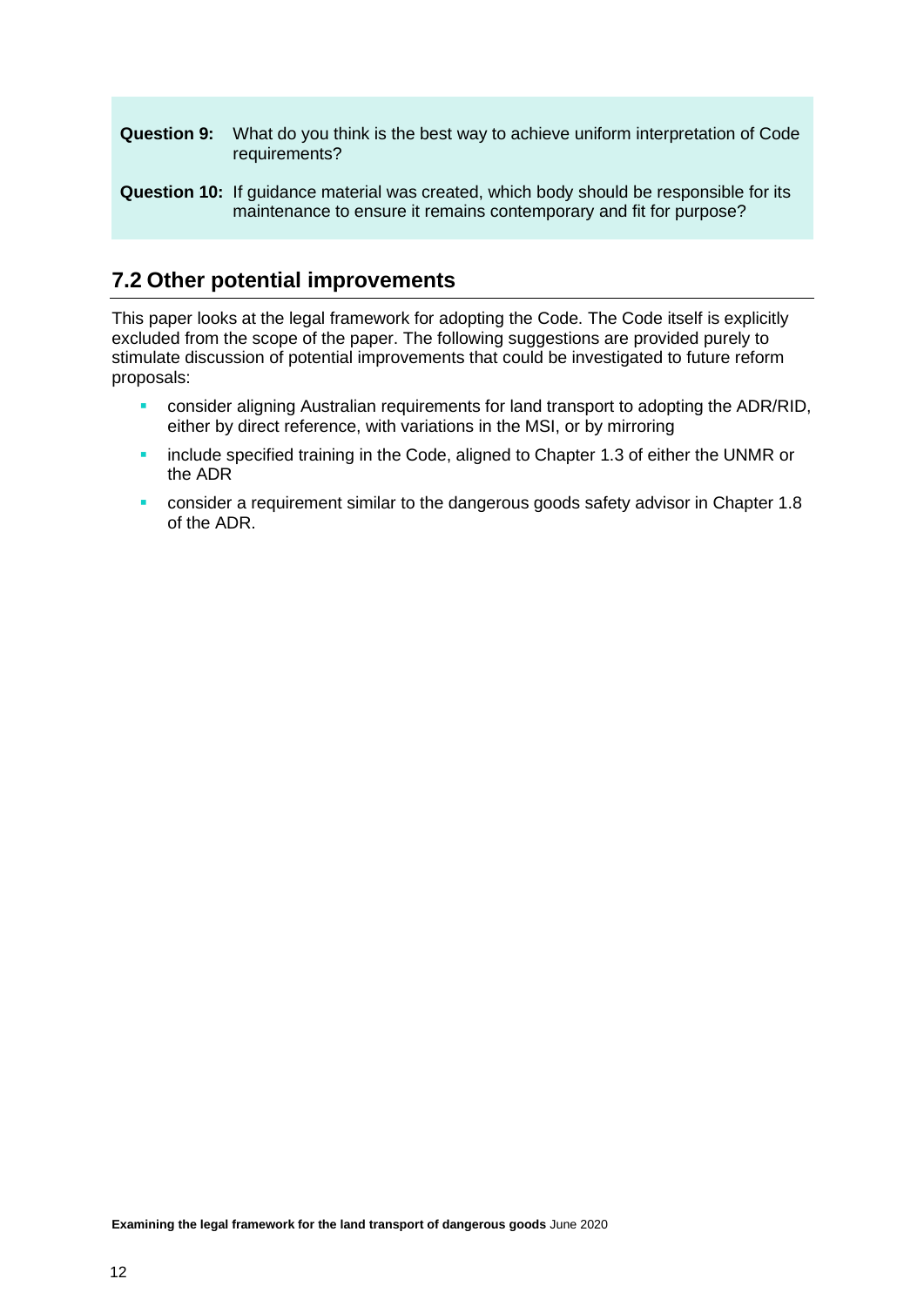**Question 9:** What do you think is the best way to achieve uniform interpretation of Code requirements?

**Question 10:** If guidance material was created, which body should be responsible for its maintenance to ensure it remains contemporary and fit for purpose?

## 7.2 Other potential improvements

This paper looks at the legal framework for adopting the Code. The Code itself is explicitly excluded from the scope of the paper. The following suggestions are provided purely to stimulate discussion of potential improvements that could be investigated to future reform proposals:

- consider aligning Australian requirements for land transport to adopting the ADR/RID, either by direct reference, with variations in the MSI, or by mirroring
- include specified training in the Code, aligned to Chapter 1.3 of either the UNMR or the ADR
- consider a requirement similar to the dangerous goods safety advisor in Chapter 1.8 of the ADR.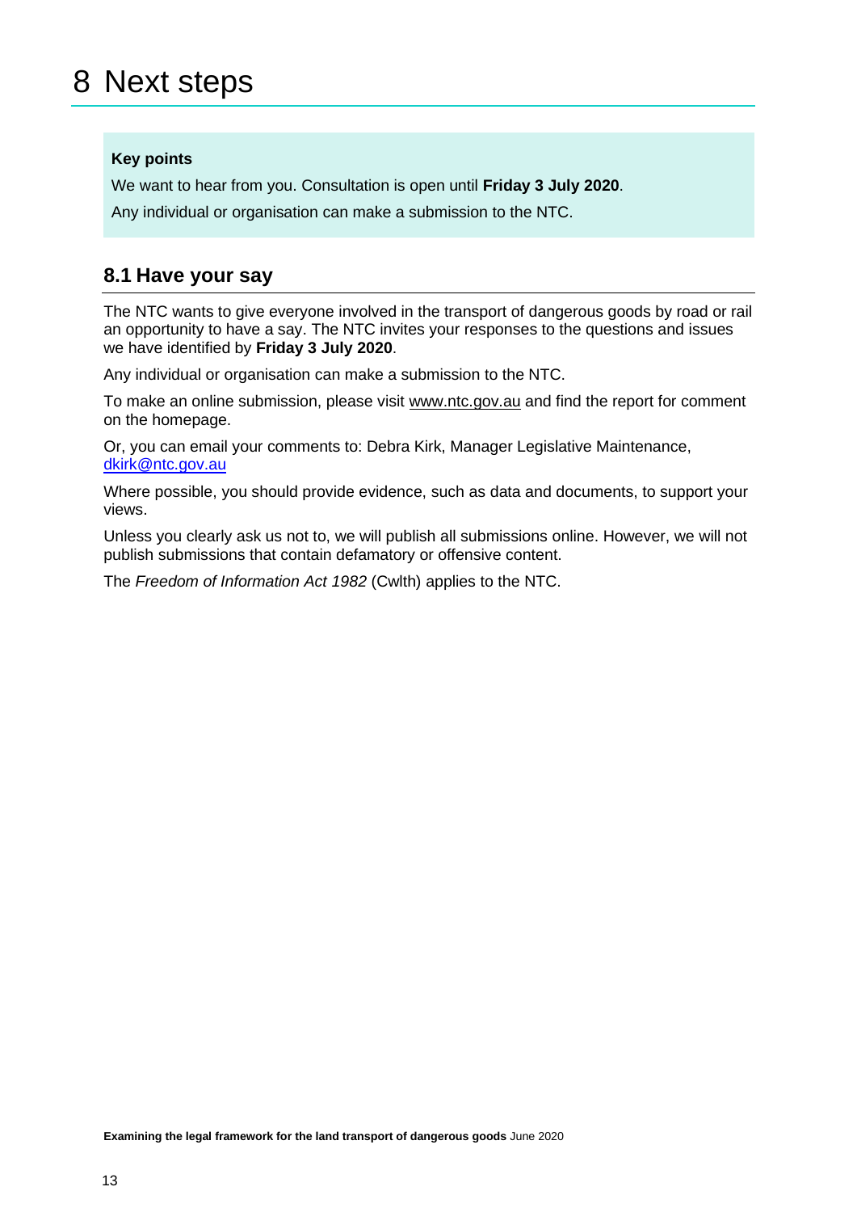# 8 Next steps

**Key points**

We want to hear from you. Consultation is open until **Friday 3 July 2020**.

Any individual or organisation can make a submission to the NTC.

## 8.1 Have your say

The NTC wants to give everyone involved in the transport of dangerous goods by road or rail an opportunity to have a say. The NTC invites your responses to the questions and issues we have identified by **Friday 3 July 2020**.

Any individual or organisation can make a submission to the NTC.

To make an online submission, please visit www.ntc.gov.au and find the report for comment on the homepage.

Or, you can email your comments to: Debra Kirk, Manager Legislative Maintenance, dkirk@ntc.gov.au

Where possible, you should provide evidence, such as data and documents, to support your views.

Unless you clearly ask us not to, we will publish all submissions online. However, we will not publish submissions that contain defamatory or offensive content.

The *Freedom of Information Act 1982* (Cwlth) applies to the NTC.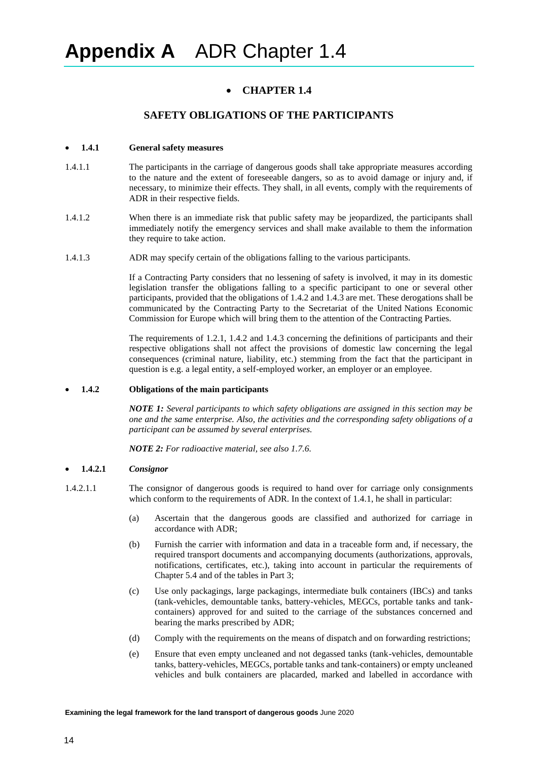# **Appendix A** ADR Chapter 1.4

## CHAPTER 1.4

## SAFETY OBLIGATIONS OF THE PARTICIPANTS

### 1.4.1 General safety measures

1.4.1.1 The participants in the carriage of dangerous goods shall take appropriate measures according to the nature and the extent of foreseeable dangers, so as to avoid damage or injury and, if necessary, to minimize their effects. They shall, in all events, comply with the requirements of ADR in their respective fields.

1.4.1.2 When there is an immediate risk that public safety may be jeopardized, the participants shall immediately notify the emergency services and shall make available to them the information they require to take action.

1.4.1.3 ADR may specify certain of the obligations falling to the various participants.

If a Contracting Party considers that no lessening of safety is involved, it may in its domestic legislation transfer the obligations falling to a specific participant to one or several other participants, provided that the obligations of 1.4.2 and 1.4.3 are met. These derogations shall be communicated by the Contracting Party to the Secretariat of the United Nations Economic Commission for Europe which will bring them to the attention of the Contracting Parties.

The requirements of 1.2.1, 1.4.2 and 1.4.3 concerning the definitions of participants and their respective obligations shall not affect the provisions of domestic law concerning the legal consequences (criminal nature, liability, etc.) stemming from the fact that the participant in question is e.g. a legal entity, a self-employed worker, an employer or an employee.

### 1.4.2 Obligations of the main participants

***NOTE 1:*** *Several participants to which safety obligations are assigned in this section may be one and the same enterprise. Also, the activities and the corresponding safety obligations of a participant can be assumed by several enterprises.*

***NOTE 2:*** *For radioactive material, see also 1.7.6.*

### 1.4.2.1 *Consignor*

1.4.2.1.1 The consignor of dangerous goods is required to hand over for carriage only consignments which conform to the requirements of ADR. In the context of 1.4.1, he shall in particular:

(a) Ascertain that the dangerous goods are classified and authorized for carriage in accordance with ADR;

(b) Furnish the carrier with information and data in a traceable form and, if necessary, the required transport documents and accompanying documents (authorizations, approvals, notifications, certificates, etc.), taking into account in particular the requirements of Chapter 5.4 and of the tables in Part 3;

(c) Use only packagings, large packagings, intermediate bulk containers (IBCs) and tanks (tank-vehicles, demountable tanks, battery-vehicles, MEGCs, portable tanks and tank-containers) approved for and suited to the carriage of the substances concerned and bearing the marks prescribed by ADR;

(d) Comply with the requirements on the means of dispatch and on forwarding restrictions;

(e) Ensure that even empty uncleaned and not degassed tanks (tank-vehicles, demountable tanks, battery-vehicles, MEGCs, portable tanks and tank-containers) or empty uncleaned vehicles and bulk containers are placarded, marked and labelled in accordance with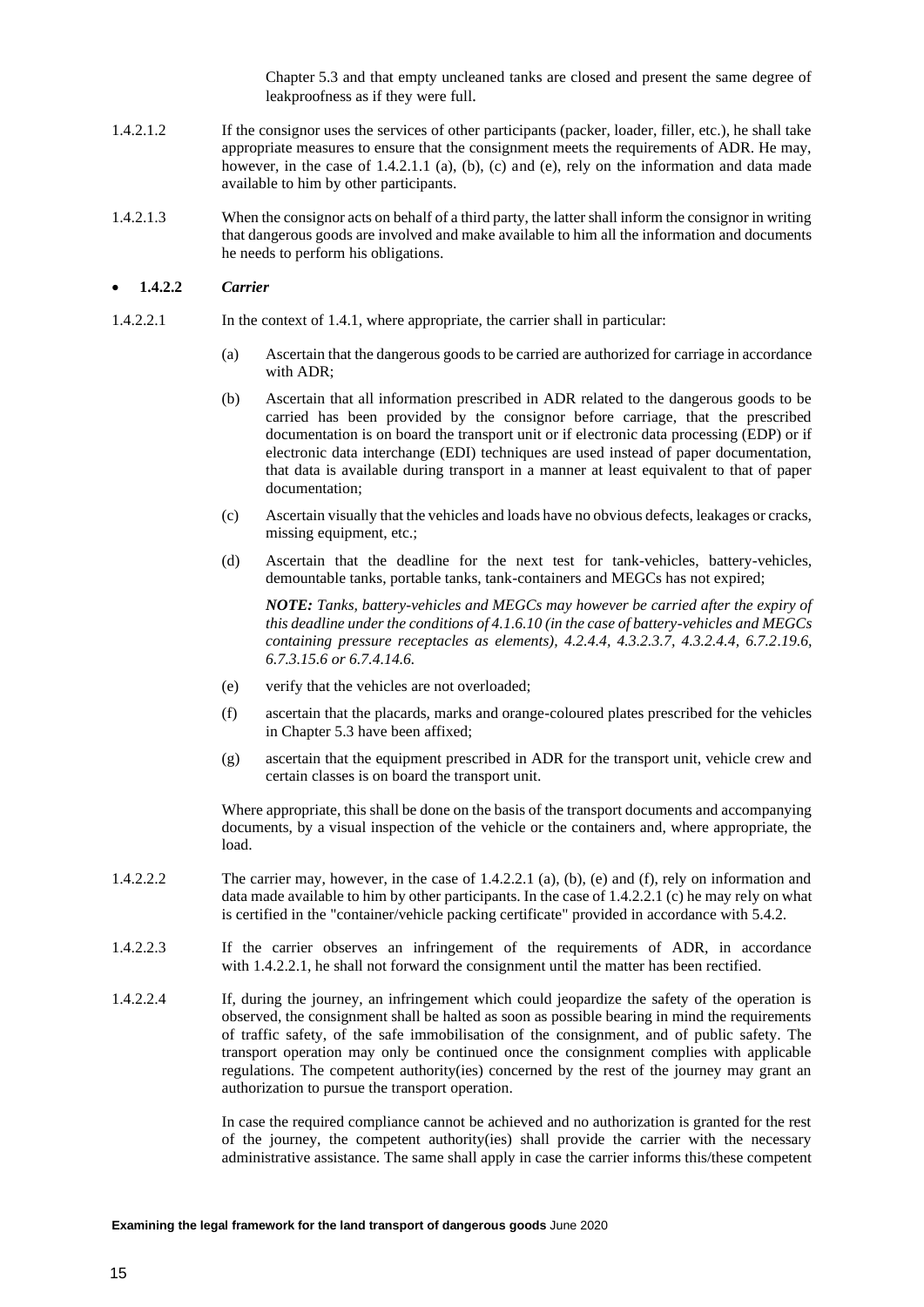Chapter 5.3 and that empty uncleaned tanks are closed and present the same degree of leakproofness as if they were full.

1.4.2.1.2 If the consignor uses the services of other participants (packer, loader, filler, etc.), he shall take appropriate measures to ensure that the consignment meets the requirements of ADR. He may, however, in the case of 1.4.2.1.1 (a), (b), (c) and (e), rely on the information and data made available to him by other participants.

1.4.2.1.3 When the consignor acts on behalf of a third party, the latter shall inform the consignor in writing that dangerous goods are involved and make available to him all the information and documents he needs to perform his obligations.

- **1.4.2.2** ***Carrier***

1.4.2.2.1 In the context of 1.4.1, where appropriate, the carrier shall in particular:

(a) Ascertain that the dangerous goods to be carried are authorized for carriage in accordance with ADR;

(b) Ascertain that all information prescribed in ADR related to the dangerous goods to be carried has been provided by the consignor before carriage, that the prescribed documentation is on board the transport unit or if electronic data processing (EDP) or if electronic data interchange (EDI) techniques are used instead of paper documentation, that data is available during transport in a manner at least equivalent to that of paper documentation;

(c) Ascertain visually that the vehicles and loads have no obvious defects, leakages or cracks, missing equipment, etc.;

(d) Ascertain that the deadline for the next test for tank-vehicles, battery-vehicles, demountable tanks, portable tanks, tank-containers and MEGCs has not expired;

***NOTE:*** *Tanks, battery-vehicles and MEGCs may however be carried after the expiry of this deadline under the conditions of 4.1.6.10 (in the case of battery-vehicles and MEGCs containing pressure receptacles as elements), 4.2.4.4, 4.3.2.3.7, 4.3.2.4.4, 6.7.2.19.6, 6.7.3.15.6 or 6.7.4.14.6.*

(e) verify that the vehicles are not overloaded;

(f) ascertain that the placards, marks and orange-coloured plates prescribed for the vehicles in Chapter 5.3 have been affixed;

(g) ascertain that the equipment prescribed in ADR for the transport unit, vehicle crew and certain classes is on board the transport unit.

Where appropriate, this shall be done on the basis of the transport documents and accompanying documents, by a visual inspection of the vehicle or the containers and, where appropriate, the load.

1.4.2.2.2 The carrier may, however, in the case of 1.4.2.2.1 (a), (b), (e) and (f), rely on information and data made available to him by other participants. In the case of 1.4.2.2.1 (c) he may rely on what is certified in the "container/vehicle packing certificate" provided in accordance with 5.4.2.

1.4.2.2.3 If the carrier observes an infringement of the requirements of ADR, in accordance with 1.4.2.2.1, he shall not forward the consignment until the matter has been rectified.

1.4.2.2.4 If, during the journey, an infringement which could jeopardize the safety of the operation is observed, the consignment shall be halted as soon as possible bearing in mind the requirements of traffic safety, of the safe immobilisation of the consignment, and of public safety. The transport operation may only be continued once the consignment complies with applicable regulations. The competent authority(ies) concerned by the rest of the journey may grant an authorization to pursue the transport operation.

In case the required compliance cannot be achieved and no authorization is granted for the rest of the journey, the competent authority(ies) shall provide the carrier with the necessary administrative assistance. The same shall apply in case the carrier informs this/these competent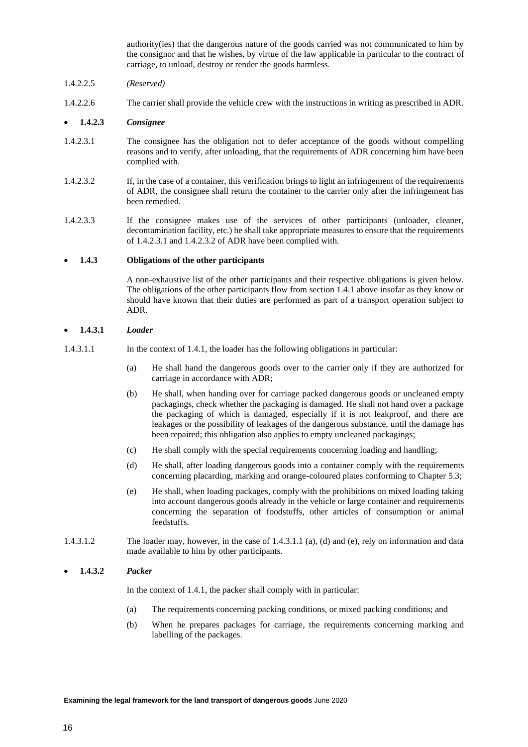authority(ies) that the dangerous nature of the goods carried was not communicated to him by the consignor and that he wishes, by virtue of the law applicable in particular to the contract of carriage, to unload, destroy or render the goods harmless.

1.4.2.2.5 *(Reserved)*

1.4.2.2.6 The carrier shall provide the vehicle crew with the instructions in writing as prescribed in ADR.

- **1.4.2.3** ***Consignee***

1.4.2.3.1 The consignee has the obligation not to defer acceptance of the goods without compelling reasons and to verify, after unloading, that the requirements of ADR concerning him have been complied with.

1.4.2.3.2 If, in the case of a container, this verification brings to light an infringement of the requirements of ADR, the consignee shall return the container to the carrier only after the infringement has been remedied.

1.4.2.3.3 If the consignee makes use of the services of other participants (unloader, cleaner, decontamination facility, etc.) he shall take appropriate measures to ensure that the requirements of 1.4.2.3.1 and 1.4.2.3.2 of ADR have been complied with.

- **1.4.3** **Obligations of the other participants**

A non-exhaustive list of the other participants and their respective obligations is given below. The obligations of the other participants flow from section 1.4.1 above insofar as they know or should have known that their duties are performed as part of a transport operation subject to ADR.

- **1.4.3.1** ***Loader***

1.4.3.1.1 In the context of 1.4.1, the loader has the following obligations in particular:

(a) He shall hand the dangerous goods over to the carrier only if they are authorized for carriage in accordance with ADR;

(b) He shall, when handing over for carriage packed dangerous goods or uncleaned empty packagings, check whether the packaging is damaged. He shall not hand over a package the packaging of which is damaged, especially if it is not leakproof, and there are leakages or the possibility of leakages of the dangerous substance, until the damage has been repaired; this obligation also applies to empty uncleaned packagings;

(c) He shall comply with the special requirements concerning loading and handling;

(d) He shall, after loading dangerous goods into a container comply with the requirements concerning placarding, marking and orange-coloured plates conforming to Chapter 5.3;

(e) He shall, when loading packages, comply with the prohibitions on mixed loading taking into account dangerous goods already in the vehicle or large container and requirements concerning the separation of foodstuffs, other articles of consumption or animal feedstuffs.

1.4.3.1.2 The loader may, however, in the case of 1.4.3.1.1 (a), (d) and (e), rely on information and data made available to him by other participants.

- **1.4.3.2** ***Packer***

In the context of 1.4.1, the packer shall comply with in particular:

(a) The requirements concerning packing conditions, or mixed packing conditions; and

(b) When he prepares packages for carriage, the requirements concerning marking and labelling of the packages.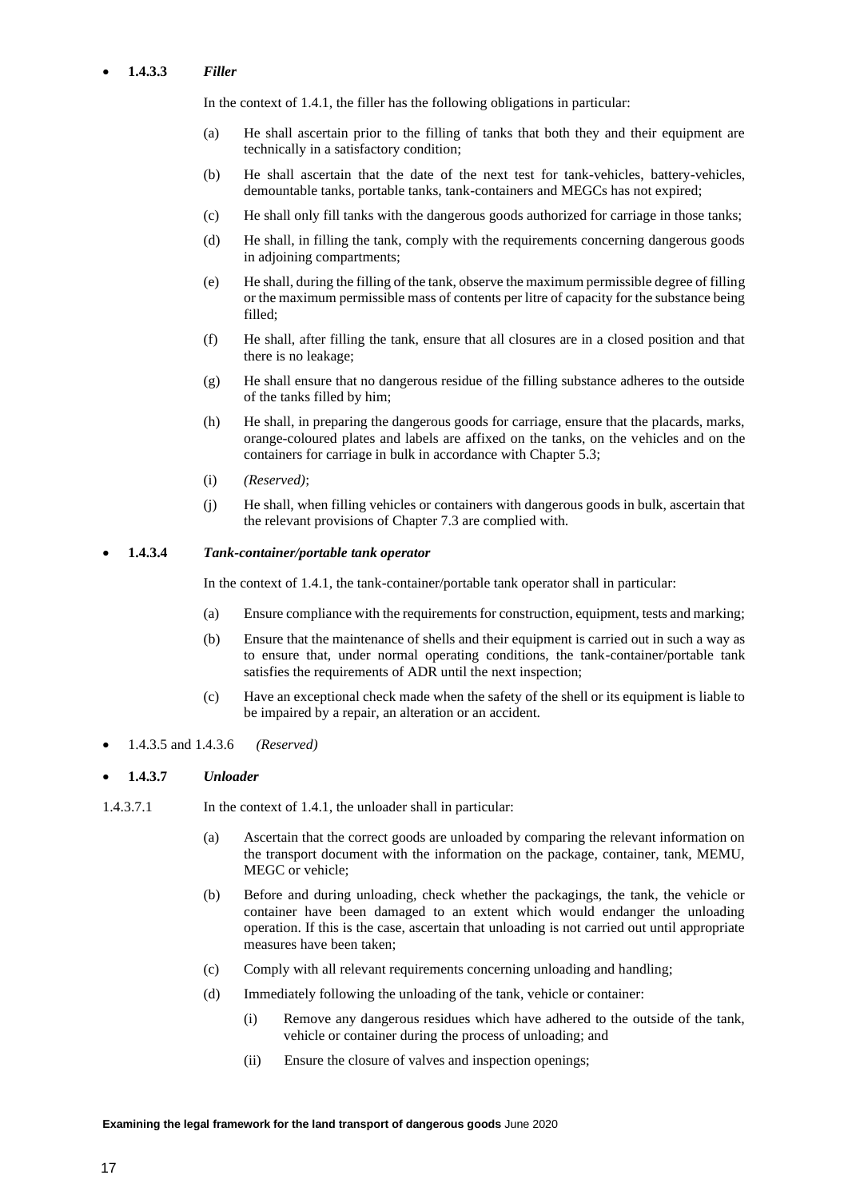- **1.4.3.3** ***Filler***

  In the context of 1.4.1, the filler has the following obligations in particular:

  (a) He shall ascertain prior to the filling of tanks that both they and their equipment are technically in a satisfactory condition;

  (b) He shall ascertain that the date of the next test for tank-vehicles, battery-vehicles, demountable tanks, portable tanks, tank-containers and MEGCs has not expired;

  (c) He shall only fill tanks with the dangerous goods authorized for carriage in those tanks;

  (d) He shall, in filling the tank, comply with the requirements concerning dangerous goods in adjoining compartments;

  (e) He shall, during the filling of the tank, observe the maximum permissible degree of filling or the maximum permissible mass of contents per litre of capacity for the substance being filled;

  (f) He shall, after filling the tank, ensure that all closures are in a closed position and that there is no leakage;

  (g) He shall ensure that no dangerous residue of the filling substance adheres to the outside of the tanks filled by him;

  (h) He shall, in preparing the dangerous goods for carriage, ensure that the placards, marks, orange-coloured plates and labels are affixed on the tanks, on the vehicles and on the containers for carriage in bulk in accordance with Chapter 5.3;

  (i) *(Reserved)*;

  (j) He shall, when filling vehicles or containers with dangerous goods in bulk, ascertain that the relevant provisions of Chapter 7.3 are complied with.

- **1.4.3.4** ***Tank-container/portable tank operator***

  In the context of 1.4.1, the tank-container/portable tank operator shall in particular:

  (a) Ensure compliance with the requirements for construction, equipment, tests and marking;

  (b) Ensure that the maintenance of shells and their equipment is carried out in such a way as to ensure that, under normal operating conditions, the tank-container/portable tank satisfies the requirements of ADR until the next inspection;

  (c) Have an exceptional check made when the safety of the shell or its equipment is liable to be impaired by a repair, an alteration or an accident.

- 1.4.3.5 and 1.4.3.6 *(Reserved)*

- **1.4.3.7** ***Unloader***

1.4.3.7.1 In the context of 1.4.1, the unloader shall in particular:

(a) Ascertain that the correct goods are unloaded by comparing the relevant information on the transport document with the information on the package, container, tank, MEMU, MEGC or vehicle;

(b) Before and during unloading, check whether the packagings, the tank, the vehicle or container have been damaged to an extent which would endanger the unloading operation. If this is the case, ascertain that unloading is not carried out until appropriate measures have been taken;

(c) Comply with all relevant requirements concerning unloading and handling;

(d) Immediately following the unloading of the tank, vehicle or container:

  (i) Remove any dangerous residues which have adhered to the outside of the tank, vehicle or container during the process of unloading; and

  (ii) Ensure the closure of valves and inspection openings;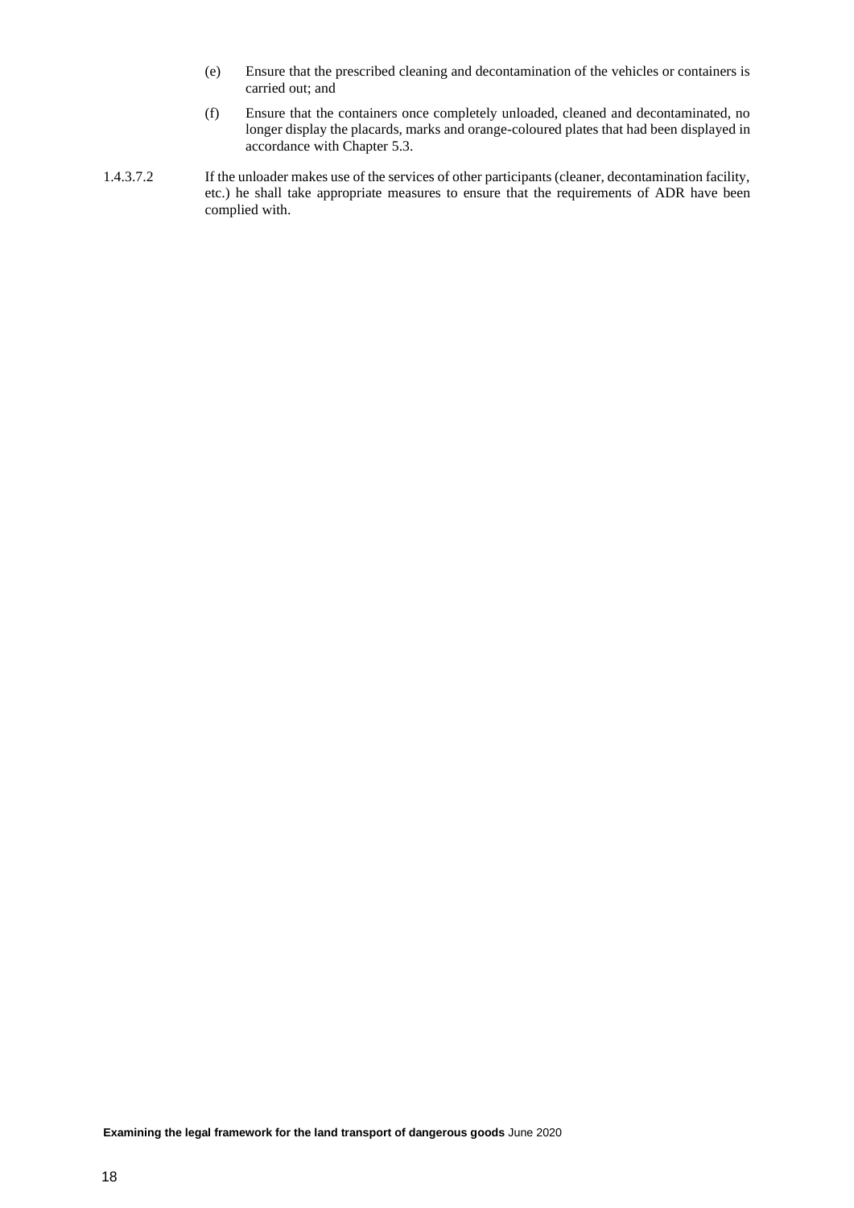(e) Ensure that the prescribed cleaning and decontamination of the vehicles or containers is carried out; and

(f) Ensure that the containers once completely unloaded, cleaned and decontaminated, no longer display the placards, marks and orange-coloured plates that had been displayed in accordance with Chapter 5.3.

1.4.3.7.2 If the unloader makes use of the services of other participants (cleaner, decontamination facility, etc.) he shall take appropriate measures to ensure that the requirements of ADR have been complied with.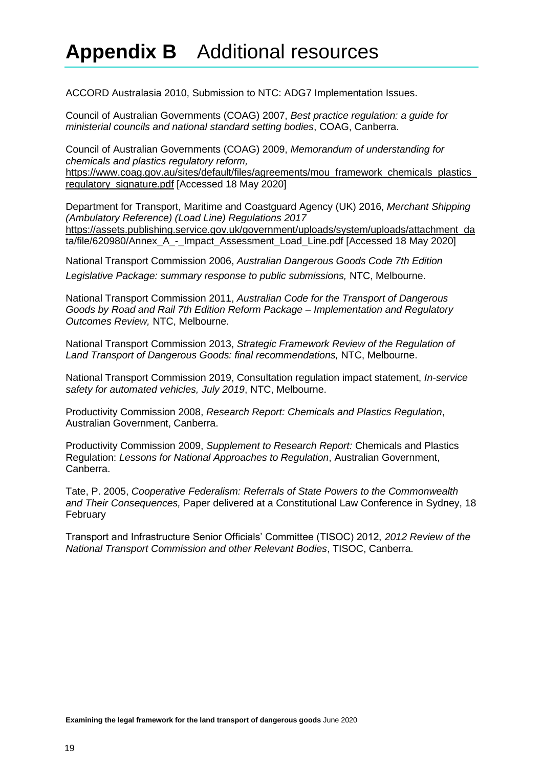# **Appendix B** Additional resources

ACCORD Australasia 2010, Submission to NTC: ADG7 Implementation Issues.

Council of Australian Governments (COAG) 2007, *Best practice regulation: a guide for ministerial councils and national standard setting bodies*, COAG, Canberra.

Council of Australian Governments (COAG) 2009, *Memorandum of understanding for chemicals and plastics regulatory reform,* https://www.coag.gov.au/sites/default/files/agreements/mou_framework_chemicals_plastics_regulatory_signature.pdf [Accessed 18 May 2020]

Department for Transport, Maritime and Coastguard Agency (UK) 2016, *Merchant Shipping (Ambulatory Reference) (Load Line) Regulations 2017* https://assets.publishing.service.gov.uk/government/uploads/system/uploads/attachment_data/file/620980/Annex_A_-_Impact_Assessment_Load_Line.pdf [Accessed 18 May 2020]

National Transport Commission 2006, *Australian Dangerous Goods Code 7th Edition Legislative Package: summary response to public submissions,* NTC, Melbourne.

National Transport Commission 2011, *Australian Code for the Transport of Dangerous Goods by Road and Rail 7th Edition Reform Package – Implementation and Regulatory Outcomes Review,* NTC, Melbourne.

National Transport Commission 2013, *Strategic Framework Review of the Regulation of Land Transport of Dangerous Goods: final recommendations,* NTC, Melbourne.

National Transport Commission 2019, Consultation regulation impact statement, *In-service safety for automated vehicles, July 2019*, NTC, Melbourne.

Productivity Commission 2008, *Research Report: Chemicals and Plastics Regulation*, Australian Government, Canberra.

Productivity Commission 2009, *Supplement to Research Report:* Chemicals and Plastics Regulation: *Lessons for National Approaches to Regulation*, Australian Government, Canberra.

Tate, P. 2005, *Cooperative Federalism: Referrals of State Powers to the Commonwealth and Their Consequences,* Paper delivered at a Constitutional Law Conference in Sydney, 18 February

Transport and Infrastructure Senior Officials' Committee (TISOC) 2012, *2012 Review of the National Transport Commission and other Relevant Bodies*, TISOC, Canberra.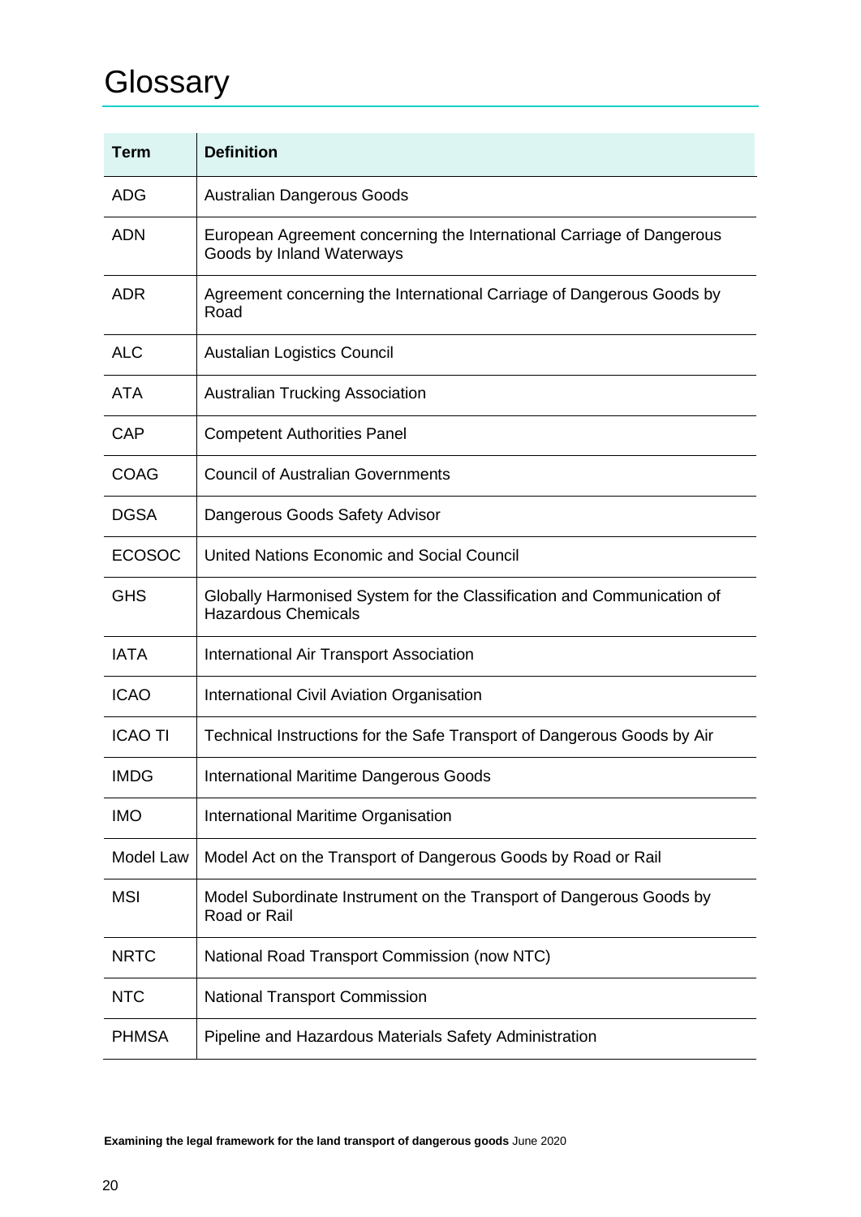# Glossary

| Term | Definition |
|---|---|
| ADG | Australian Dangerous Goods |
| ADN | European Agreement concerning the International Carriage of Dangerous Goods by Inland Waterways |
| ADR | Agreement concerning the International Carriage of Dangerous Goods by Road |
| ALC | Austalian Logistics Council |
| ATA | Australian Trucking Association |
| CAP | Competent Authorities Panel |
| COAG | Council of Australian Governments |
| DGSA | Dangerous Goods Safety Advisor |
| ECOSOC | United Nations Economic and Social Council |
| GHS | Globally Harmonised System for the Classification and Communication of Hazardous Chemicals |
| IATA | International Air Transport Association |
| ICAO | International Civil Aviation Organisation |
| ICAO TI | Technical Instructions for the Safe Transport of Dangerous Goods by Air |
| IMDG | International Maritime Dangerous Goods |
| IMO | International Maritime Organisation |
| Model Law | Model Act on the Transport of Dangerous Goods by Road or Rail |
| MSI | Model Subordinate Instrument on the Transport of Dangerous Goods by Road or Rail |
| NRTC | National Road Transport Commission (now NTC) |
| NTC | National Transport Commission |
| PHMSA | Pipeline and Hazardous Materials Safety Administration |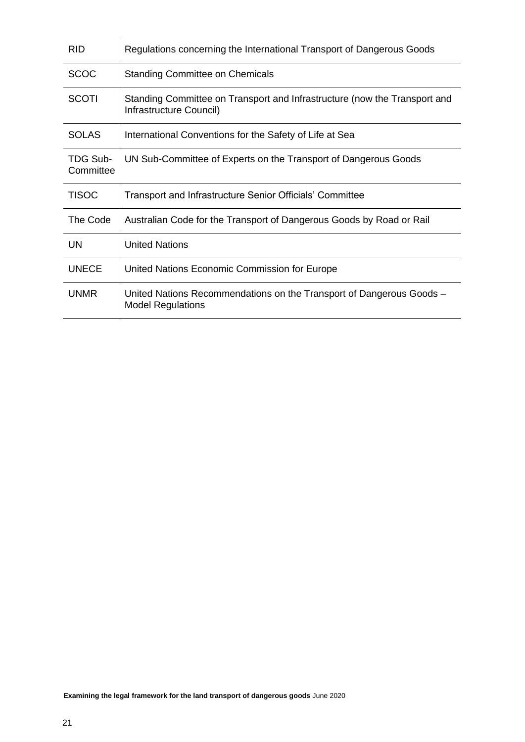| | |
|---|---|
| RID | Regulations concerning the International Transport of Dangerous Goods |
| SCOC | Standing Committee on Chemicals |
| SCOTI | Standing Committee on Transport and Infrastructure (now the Transport and Infrastructure Council) |
| SOLAS | International Conventions for the Safety of Life at Sea |
| TDG Sub-Committee | UN Sub-Committee of Experts on the Transport of Dangerous Goods |
| TISOC | Transport and Infrastructure Senior Officials' Committee |
| The Code | Australian Code for the Transport of Dangerous Goods by Road or Rail |
| UN | United Nations |
| UNECE | United Nations Economic Commission for Europe |
| UNMR | United Nations Recommendations on the Transport of Dangerous Goods – Model Regulations |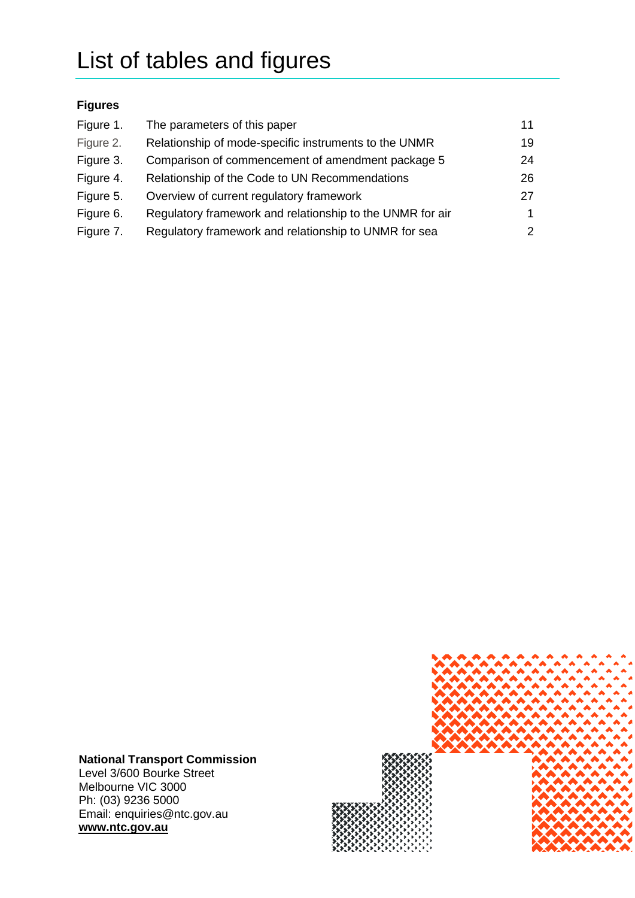# List of tables and figures

**Figures**

| | | |
|---|---|---|
| Figure 1. | The parameters of this paper | 11 |
| Figure 2. | Relationship of mode-specific instruments to the UNMR | 19 |
| Figure 3. | Comparison of commencement of amendment package 5 | 24 |
| Figure 4. | Relationship of the Code to UN Recommendations | 26 |
| Figure 5. | Overview of current regulatory framework | 27 |
| Figure 6. | Regulatory framework and relationship to the UNMR for air | 1 |
| Figure 7. | Regulatory framework and relationship to UNMR for sea | 2 |

**National Transport Commission**
Level 3/600 Bourke Street
Melbourne VIC 3000
Ph: (03) 9236 5000
Email: enquiries@ntc.gov.au
**www.ntc.gov.au**